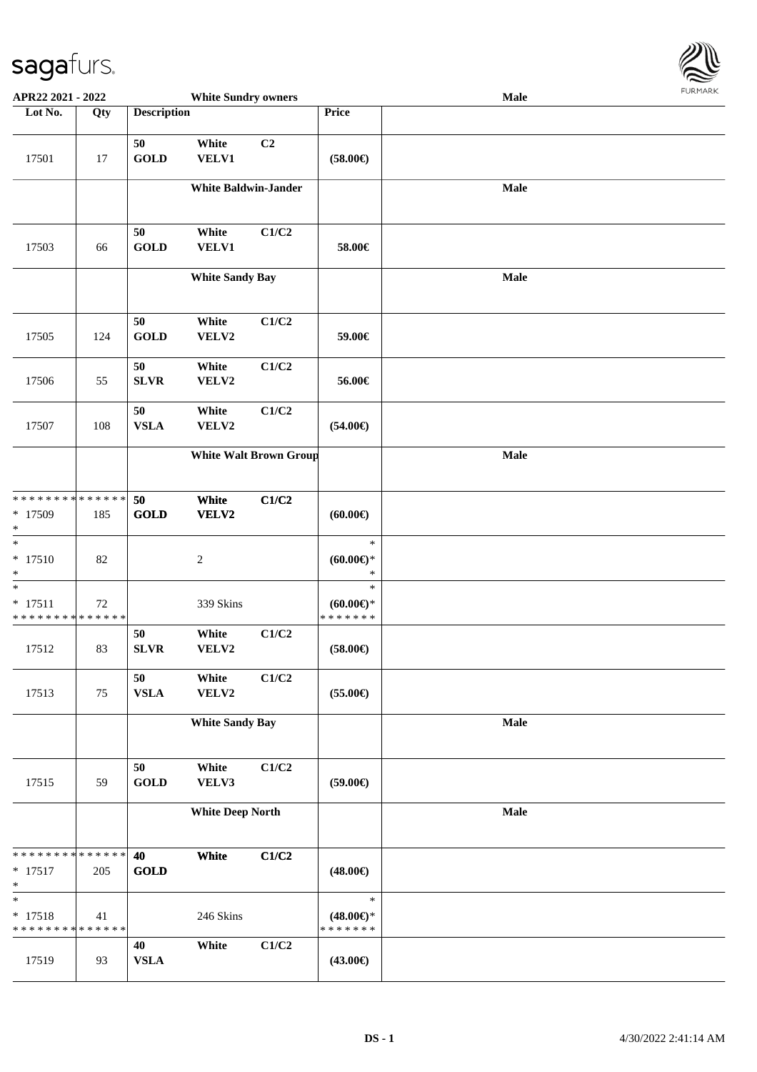**APR22 2021 - 2022** — **White Sundry owners** — **Male**

| Lot No. | Qty | Description | | | Price | |
|---|---|---|---|---|---|---|
| 17501 | 17 | 50 GOLD | White VELV1 | C2 | (58.00€) | |
| | | **White Baldwin-Jander** | | | | **Male** |
| 17503 | 66 | 50 GOLD | White VELV1 | C1/C2 | 58.00€ | |
| | | **White Sandy Bay** | | | | **Male** |
| 17505 | 124 | 50 GOLD | White VELV2 | C1/C2 | 59.00€ | |
| 17506 | 55 | 50 SLVR | White VELV2 | C1/C2 | 56.00€ | |
| 17507 | 108 | 50 VSLA | White VELV2 | C1/C2 | (54.00€) | |
| | | **White Walt Brown Group** | | | | **Male** |
| * * * * * * * * * * * * * * <br>* 17509<br>* | 185 | **50 GOLD** | **White VELV2** | **C1/C2** | (60.00€) | |
| *<br>* 17510<br>* | 82 | | 2 | | *<br>(60.00€)*<br>* | |
| *<br>* 17511<br>* * * * * * * * * * * * * * | 72 | | 339 Skins | | *<br>(60.00€)*<br>* * * * * * * | |
| 17512 | 83 | 50 SLVR | White VELV2 | C1/C2 | (58.00€) | |
| 17513 | 75 | 50 VSLA | White VELV2 | C1/C2 | (55.00€) | |
| | | **White Sandy Bay** | | | | **Male** |
| 17515 | 59 | 50 GOLD | White VELV3 | C1/C2 | (59.00€) | |
| | | **White Deep North** | | | | **Male** |
| * * * * * * * * * * * * * * <br>* 17517<br>* | 205 | **40 GOLD** | **White** | **C1/C2** | (48.00€) | |
| *<br>* 17518<br>* * * * * * * * * * * * * * | 41 | | 246 Skins | | *<br>(48.00€)*<br>* * * * * * * | |
| 17519 | 93 | 40 VSLA | White | C1/C2 | (43.00€) | |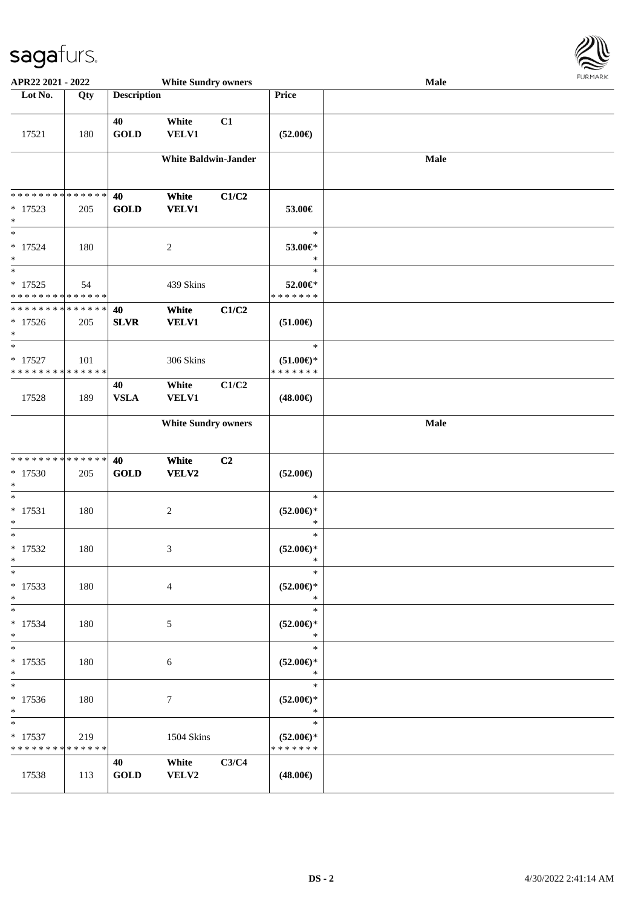| Lot No. | Qty | Description | | | Price | |
|---|---|---|---|---|---|---|
| 17521 | 180 | 40 GOLD | White VELV1 | C1 | (52.00€) | |
| | | White Baldwin-Jander | | | | Male |
| * * * * * * * * * * * * * * <br>* 17523<br>* | 205 | 40 GOLD | White VELV1 | C1/C2 | 53.00€ | |
| *<br>* 17524<br>* | 180 | | 2 | | *<br>53.00€*<br>* | |
| *<br>* 17525<br>* * * * * * * * * * * * * * | 54 | | 439 Skins | | *<br>52.00€*<br>* * * * * * * | |
| * * * * * * * * * * * * * * <br>* 17526<br>* | 205 | 40 SLVR | White VELV1 | C1/C2 | (51.00€) | |
| *<br>* 17527<br>* * * * * * * * * * * * * * | 101 | | 306 Skins | | *<br>(51.00€)*<br>* * * * * * * | |
| 17528 | 189 | 40 VSLA | White VELV1 | C1/C2 | (48.00€) | |
| | | White Sundry owners | | | | Male |
| * * * * * * * * * * * * * * <br>* 17530<br>* | 205 | 40 GOLD | White VELV2 | C2 | (52.00€) | |
| *<br>* 17531<br>* | 180 | | 2 | | *<br>(52.00€)*<br>* | |
| *<br>* 17532<br>* | 180 | | 3 | | *<br>(52.00€)*<br>* | |
| *<br>* 17533<br>* | 180 | | 4 | | *<br>(52.00€)*<br>* | |
| *<br>* 17534<br>* | 180 | | 5 | | *<br>(52.00€)*<br>* | |
| *<br>* 17535<br>* | 180 | | 6 | | *<br>(52.00€)*<br>* | |
| *<br>* 17536<br>* | 180 | | 7 | | *<br>(52.00€)*<br>* | |
| *<br>* 17537<br>* * * * * * * * * * * * * * | 219 | | 1504 Skins | | *<br>(52.00€)*<br>* * * * * * * | |
| 17538 | 113 | 40 GOLD | White VELV2 | C3/C4 | (48.00€) | |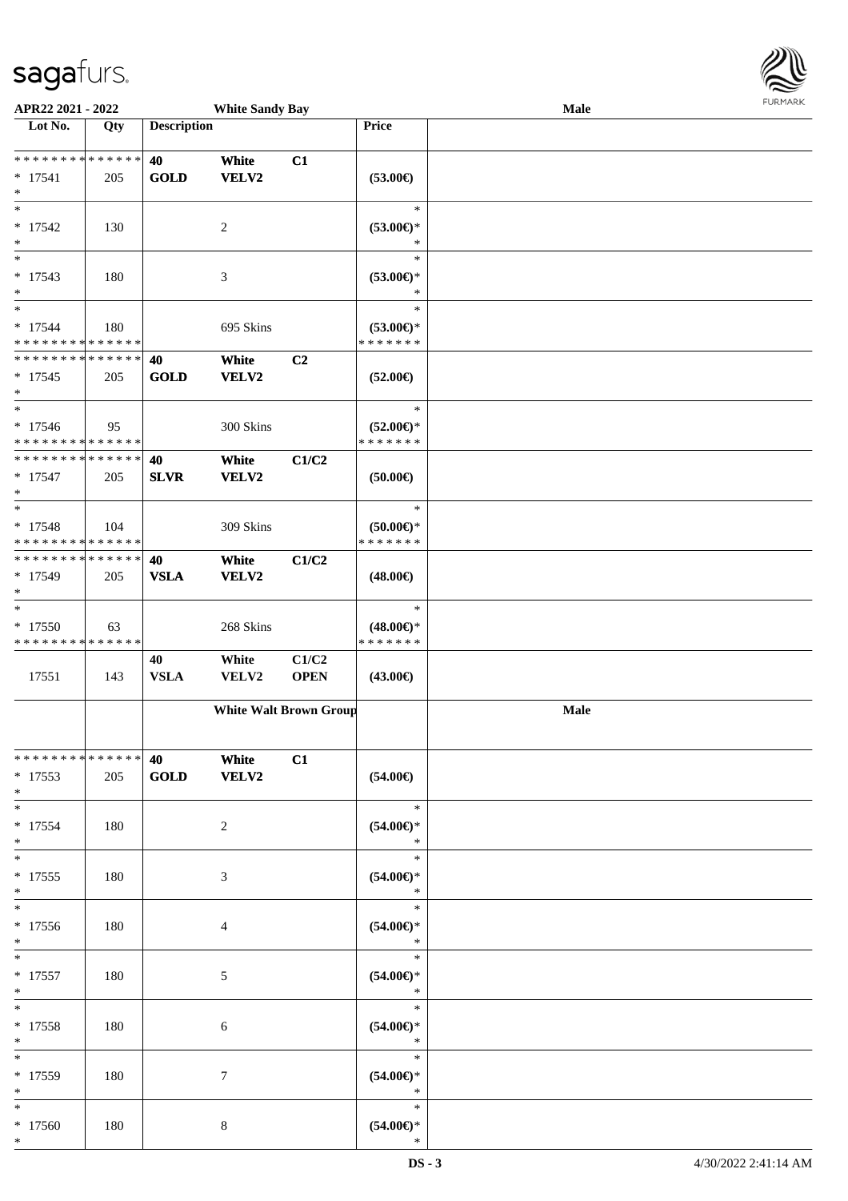**APR22 2021 - 2022** **White Sandy Bay** **Male**

| Lot No. | Qty | Description | | | Price | |
|---|---|---|---|---|---|---|
| * * * * * * * * * * * * * * | | 40 | White | C1 | | |
| * 17541 | 205 | GOLD | VELV2 | | (53.00€) | |
| * | | | | | | |
| * | | | | | * | |
| * 17542 | 130 | | 2 | | (53.00€)* | |
| * | | | | | * | |
| * | | | | | * | |
| * 17543 | 180 | | 3 | | (53.00€)* | |
| * | | | | | * | |
| * | | | | | * | |
| * 17544 | 180 | | 695 Skins | | (53.00€)* | |
| * * * * * * * * * * * * * * | | | | | * * * * * * * | |
| * * * * * * * * * * * * * * | | 40 | White | C2 | | |
| * 17545 | 205 | GOLD | VELV2 | | (52.00€) | |
| * | | | | | | |
| * | | | | | * | |
| * 17546 | 95 | | 300 Skins | | (52.00€)* | |
| * * * * * * * * * * * * * * | | | | | * * * * * * * | |
| * * * * * * * * * * * * * * | | 40 | White | C1/C2 | | |
| * 17547 | 205 | SLVR | VELV2 | | (50.00€) | |
| * | | | | | | |
| * | | | | | * | |
| * 17548 | 104 | | 309 Skins | | (50.00€)* | |
| * * * * * * * * * * * * * * | | | | | * * * * * * * | |
| * * * * * * * * * * * * * * | | 40 | White | C1/C2 | | |
| * 17549 | 205 | VSLA | VELV2 | | (48.00€) | |
| * | | | | | | |
| * | | | | | * | |
| * 17550 | 63 | | 268 Skins | | (48.00€)* | |
| * * * * * * * * * * * * * * | | | | | * * * * * * * | |
| | | 40 | White | C1/C2 | | |
| 17551 | 143 | VSLA | VELV2 | OPEN | (43.00€) | |
| | | White Walt Brown Group | | | | Male |
| * * * * * * * * * * * * * * | | 40 | White | C1 | | |
| * 17553 | 205 | GOLD | VELV2 | | (54.00€) | |
| * | | | | | | |
| * | | | | | * | |
| * 17554 | 180 | | 2 | | (54.00€)* | |
| * | | | | | * | |
| * | | | | | * | |
| * 17555 | 180 | | 3 | | (54.00€)* | |
| * | | | | | * | |
| * | | | | | * | |
| * 17556 | 180 | | 4 | | (54.00€)* | |
| * | | | | | * | |
| * | | | | | * | |
| * 17557 | 180 | | 5 | | (54.00€)* | |
| * | | | | | * | |
| * | | | | | * | |
| * 17558 | 180 | | 6 | | (54.00€)* | |
| * | | | | | * | |
| * | | | | | * | |
| * 17559 | 180 | | 7 | | (54.00€)* | |
| * | | | | | * | |
| * | | | | | * | |
| * 17560 | 180 | | 8 | | (54.00€)* | |
| * | | | | | * | |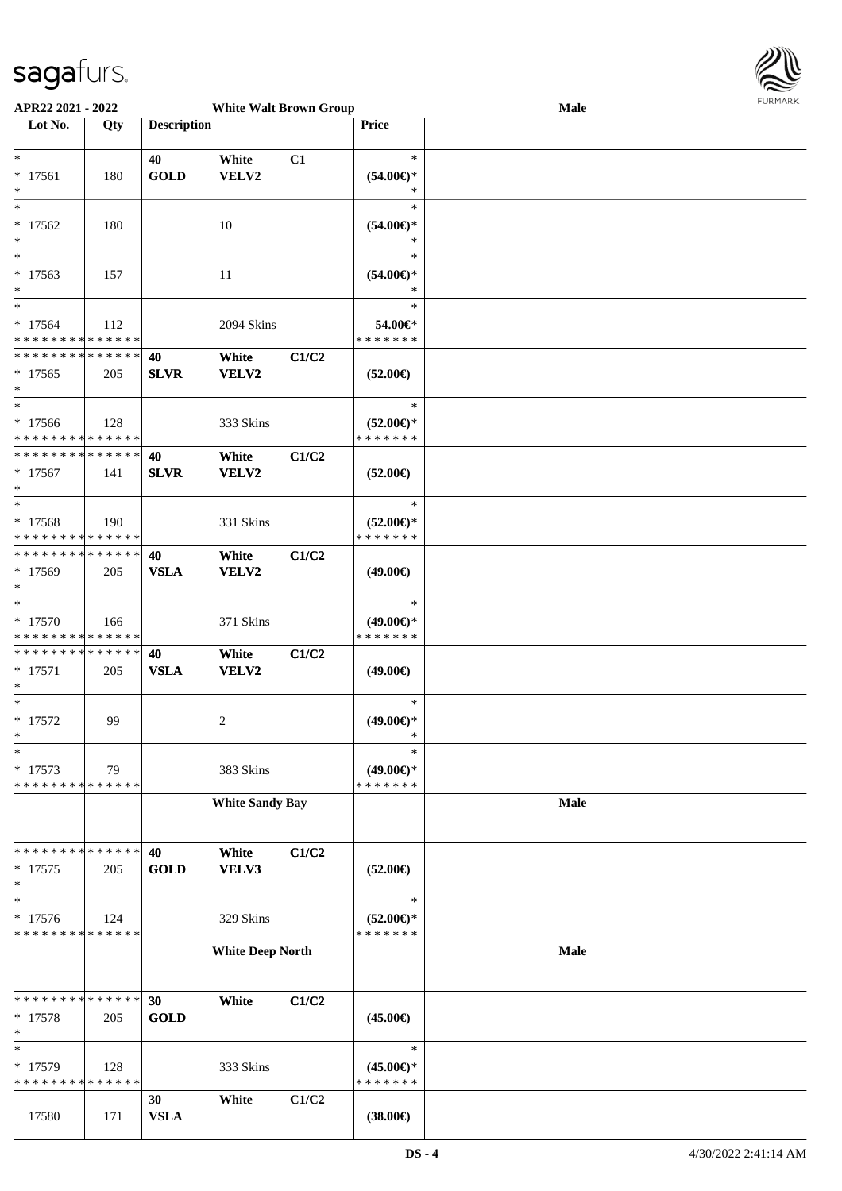APR22 2021 - 2022 — White Walt Brown Group — Male

| Lot No. | Qty | Description | | | Price | |
|---|---|---|---|---|---|---|
| * | | 40 | White | C1 | * | |
| * 17561 | 180 | GOLD | VELV2 | | (54.00€)* | |
| * | | | | | * | |
| * | | | | | * | |
| * 17562 | 180 | | 10 | | (54.00€)* | |
| * | | | | | * | |
| * | | | | | * | |
| * 17563 | 157 | | 11 | | (54.00€)* | |
| * | | | | | * | |
| * | | | | | * | |
| * 17564 | 112 | | 2094 Skins | | 54.00€* | |
| * * * * * * * * * * * * * * | | | | | * * * * * * * | |
| * * * * * * * * * * * * * * | | 40 | White | C1/C2 | | |
| * 17565 | 205 | SLVR | VELV2 | | (52.00€) | |
| * | | | | | | |
| * | | | | | * | |
| * 17566 | 128 | | 333 Skins | | (52.00€)* | |
| * * * * * * * * * * * * * * | | | | | * * * * * * * | |
| * * * * * * * * * * * * * * | | 40 | White | C1/C2 | | |
| * 17567 | 141 | SLVR | VELV2 | | (52.00€) | |
| * | | | | | | |
| * | | | | | * | |
| * 17568 | 190 | | 331 Skins | | (52.00€)* | |
| * * * * * * * * * * * * * * | | | | | * * * * * * * | |
| * * * * * * * * * * * * * * | | 40 | White | C1/C2 | | |
| * 17569 | 205 | VSLA | VELV2 | | (49.00€) | |
| * | | | | | | |
| * | | | | | * | |
| * 17570 | 166 | | 371 Skins | | (49.00€)* | |
| * * * * * * * * * * * * * * | | | | | * * * * * * * | |
| * * * * * * * * * * * * * * | | 40 | White | C1/C2 | | |
| * 17571 | 205 | VSLA | VELV2 | | (49.00€) | |
| * | | | | | | |
| * | | | | | * | |
| * 17572 | 99 | | 2 | | (49.00€)* | |
| * | | | | | * | |
| * | | | | | * | |
| * 17573 | 79 | | 383 Skins | | (49.00€)* | |
| * * * * * * * * * * * * * * | | | | | * * * * * * * | |
| | | White Sandy Bay | | | | Male |
| * * * * * * * * * * * * * * | | 40 | White | C1/C2 | | |
| * 17575 | 205 | GOLD | VELV3 | | (52.00€) | |
| * | | | | | | |
| * | | | | | * | |
| * 17576 | 124 | | 329 Skins | | (52.00€)* | |
| * * * * * * * * * * * * * * | | | | | * * * * * * * | |
| | | White Deep North | | | | Male |
| * * * * * * * * * * * * * * | | 30 | White | C1/C2 | | |
| * 17578 | 205 | GOLD | | | (45.00€) | |
| * | | | | | | |
| * | | | | | * | |
| * 17579 | 128 | | 333 Skins | | (45.00€)* | |
| * * * * * * * * * * * * * * | | | | | * * * * * * * | |
| | | 30 | White | C1/C2 | | |
| 17580 | 171 | VSLA | | | (38.00€) | |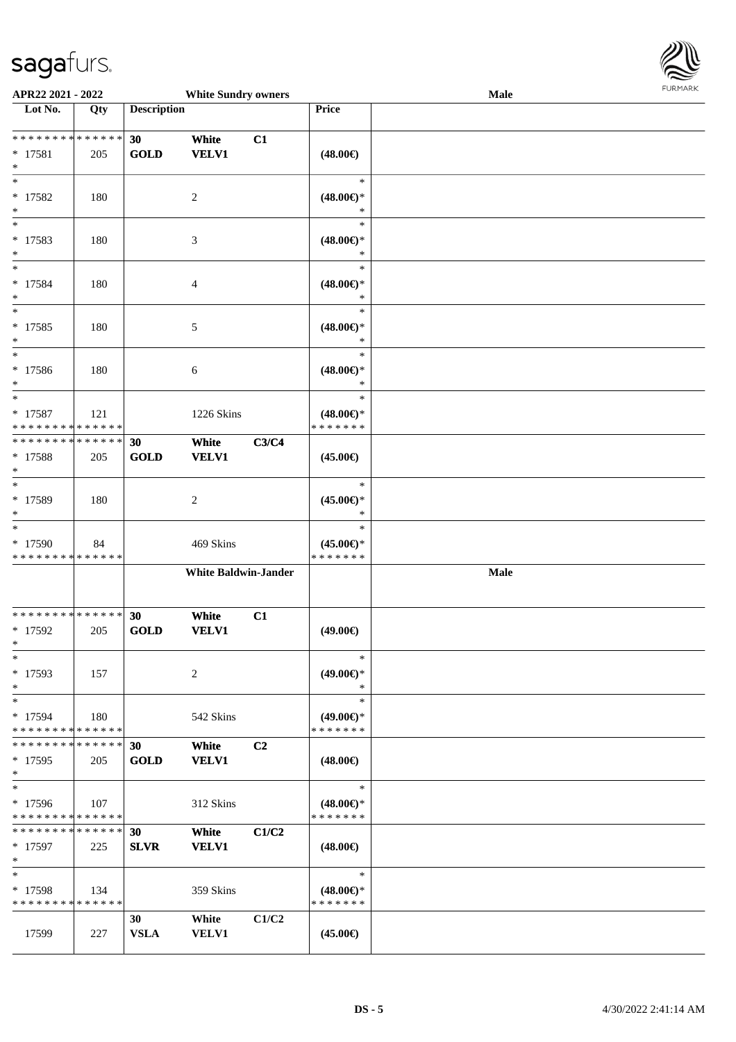| Lot No. | Qty | Description | | | Price | |
|---|---|---|---|---|---|---|
| | | **White Sundry owners** | | | | **Male** |
| * * * * * * * * * * * * * * | | **30** | **White** | **C1** | | |
| * 17581 | 205 | **GOLD** | **VELV1** | | **(48.00€)** | |
| * | | | | | | |
| * 17582 | 180 | | 2 | | * **(48.00€)*** * | |
| * 17583 | 180 | | 3 | | * **(48.00€)*** * | |
| * 17584 | 180 | | 4 | | * **(48.00€)*** * | |
| * 17585 | 180 | | 5 | | * **(48.00€)*** * | |
| * 17586 | 180 | | 6 | | * **(48.00€)*** * | |
| * 17587 | 121 | | 1226 Skins | | * **(48.00€)*** * * * * * * * | |
| * * * * * * * * * * * * * * | | **30** | **White** | **C3/C4** | | |
| * 17588 | 205 | **GOLD** | **VELV1** | | **(45.00€)** | |
| * 17589 | 180 | | 2 | | * **(45.00€)*** * | |
| * 17590 | 84 | | 469 Skins | | * **(45.00€)*** * * * * * * * | |
| | | **White Baldwin-Jander** | | | | **Male** |
| * * * * * * * * * * * * * * | | **30** | **White** | **C1** | | |
| * 17592 | 205 | **GOLD** | **VELV1** | | **(49.00€)** | |
| * 17593 | 157 | | 2 | | * **(49.00€)*** * | |
| * 17594 | 180 | | 542 Skins | | * **(49.00€)*** * * * * * * * | |
| * * * * * * * * * * * * * * | | **30** | **White** | **C2** | | |
| * 17595 | 205 | **GOLD** | **VELV1** | | **(48.00€)** | |
| * 17596 | 107 | | 312 Skins | | * **(48.00€)*** * * * * * * * | |
| * * * * * * * * * * * * * * | | **30** | **White** | **C1/C2** | | |
| * 17597 | 225 | **SLVR** | **VELV1** | | **(48.00€)** | |
| * 17598 | 134 | | 359 Skins | | * **(48.00€)*** * * * * * * * | |
| | | **30** | **White** | **C1/C2** | | |
| 17599 | 227 | **VSLA** | **VELV1** | | **(45.00€)** | |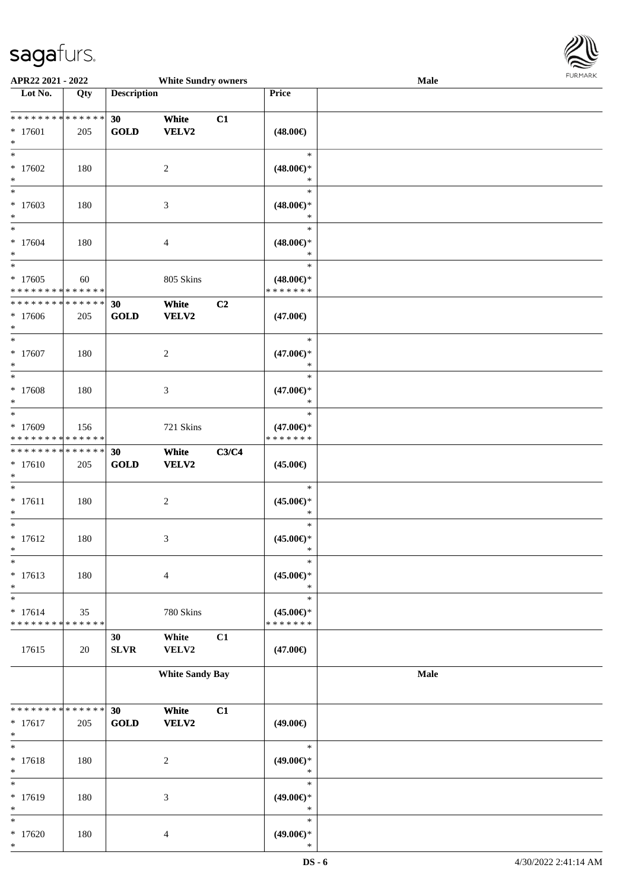| Lot No. | Qty | Description | | | Price | |
|---|---|---|---|---|---|---|
| | | **White Sundry owners** | | | | **Male** |
| * * * * * * * * * * * * * * | | **30** | **White** | **C1** | | |
| * 17601 | 205 | **GOLD** | **VELV2** | | **(48.00€)** | |
| * | | | | | | |
| * 17602 | 180 | | 2 | | * (48.00€)* * | |
| * 17603 | 180 | | 3 | | * (48.00€)* * | |
| * 17604 | 180 | | 4 | | * (48.00€)* * | |
| * 17605 | 60 | | 805 Skins | | * (48.00€)* * * * * * * * | |
| * * * * * * * * * * * * * * | | **30** | **White** | **C2** | | |
| * 17606 | 205 | **GOLD** | **VELV2** | | **(47.00€)** | |
| * 17607 | 180 | | 2 | | * (47.00€)* * | |
| * 17608 | 180 | | 3 | | * (47.00€)* * | |
| * 17609 | 156 | | 721 Skins | | * (47.00€)* * * * * * * * | |
| * * * * * * * * * * * * * * | | **30** | **White** | **C3/C4** | | |
| * 17610 | 205 | **GOLD** | **VELV2** | | **(45.00€)** | |
| * 17611 | 180 | | 2 | | * (45.00€)* * | |
| * 17612 | 180 | | 3 | | * (45.00€)* * | |
| * 17613 | 180 | | 4 | | * (45.00€)* * | |
| * 17614 | 35 | | 780 Skins | | * (45.00€)* * * * * * * * | |
| 17615 | 20 | **30** **SLVR** | **White** **VELV2** | **C1** | **(47.00€)** | |
| | | **White Sandy Bay** | | | | **Male** |
| * * * * * * * * * * * * * * | | **30** | **White** | **C1** | | |
| * 17617 | 205 | **GOLD** | **VELV2** | | **(49.00€)** | |
| * 17618 | 180 | | 2 | | * (49.00€)* * | |
| * 17619 | 180 | | 3 | | * (49.00€)* * | |
| * 17620 | 180 | | 4 | | * (49.00€)* * | |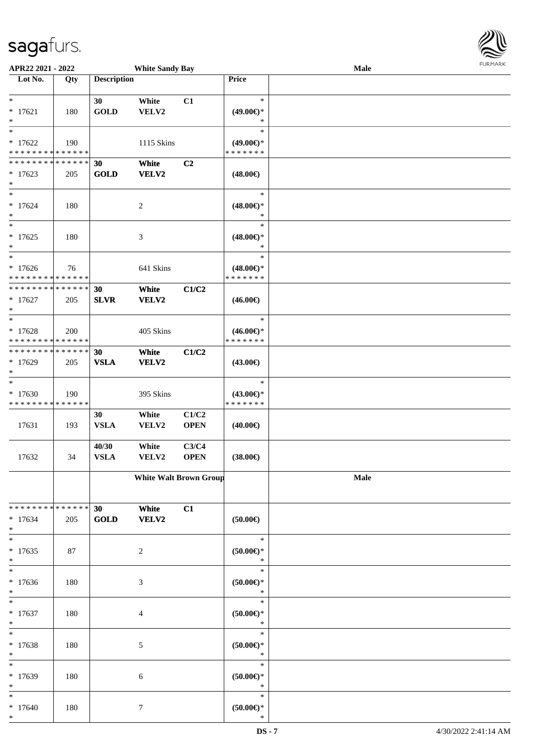APR22 2021 - 2022 — White Sandy Bay — Male

| Lot No. | Qty | Description | | | Price | |
|---|---|---|---|---|---|---|
| * 17621 * | 180 | 30 GOLD | White VELV2 | C1 | * (49.00€)* * | |
| * 17622 * * * * * * * * * * * * * * | 190 | | 1115 Skins | | * (49.00€)* * * * * * * * | |
| * * * * * * * * * * * * * * 17623 * | 205 | 30 GOLD | White VELV2 | C2 | (48.00€) | |
| * 17624 * | 180 | | 2 | | * (48.00€)* * | |
| * 17625 * | 180 | | 3 | | * (48.00€)* * | |
| * 17626 * * * * * * * * * * * * * * | 76 | | 641 Skins | | * (48.00€)* * * * * * * * | |
| * * * * * * * * * * * * * * 17627 * | 205 | 30 SLVR | White VELV2 | C1/C2 | (46.00€) | |
| * 17628 * * * * * * * * * * * * * * | 200 | | 405 Skins | | * (46.00€)* * * * * * * * | |
| * * * * * * * * * * * * * * 17629 * | 205 | 30 VSLA | White VELV2 | C1/C2 | (43.00€) | |
| * 17630 * * * * * * * * * * * * * * | 190 | | 395 Skins | | * (43.00€)* * * * * * * * | |
| 17631 | 193 | 30 VSLA | White VELV2 | C1/C2 OPEN | (40.00€) | |
| 17632 | 34 | 40/30 VSLA | White VELV2 | C3/C4 OPEN | (38.00€) | |
| | | | **White Walt Brown Group** | | | **Male** |
| * * * * * * * * * * * * * * 17634 * | 205 | 30 GOLD | White VELV2 | C1 | (50.00€) | |
| * 17635 * | 87 | | 2 | | * (50.00€)* * | |
| * 17636 * | 180 | | 3 | | * (50.00€)* * | |
| * 17637 * | 180 | | 4 | | * (50.00€)* * | |
| * 17638 * | 180 | | 5 | | * (50.00€)* * | |
| * 17639 * | 180 | | 6 | | * (50.00€)* * | |
| * 17640 * | 180 | | 7 | | * (50.00€)* * | |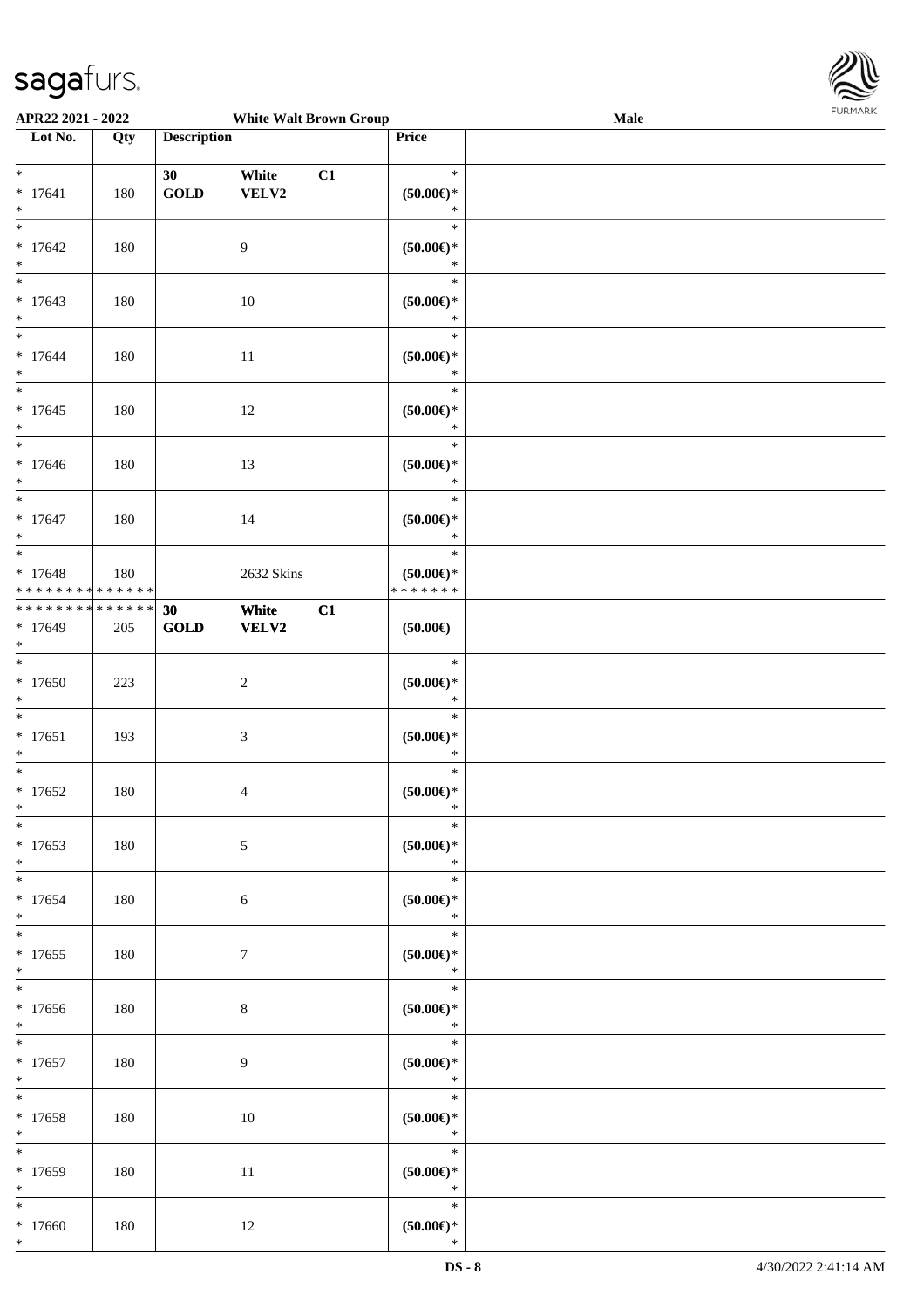| Lot No. | Qty | Description | | | Price | |
|---|---|---|---|---|---|---|
| * <br> * 17641 <br> * | 180 | 30 <br> **GOLD** | White <br> **VELV2** | C1 | * <br> **(50.00€)*** <br> * | |
| * <br> * 17642 <br> * | 180 | | 9 | | * <br> **(50.00€)*** <br> * | |
| * <br> * 17643 <br> * | 180 | | 10 | | * <br> **(50.00€)*** <br> * | |
| * <br> * 17644 <br> * | 180 | | 11 | | * <br> **(50.00€)*** <br> * | |
| * <br> * 17645 <br> * | 180 | | 12 | | * <br> **(50.00€)*** <br> * | |
| * <br> * 17646 <br> * | 180 | | 13 | | * <br> **(50.00€)*** <br> * | |
| * <br> * 17647 <br> * | 180 | | 14 | | * <br> **(50.00€)*** <br> * | |
| * <br> * 17648 <br> * * * * * * * * * * * * * * | 180 | | 2632 Skins | | * <br> **(50.00€)*** <br> * * * * * * * | |
| * * * * * * * * * * * * * * <br> * 17649 <br> * | 205 | **30** <br> **GOLD** | **White** <br> **VELV2** | **C1** | **(50.00€)** | |
| * <br> * 17650 <br> * | 223 | | 2 | | * <br> **(50.00€)*** <br> * | |
| * <br> * 17651 <br> * | 193 | | 3 | | * <br> **(50.00€)*** <br> * | |
| * <br> * 17652 <br> * | 180 | | 4 | | * <br> **(50.00€)*** <br> * | |
| * <br> * 17653 <br> * | 180 | | 5 | | * <br> **(50.00€)*** <br> * | |
| * <br> * 17654 <br> * | 180 | | 6 | | * <br> **(50.00€)*** <br> * | |
| * <br> * 17655 <br> * | 180 | | 7 | | * <br> **(50.00€)*** <br> * | |
| * <br> * 17656 <br> * | 180 | | 8 | | * <br> **(50.00€)*** <br> * | |
| * <br> * 17657 <br> * | 180 | | 9 | | * <br> **(50.00€)*** <br> * | |
| * <br> * 17658 <br> * | 180 | | 10 | | * <br> **(50.00€)*** <br> * | |
| * <br> * 17659 <br> * | 180 | | 11 | | * <br> **(50.00€)*** <br> * | |
| * <br> * 17660 <br> * | 180 | | 12 | | * <br> **(50.00€)*** <br> * | |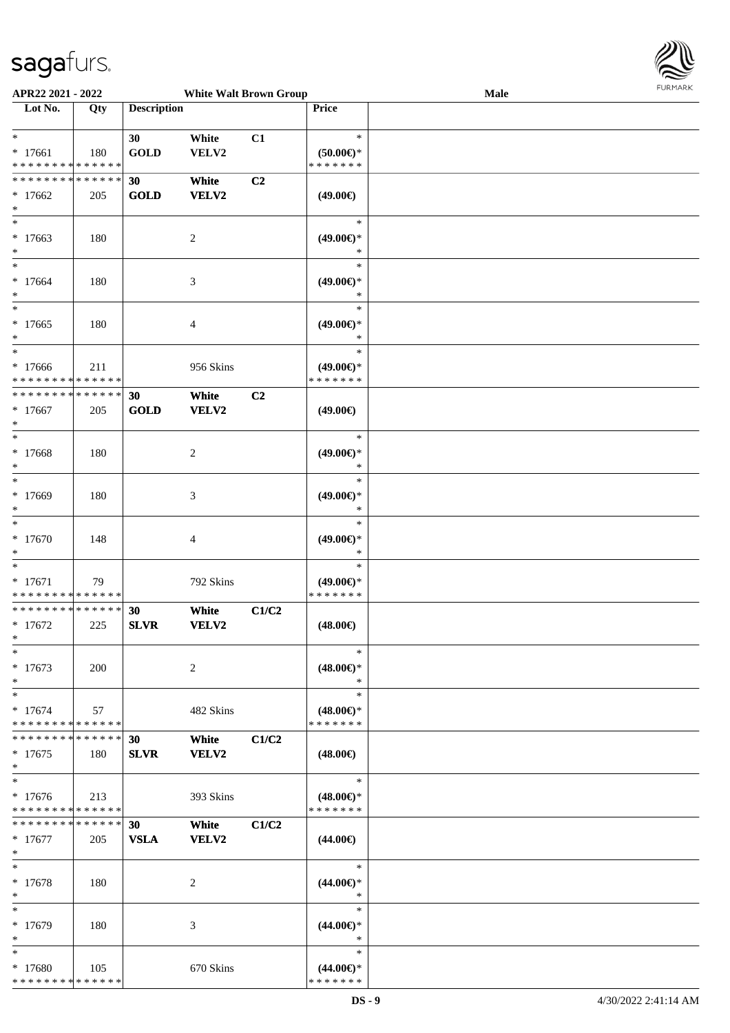APR22 2021 - 2022 White Walt Brown Group Male

| Lot No. | Qty | Description | | | Price | |
|---|---|---|---|---|---|---|
| * <br> * 17661 <br> * * * * * * * * * * * * * * | 180 | 30 <br> **GOLD** | White <br> VELV2 | C1 | * <br> (50.00€)* <br> * * * * * * * | |
| * * * * * * * * * * * * * * <br> * 17662 <br> * | 205 | **30** <br> **GOLD** | **White** <br> **VELV2** | **C2** | (49.00€) | |
| * <br> * 17663 <br> * | 180 | | 2 | | * <br> (49.00€)* <br> * | |
| * <br> * 17664 <br> * | 180 | | 3 | | * <br> (49.00€)* <br> * | |
| * <br> * 17665 <br> * | 180 | | 4 | | * <br> (49.00€)* <br> * | |
| * <br> * 17666 <br> * * * * * * * * * * * * * * | 211 | | 956 Skins | | * <br> (49.00€)* <br> * * * * * * * | |
| * * * * * * * * * * * * * * <br> * 17667 <br> * | 205 | **30** <br> **GOLD** | **White** <br> **VELV2** | **C2** | (49.00€) | |
| * <br> * 17668 <br> * | 180 | | 2 | | * <br> (49.00€)* <br> * | |
| * <br> * 17669 <br> * | 180 | | 3 | | * <br> (49.00€)* <br> * | |
| * <br> * 17670 <br> * | 148 | | 4 | | * <br> (49.00€)* <br> * | |
| * <br> * 17671 <br> * * * * * * * * * * * * * * | 79 | | 792 Skins | | * <br> (49.00€)* <br> * * * * * * * | |
| * * * * * * * * * * * * * * <br> * 17672 <br> * | 225 | **30** <br> **SLVR** | **White** <br> **VELV2** | **C1/C2** | (48.00€) | |
| * <br> * 17673 <br> * | 200 | | 2 | | * <br> (48.00€)* <br> * | |
| * <br> * 17674 <br> * * * * * * * * * * * * * * | 57 | | 482 Skins | | * <br> (48.00€)* <br> * * * * * * * | |
| * * * * * * * * * * * * * * <br> * 17675 <br> * | 180 | **30** <br> **SLVR** | **White** <br> **VELV2** | **C1/C2** | (48.00€) | |
| * <br> * 17676 <br> * * * * * * * * * * * * * * | 213 | | 393 Skins | | * <br> (48.00€)* <br> * * * * * * * | |
| * * * * * * * * * * * * * * <br> * 17677 <br> * | 205 | **30** <br> **VSLA** | **White** <br> **VELV2** | **C1/C2** | (44.00€) | |
| * <br> * 17678 <br> * | 180 | | 2 | | * <br> (44.00€)* <br> * | |
| * <br> * 17679 <br> * | 180 | | 3 | | * <br> (44.00€)* <br> * | |
| * <br> * 17680 <br> * * * * * * * * * * * * * * | 105 | | 670 Skins | | * <br> (44.00€)* <br> * * * * * * * | |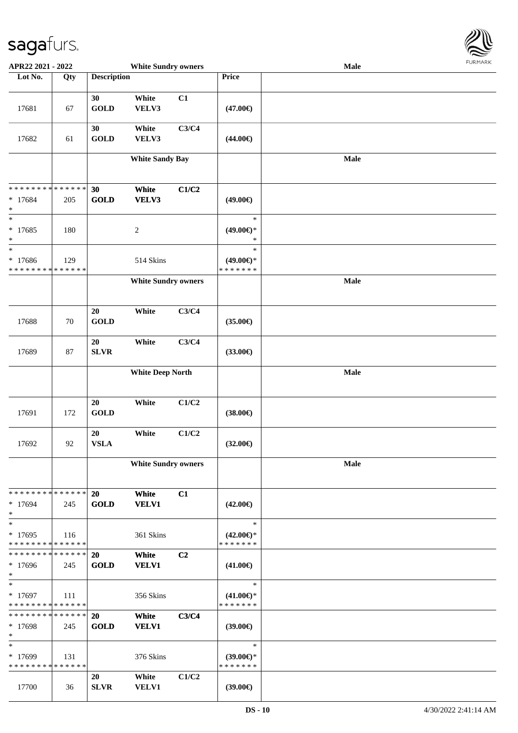**APR22 2021 - 2022** **White Sundry owners** **Male**

| Lot No. | Qty | Description | | | Price | |
|---|---|---|---|---|---|---|
| 17681 | 67 | 30 GOLD | White VELV3 | C1 | (47.00€) | |
| 17682 | 61 | 30 GOLD | White VELV3 | C3/C4 | (44.00€) | |
| | | **White Sandy Bay** | | | | **Male** |
| * * * * * * * * * * * * * * * 17684 * | 205 | **30 GOLD** | **White VELV3** | **C1/C2** | (49.00€) | |
| * * 17685 * | 180 | | 2 | | * (49.00€)* * | |
| * * 17686 * * * * * * * * * * * * * * | 129 | | 514 Skins | | * (49.00€)* * * * * * * * | |
| | | **White Sundry owners** | | | | **Male** |
| 17688 | 70 | 20 GOLD | White | C3/C4 | (35.00€) | |
| 17689 | 87 | 20 SLVR | White | C3/C4 | (33.00€) | |
| | | **White Deep North** | | | | **Male** |
| 17691 | 172 | 20 GOLD | White | C1/C2 | (38.00€) | |
| 17692 | 92 | 20 VSLA | White | C1/C2 | (32.00€) | |
| | | **White Sundry owners** | | | | **Male** |
| * * * * * * * * * * * * * * * 17694 * | 245 | **20 GOLD** | **White VELV1** | **C1** | (42.00€) | |
| * * 17695 * * * * * * * * * * * * * * | 116 | | 361 Skins | | * (42.00€)* * * * * * * * | |
| * * * * * * * * * * * * * * * 17696 * | 245 | **20 GOLD** | **White VELV1** | **C2** | (41.00€) | |
| * * 17697 * * * * * * * * * * * * * * | 111 | | 356 Skins | | * (41.00€)* * * * * * * * | |
| * * * * * * * * * * * * * * * 17698 * | 245 | **20 GOLD** | **White VELV1** | **C3/C4** | (39.00€) | |
| * * 17699 * * * * * * * * * * * * * * | 131 | | 376 Skins | | * (39.00€)* * * * * * * * | |
| 17700 | 36 | 20 SLVR | White VELV1 | C1/C2 | (39.00€) | |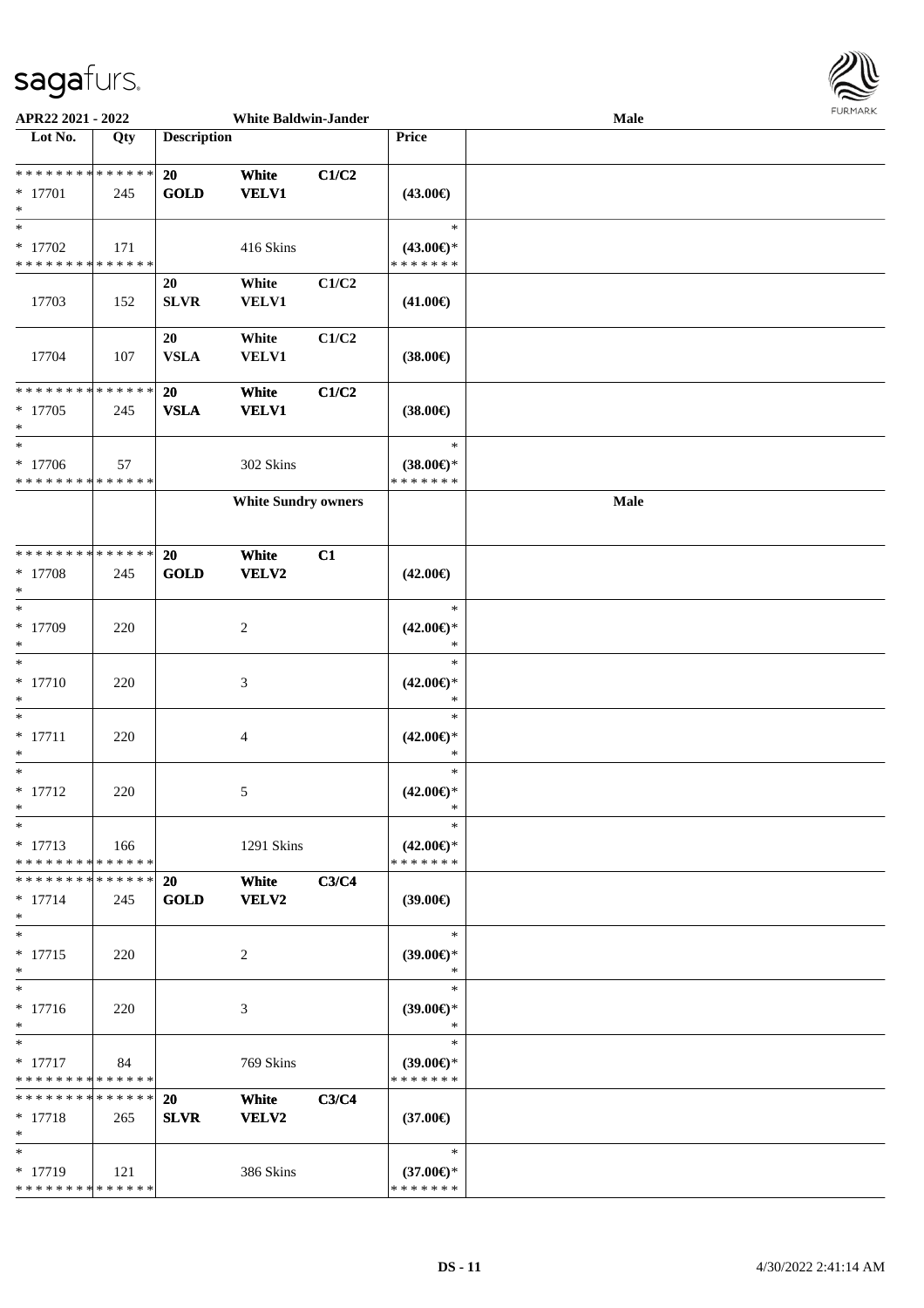APR22 2021 - 2022 White Baldwin-Jander Male

| Lot No. | Qty | Description | | | Price | |
|---|---|---|---|---|---|---|
| * * * * * * * * * * * * * * | | 20 | White | C1/C2 | | |
| * 17701 | 245 | GOLD | VELV1 | | (43.00€) | |
| * | | | | | | |
| * | | | | | * | |
| * 17702 | 171 | | 416 Skins | | (43.00€)* | |
| * * * * * * * * * * * * * * | | | | | * * * * * * * | |
| | | 20 | White | C1/C2 | | |
| 17703 | 152 | SLVR | VELV1 | | (41.00€) | |
| | | 20 | White | C1/C2 | | |
| 17704 | 107 | VSLA | VELV1 | | (38.00€) | |
| * * * * * * * * * * * * * * | | 20 | White | C1/C2 | | |
| * 17705 | 245 | VSLA | VELV1 | | (38.00€) | |
| * | | | | | | |
| * | | | | | * | |
| * 17706 | 57 | | 302 Skins | | (38.00€)* | |
| * * * * * * * * * * * * * * | | | | | * * * * * * * | |
| | | | White Sundry owners | | | Male |
| * * * * * * * * * * * * * * | | 20 | White | C1 | | |
| * 17708 | 245 | GOLD | VELV2 | | (42.00€) | |
| * | | | | | | |
| * | | | | | * | |
| * 17709 | 220 | | 2 | | (42.00€)* | |
| * | | | | | * | |
| * | | | | | * | |
| * 17710 | 220 | | 3 | | (42.00€)* | |
| * | | | | | * | |
| * | | | | | * | |
| * 17711 | 220 | | 4 | | (42.00€)* | |
| * | | | | | * | |
| * | | | | | * | |
| * 17712 | 220 | | 5 | | (42.00€)* | |
| * | | | | | * | |
| * | | | | | * | |
| * 17713 | 166 | | 1291 Skins | | (42.00€)* | |
| * * * * * * * * * * * * * * | | | | | * * * * * * * | |
| * * * * * * * * * * * * * * | | 20 | White | C3/C4 | | |
| * 17714 | 245 | GOLD | VELV2 | | (39.00€) | |
| * | | | | | | |
| * | | | | | * | |
| * 17715 | 220 | | 2 | | (39.00€)* | |
| * | | | | | * | |
| * | | | | | * | |
| * 17716 | 220 | | 3 | | (39.00€)* | |
| * | | | | | * | |
| * | | | | | * | |
| * 17717 | 84 | | 769 Skins | | (39.00€)* | |
| * * * * * * * * * * * * * * | | | | | * * * * * * * | |
| * * * * * * * * * * * * * * | | 20 | White | C3/C4 | | |
| * 17718 | 265 | SLVR | VELV2 | | (37.00€) | |
| * | | | | | | |
| * | | | | | * | |
| * 17719 | 121 | | 386 Skins | | (37.00€)* | |
| * * * * * * * * * * * * * * | | | | | * * * * * * * | |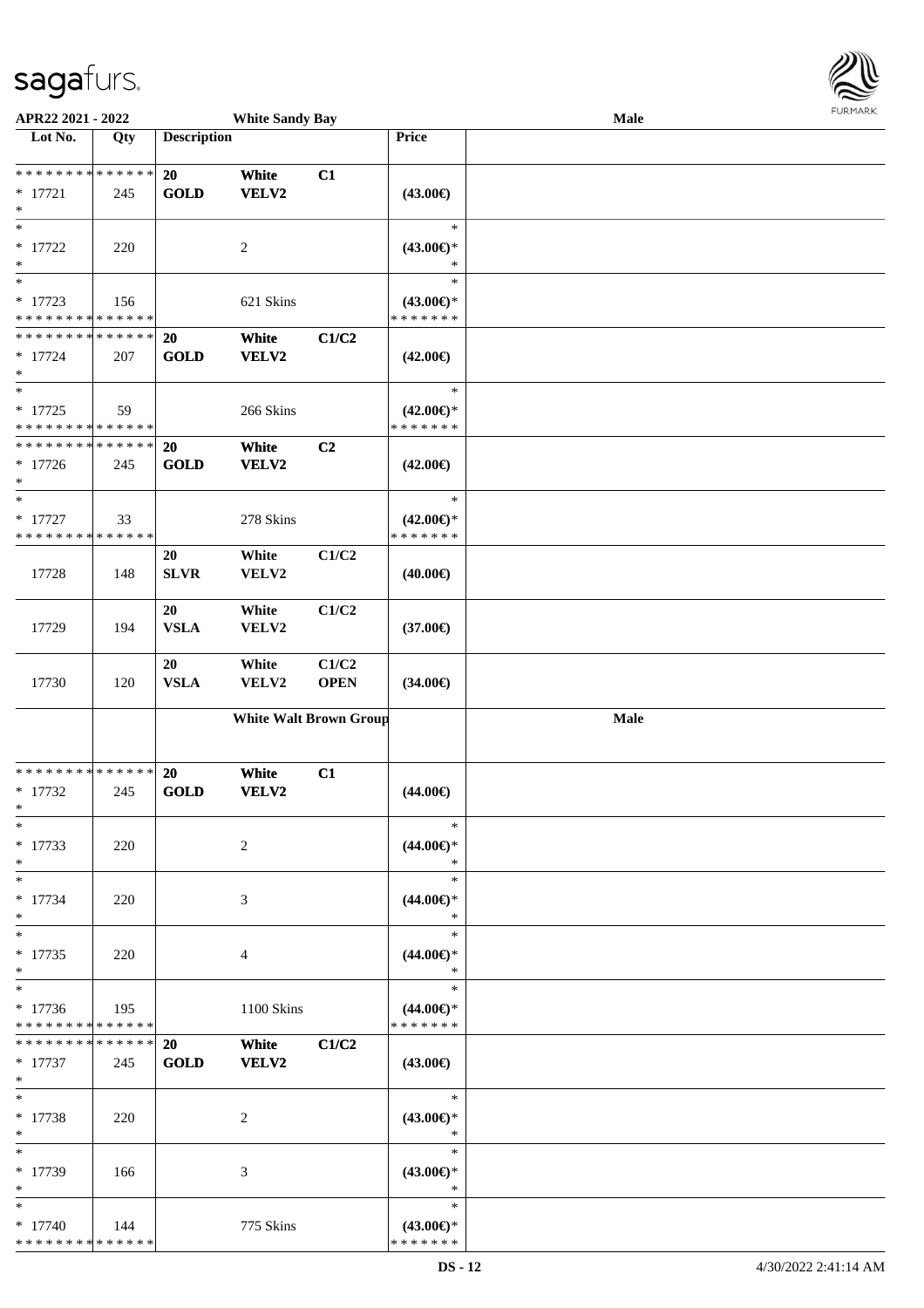**APR22 2021 - 2022** **White Sandy Bay** **Male**

| Lot No. | Qty | Description | | | Price | |
|---|---|---|---|---|---|---|
| * * * * * * * * * * * * * * | | 20 | White | C1 | | |
| * 17721 | 245 | GOLD | VELV2 | | (43.00€) | |
| * | | | | | | |
| * | | | | | * | |
| * 17722 | 220 | | 2 | | (43.00€)* | |
| * | | | | | * | |
| * | | | | | * | |
| * 17723 | 156 | | 621 Skins | | (43.00€)* | |
| * * * * * * * * * * * * * * | | | | | * * * * * * * | |
| * * * * * * * * * * * * * * | | 20 | White | C1/C2 | | |
| * 17724 | 207 | GOLD | VELV2 | | (42.00€) | |
| * | | | | | | |
| * | | | | | * | |
| * 17725 | 59 | | 266 Skins | | (42.00€)* | |
| * * * * * * * * * * * * * * | | | | | * * * * * * * | |
| * * * * * * * * * * * * * * | | 20 | White | C2 | | |
| * 17726 | 245 | GOLD | VELV2 | | (42.00€) | |
| * | | | | | | |
| * | | | | | * | |
| * 17727 | 33 | | 278 Skins | | (42.00€)* | |
| * * * * * * * * * * * * * * | | | | | * * * * * * * | |
| | | 20 | White | C1/C2 | | |
| 17728 | 148 | SLVR | VELV2 | | (40.00€) | |
| | | 20 | White | C1/C2 | | |
| 17729 | 194 | VSLA | VELV2 | | (37.00€) | |
| | | 20 | White | C1/C2 | | |
| 17730 | 120 | VSLA | VELV2 | OPEN | (34.00€) | |
| | | **White Walt Brown Group** | | | | **Male** |
| * * * * * * * * * * * * * * | | 20 | White | C1 | | |
| * 17732 | 245 | GOLD | VELV2 | | (44.00€) | |
| * | | | | | | |
| * | | | | | * | |
| * 17733 | 220 | | 2 | | (44.00€)* | |
| * | | | | | * | |
| * | | | | | * | |
| * 17734 | 220 | | 3 | | (44.00€)* | |
| * | | | | | * | |
| * | | | | | * | |
| * 17735 | 220 | | 4 | | (44.00€)* | |
| * | | | | | * | |
| * | | | | | * | |
| * 17736 | 195 | | 1100 Skins | | (44.00€)* | |
| * * * * * * * * * * * * * * | | | | | * * * * * * * | |
| * * * * * * * * * * * * * * | | 20 | White | C1/C2 | | |
| * 17737 | 245 | GOLD | VELV2 | | (43.00€) | |
| * | | | | | | |
| * | | | | | * | |
| * 17738 | 220 | | 2 | | (43.00€)* | |
| * | | | | | * | |
| * | | | | | * | |
| * 17739 | 166 | | 3 | | (43.00€)* | |
| * | | | | | * | |
| * | | | | | * | |
| * 17740 | 144 | | 775 Skins | | (43.00€)* | |
| * * * * * * * * * * * * * * | | | | | * * * * * * * | |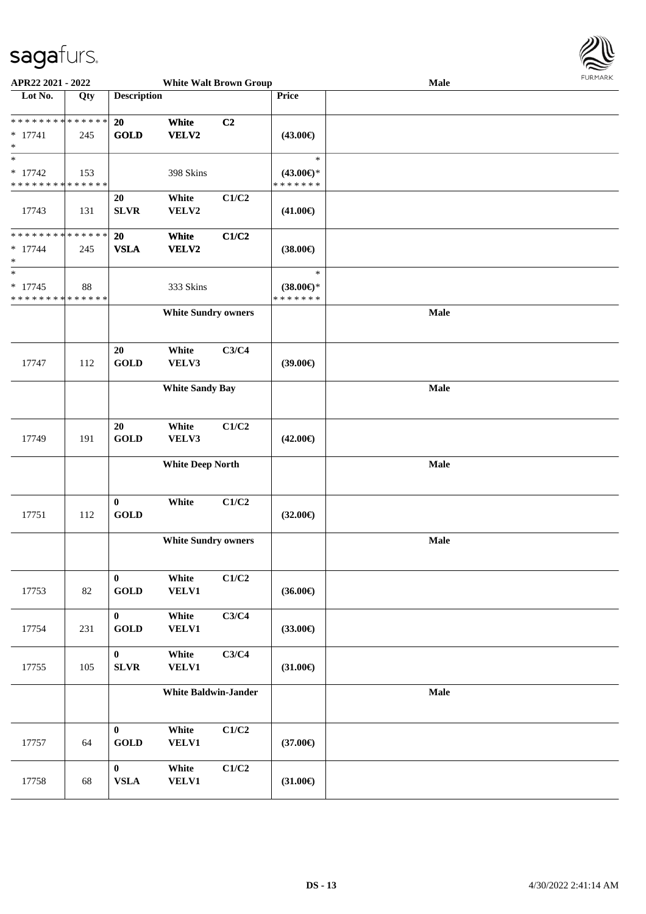**APR22 2021 - 2022** — **White Walt Brown Group** — **Male**

| Lot No. | Qty | Description | | | Price | |
|---|---|---|---|---|---|---|
| * * * * * * * * * * * * * * | | 20 | White | C2 | | |
| * 17741 | 245 | GOLD | VELV2 | | (43.00€) | |
| * | | | | | | |
| * | | | | | * | |
| * 17742 | 153 | | 398 Skins | | (43.00€)* | |
| * * * * * * * * * * * * * * | | | | | * * * * * * * | |
| | | 20 | White | C1/C2 | | |
| 17743 | 131 | SLVR | VELV2 | | (41.00€) | |
| * * * * * * * * * * * * * * | | 20 | White | C1/C2 | | |
| * 17744 | 245 | VSLA | VELV2 | | (38.00€) | |
| * | | | | | | |
| * | | | | | * | |
| * 17745 | 88 | | 333 Skins | | (38.00€)* | |
| * * * * * * * * * * * * * * | | | | | * * * * * * * | |
| | | **White Sundry owners** | | | | **Male** |
| | | 20 | White | C3/C4 | | |
| 17747 | 112 | GOLD | VELV3 | | (39.00€) | |
| | | **White Sandy Bay** | | | | **Male** |
| | | 20 | White | C1/C2 | | |
| 17749 | 191 | GOLD | VELV3 | | (42.00€) | |
| | | **White Deep North** | | | | **Male** |
| | | 0 | White | C1/C2 | | |
| 17751 | 112 | GOLD | | | (32.00€) | |
| | | **White Sundry owners** | | | | **Male** |
| | | 0 | White | C1/C2 | | |
| 17753 | 82 | GOLD | VELV1 | | (36.00€) | |
| | | 0 | White | C3/C4 | | |
| 17754 | 231 | GOLD | VELV1 | | (33.00€) | |
| | | 0 | White | C3/C4 | | |
| 17755 | 105 | SLVR | VELV1 | | (31.00€) | |
| | | **White Baldwin-Jander** | | | | **Male** |
| | | 0 | White | C1/C2 | | |
| 17757 | 64 | GOLD | VELV1 | | (37.00€) | |
| | | 0 | White | C1/C2 | | |
| 17758 | 68 | VSLA | VELV1 | | (31.00€) | |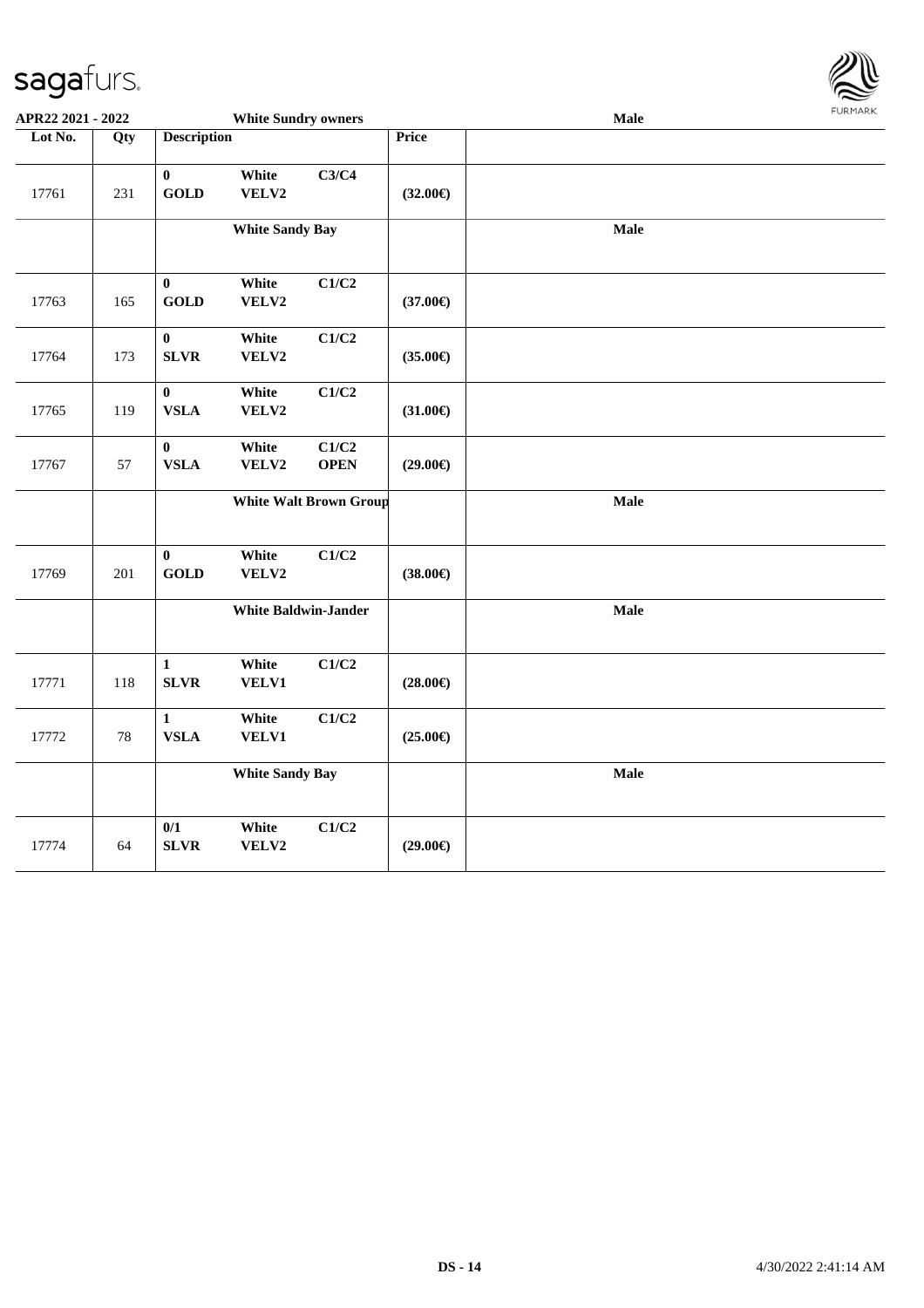**APR22 2021 - 2022** | **White Sundry owners** | **Male**

| Lot No. | Qty | Description | | | Price | |
|---|---|---|---|---|---|---|
| 17761 | 231 | **0** **GOLD** | **White** **VELV2** | **C3/C4** | **(32.00€)** | |
| | | **White Sandy Bay** | | | | **Male** |
| 17763 | 165 | **0** **GOLD** | **White** **VELV2** | **C1/C2** | **(37.00€)** | |
| 17764 | 173 | **0** **SLVR** | **White** **VELV2** | **C1/C2** | **(35.00€)** | |
| 17765 | 119 | **0** **VSLA** | **White** **VELV2** | **C1/C2** | **(31.00€)** | |
| 17767 | 57 | **0** **VSLA** | **White** **VELV2** | **C1/C2** **OPEN** | **(29.00€)** | |
| | | **White Walt Brown Group** | | | | **Male** |
| 17769 | 201 | **0** **GOLD** | **White** **VELV2** | **C1/C2** | **(38.00€)** | |
| | | **White Baldwin-Jander** | | | | **Male** |
| 17771 | 118 | **1** **SLVR** | **White** **VELV1** | **C1/C2** | **(28.00€)** | |
| 17772 | 78 | **1** **VSLA** | **White** **VELV1** | **C1/C2** | **(25.00€)** | |
| | | **White Sandy Bay** | | | | **Male** |
| 17774 | 64 | **0/1** **SLVR** | **White** **VELV2** | **C1/C2** | **(29.00€)** | |

DS - 14 4/30/2022 2:41:14 AM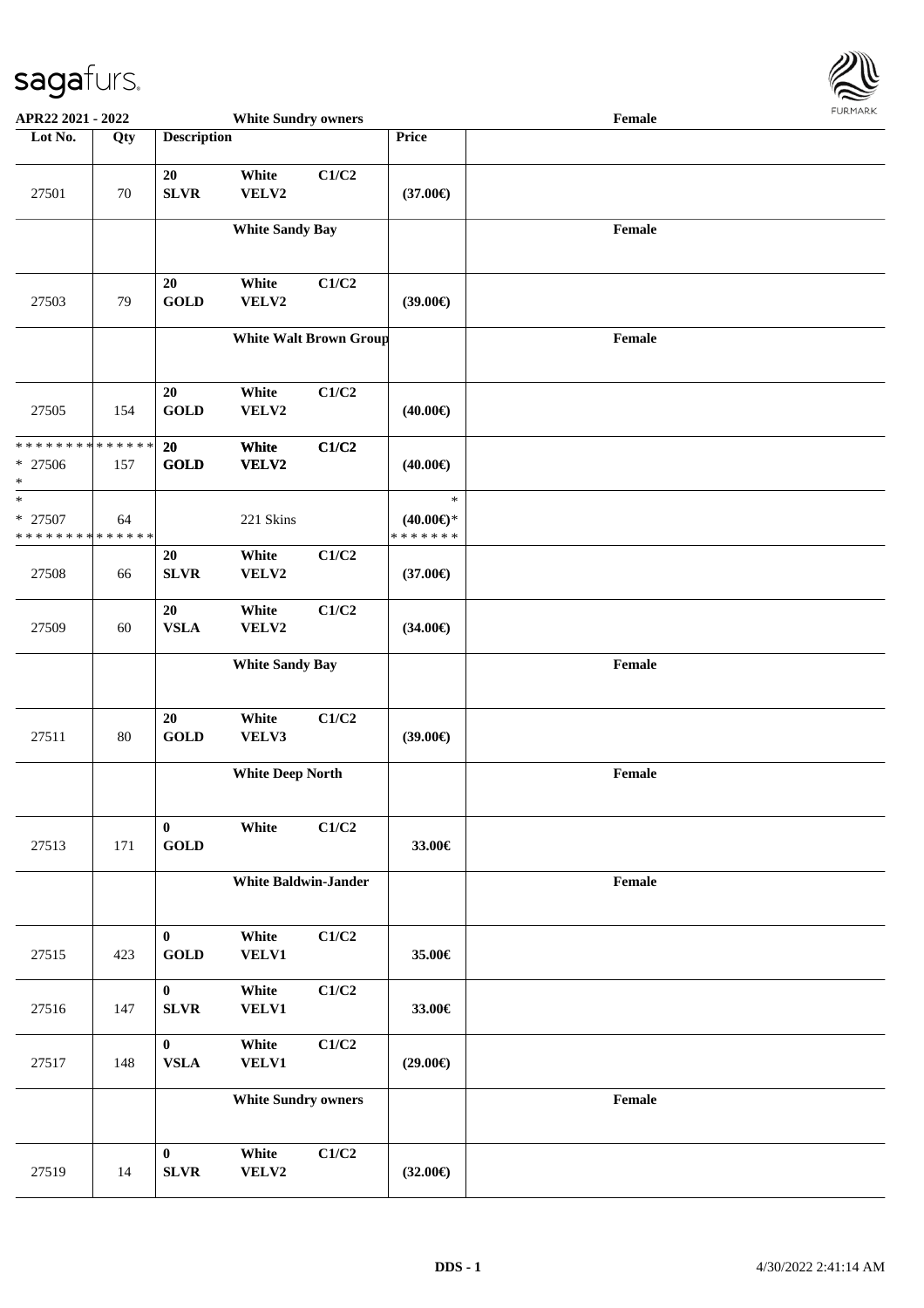APR22 2021 - 2022 White Sundry owners Female

| Lot No. | Qty | Description | | | Price | |
|---|---|---|---|---|---|---|
| 27501 | 70 | 20 SLVR | White VELV2 | C1/C2 | (37.00€) | |
| | | White Sandy Bay | | | | Female |
| 27503 | 79 | 20 GOLD | White VELV2 | C1/C2 | (39.00€) | |
| | | White Walt Brown Group | | | | Female |
| 27505 | 154 | 20 GOLD | White VELV2 | C1/C2 | (40.00€) | |
| * * * * * * * * * * * * * * * 27506 * | 157 | 20 GOLD | White VELV2 | C1/C2 | (40.00€) | |
| * * 27507 * * * * * * * * * * * * * * | 64 | | 221 Skins | | * (40.00€)* * * * * * * * | |
| 27508 | 66 | 20 SLVR | White VELV2 | C1/C2 | (37.00€) | |
| 27509 | 60 | 20 VSLA | White VELV2 | C1/C2 | (34.00€) | |
| | | White Sandy Bay | | | | Female |
| 27511 | 80 | 20 GOLD | White VELV3 | C1/C2 | (39.00€) | |
| | | White Deep North | | | | Female |
| 27513 | 171 | 0 GOLD | White | C1/C2 | 33.00€ | |
| | | White Baldwin-Jander | | | | Female |
| 27515 | 423 | 0 GOLD | White VELV1 | C1/C2 | 35.00€ | |
| 27516 | 147 | 0 SLVR | White VELV1 | C1/C2 | 33.00€ | |
| 27517 | 148 | 0 VSLA | White VELV1 | C1/C2 | (29.00€) | |
| | | White Sundry owners | | | | Female |
| 27519 | 14 | 0 SLVR | White VELV2 | C1/C2 | (32.00€) | |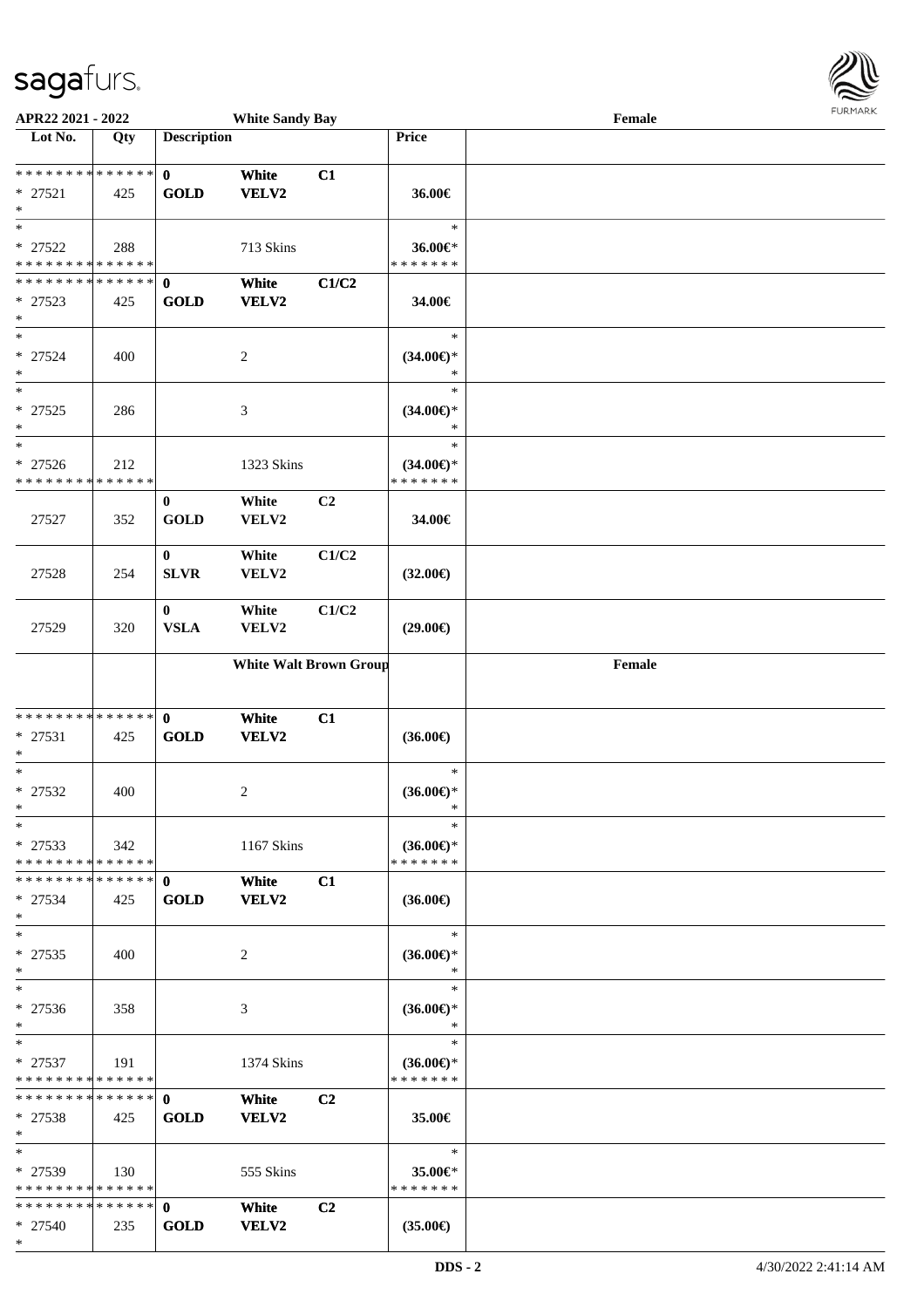**APR22 2021 - 2022** **White Sandy Bay** **Female**

| Lot No. | Qty | Description | | | Price | |
|---|---|---|---|---|---|---|
| * * * * * * * * * * * * * * | | 0 | White | C1 | | |
| * 27521 | 425 | GOLD | VELV2 | | 36.00€ | |
| * | | | | | | |
| * | | | | | * | |
| * 27522 | 288 | | 713 Skins | | 36.00€* | |
| * * * * * * * * * * * * * * | | | | | * * * * * * * | |
| * * * * * * * * * * * * * * | | 0 | White | C1/C2 | | |
| * 27523 | 425 | GOLD | VELV2 | | 34.00€ | |
| * | | | | | | |
| * | | | | | * | |
| * 27524 | 400 | | 2 | | (34.00€)* | |
| * | | | | | * | |
| * | | | | | * | |
| * 27525 | 286 | | 3 | | (34.00€)* | |
| * | | | | | * | |
| * | | | | | * | |
| * 27526 | 212 | | 1323 Skins | | (34.00€)* | |
| * * * * * * * * * * * * * * | | | | | * * * * * * * | |
| 27527 | 352 | 0<br>GOLD | White<br>VELV2 | C2 | 34.00€ | |
| 27528 | 254 | 0<br>SLVR | White<br>VELV2 | C1/C2 | (32.00€) | |
| 27529 | 320 | 0<br>VSLA | White<br>VELV2 | C1/C2 | (29.00€) | |
| | | **White Walt Brown Group** | | | | **Female** |
| * * * * * * * * * * * * * * | | 0 | White | C1 | | |
| * 27531 | 425 | GOLD | VELV2 | | (36.00€) | |
| * | | | | | | |
| * | | | | | * | |
| * 27532 | 400 | | 2 | | (36.00€)* | |
| * | | | | | * | |
| * | | | | | * | |
| * 27533 | 342 | | 1167 Skins | | (36.00€)* | |
| * * * * * * * * * * * * * * | | | | | * * * * * * * | |
| * * * * * * * * * * * * * * | | 0 | White | C1 | | |
| * 27534 | 425 | GOLD | VELV2 | | (36.00€) | |
| * | | | | | | |
| * | | | | | * | |
| * 27535 | 400 | | 2 | | (36.00€)* | |
| * | | | | | * | |
| * | | | | | * | |
| * 27536 | 358 | | 3 | | (36.00€)* | |
| * | | | | | * | |
| * | | | | | * | |
| * 27537 | 191 | | 1374 Skins | | (36.00€)* | |
| * * * * * * * * * * * * * * | | | | | * * * * * * * | |
| * * * * * * * * * * * * * * | | 0 | White | C2 | | |
| * 27538 | 425 | GOLD | VELV2 | | 35.00€ | |
| * | | | | | | |
| * | | | | | * | |
| * 27539 | 130 | | 555 Skins | | 35.00€* | |
| * * * * * * * * * * * * * * | | | | | * * * * * * * | |
| * * * * * * * * * * * * * * | | 0 | White | C2 | | |
| * 27540 | 235 | GOLD | VELV2 | | (35.00€) | |
| * | | | | | | |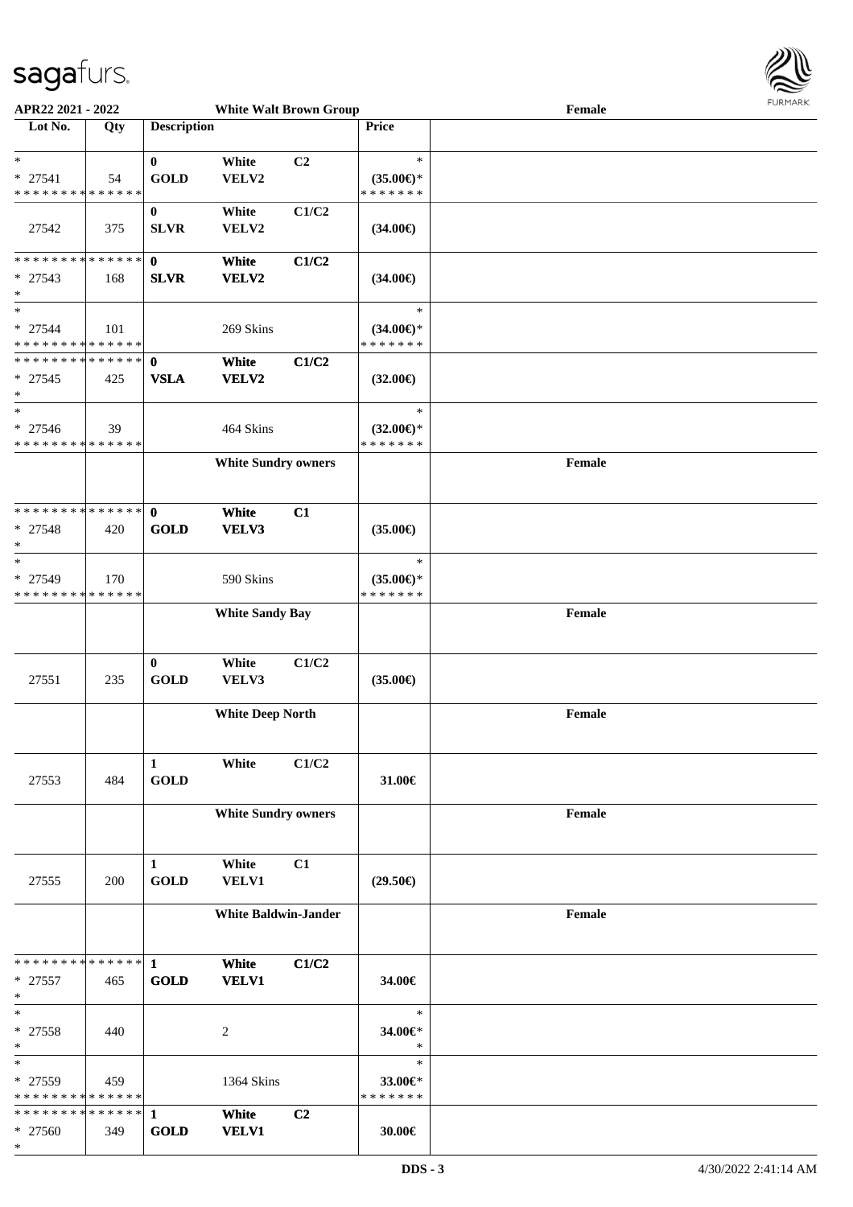**APR22 2021 - 2022** | **White Walt Brown Group** | **Female**

| Lot No. | Qty | Description | | | Price | |
|---|---|---|---|---|---|---|
| * <br> * 27541 <br> * * * * * * * * * * * * * * | 54 | 0 <br> GOLD | White <br> VELV2 | C2 | * <br> (35.00€)* <br> * * * * * * * | |
| 27542 | 375 | 0 <br> SLVR | White <br> VELV2 | C1/C2 | (34.00€) | |
| * * * * * * * * * * * * * * <br> * 27543 <br> * | 168 | **0** <br> **SLVR** | **White** <br> **VELV2** | **C1/C2** | (34.00€) | |
| * <br> * 27544 <br> * * * * * * * * * * * * * * | 101 | | 269 Skins | | * <br> (34.00€)* <br> * * * * * * * | |
| * * * * * * * * * * * * * * <br> * 27545 <br> * | 425 | **0** <br> **VSLA** | **White** <br> **VELV2** | **C1/C2** | (32.00€) | |
| * <br> * 27546 <br> * * * * * * * * * * * * * * | 39 | | 464 Skins | | * <br> (32.00€)* <br> * * * * * * * | |
| | | | **White Sundry owners** | | | **Female** |
| * * * * * * * * * * * * * * <br> * 27548 <br> * | 420 | **0** <br> **GOLD** | **White** <br> **VELV3** | **C1** | (35.00€) | |
| * <br> * 27549 <br> * * * * * * * * * * * * * * | 170 | | 590 Skins | | * <br> (35.00€)* <br> * * * * * * * | |
| | | | **White Sandy Bay** | | | **Female** |
| 27551 | 235 | 0 <br> GOLD | White <br> VELV3 | C1/C2 | (35.00€) | |
| | | | **White Deep North** | | | **Female** |
| 27553 | 484 | 1 <br> GOLD | White | C1/C2 | 31.00€ | |
| | | | **White Sundry owners** | | | **Female** |
| 27555 | 200 | 1 <br> GOLD | White <br> VELV1 | C1 | (29.50€) | |
| | | | **White Baldwin-Jander** | | | **Female** |
| * * * * * * * * * * * * * * <br> * 27557 <br> * | 465 | **1** <br> **GOLD** | **White** <br> **VELV1** | **C1/C2** | 34.00€ | |
| * <br> * 27558 <br> * | 440 | | 2 | | * <br> 34.00€* <br> * | |
| * <br> * 27559 <br> * * * * * * * * * * * * * * | 459 | | 1364 Skins | | * <br> 33.00€* <br> * * * * * * * | |
| * * * * * * * * * * * * * * <br> * 27560 <br> * | 349 | **1** <br> **GOLD** | **White** <br> **VELV1** | **C2** | 30.00€ | |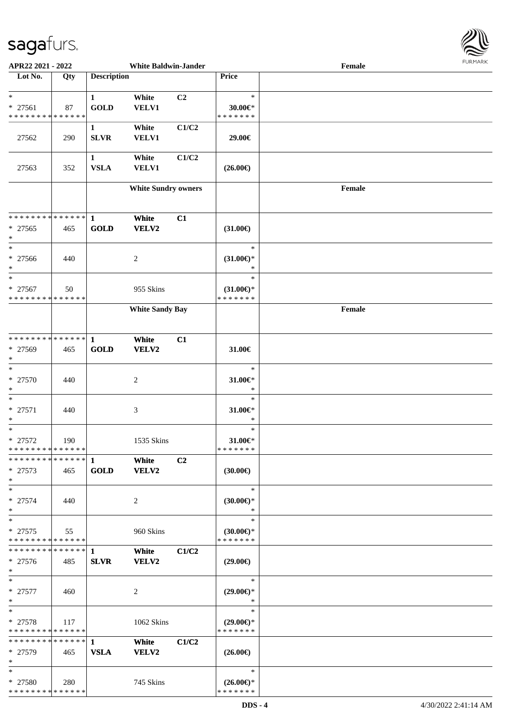| Lot No. | Qty | Description | | | Price | |
|---|---|---|---|---|---|---|
| * | | 1 | White | C2 | * | |
| * 27561 | 87 | GOLD | VELV1 | | 30.00€* | |
| * * * * * * * * * * * * * * | | | | | * * * * * * * | |
| | | 1 | White | C1/C2 | | |
| 27562 | 290 | SLVR | VELV1 | | 29.00€ | |
| | | 1 | White | C1/C2 | | |
| 27563 | 352 | VSLA | VELV1 | | (26.00€) | |
| | | | **White Sundry owners** | | | **Female** |
| * * * * * * * * * * * * * * | | 1 | White | C1 | | |
| * 27565 | 465 | GOLD | VELV2 | | (31.00€) | |
| * | | | | | | |
| * | | | | | * | |
| * 27566 | 440 | | 2 | | (31.00€)* | |
| * | | | | | * | |
| * | | | | | * | |
| * 27567 | 50 | | 955 Skins | | (31.00€)* | |
| * * * * * * * * * * * * * * | | | | | * * * * * * * | |
| | | | **White Sandy Bay** | | | **Female** |
| * * * * * * * * * * * * * * | | 1 | White | C1 | | |
| * 27569 | 465 | GOLD | VELV2 | | 31.00€ | |
| * | | | | | | |
| * | | | | | * | |
| * 27570 | 440 | | 2 | | 31.00€* | |
| * | | | | | * | |
| * | | | | | * | |
| * 27571 | 440 | | 3 | | 31.00€* | |
| * | | | | | * | |
| * | | | | | * | |
| * 27572 | 190 | | 1535 Skins | | 31.00€* | |
| * * * * * * * * * * * * * * | | | | | * * * * * * * | |
| * * * * * * * * * * * * * * | | 1 | White | C2 | | |
| * 27573 | 465 | GOLD | VELV2 | | (30.00€) | |
| * | | | | | | |
| * | | | | | * | |
| * 27574 | 440 | | 2 | | (30.00€)* | |
| * | | | | | * | |
| * | | | | | * | |
| * 27575 | 55 | | 960 Skins | | (30.00€)* | |
| * * * * * * * * * * * * * * | | | | | * * * * * * * | |
| * * * * * * * * * * * * * * | | 1 | White | C1/C2 | | |
| * 27576 | 485 | SLVR | VELV2 | | (29.00€) | |
| * | | | | | | |
| * | | | | | * | |
| * 27577 | 460 | | 2 | | (29.00€)* | |
| * | | | | | * | |
| * | | | | | * | |
| * 27578 | 117 | | 1062 Skins | | (29.00€)* | |
| * * * * * * * * * * * * * * | | | | | * * * * * * * | |
| * * * * * * * * * * * * * * | | 1 | White | C1/C2 | | |
| * 27579 | 465 | VSLA | VELV2 | | (26.00€) | |
| * | | | | | | |
| * | | | | | * | |
| * 27580 | 280 | | 745 Skins | | (26.00€)* | |
| * * * * * * * * * * * * * * | | | | | * * * * * * * | |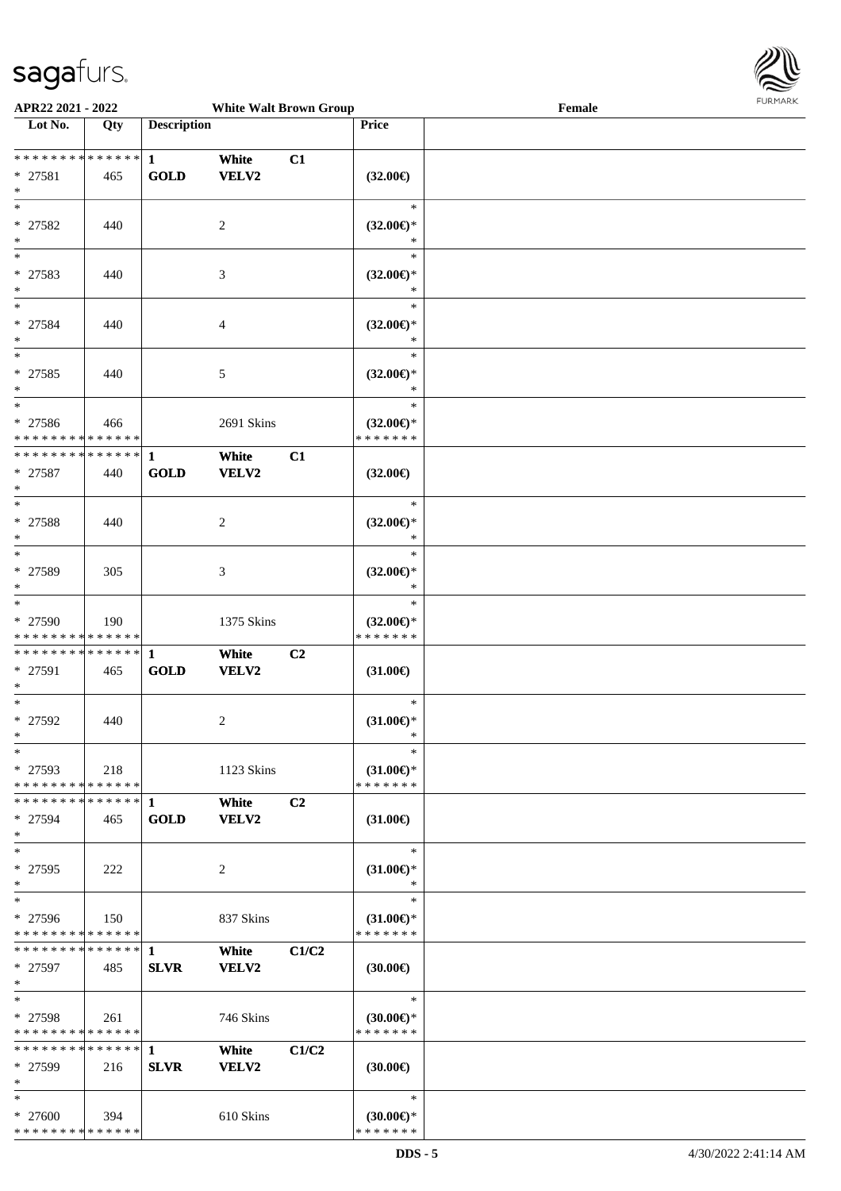APR22 2021 - 2022 White Walt Brown Group Female

| Lot No. | Qty | Description | | | Price | |
|---|---|---|---|---|---|---|
| * * * * * * * * * * * * * * | | 1 | White | C1 | | |
| * 27581 | 465 | GOLD | VELV2 | | (32.00€) | |
| * | | | | | | |
| * 27582 | 440 | | 2 | | (32.00€)* | |
| * 27583 | 440 | | 3 | | (32.00€)* | |
| * 27584 | 440 | | 4 | | (32.00€)* | |
| * 27585 | 440 | | 5 | | (32.00€)* | |
| * 27586 | 466 | | 2691 Skins | | (32.00€)* | |
| * * * * * * * * * * * * * * | | | | | * * * * * * * | |
| * * * * * * * * * * * * * * | | 1 | White | C1 | | |
| * 27587 | 440 | GOLD | VELV2 | | (32.00€) | |
| * 27588 | 440 | | 2 | | (32.00€)* | |
| * 27589 | 305 | | 3 | | (32.00€)* | |
| * 27590 | 190 | | 1375 Skins | | (32.00€)* | |
| * * * * * * * * * * * * * * | | | | | * * * * * * * | |
| * * * * * * * * * * * * * * | | 1 | White | C2 | | |
| * 27591 | 465 | GOLD | VELV2 | | (31.00€) | |
| * 27592 | 440 | | 2 | | (31.00€)* | |
| * 27593 | 218 | | 1123 Skins | | (31.00€)* | |
| * * * * * * * * * * * * * * | | | | | * * * * * * * | |
| * * * * * * * * * * * * * * | | 1 | White | C2 | | |
| * 27594 | 465 | GOLD | VELV2 | | (31.00€) | |
| * 27595 | 222 | | 2 | | (31.00€)* | |
| * 27596 | 150 | | 837 Skins | | (31.00€)* | |
| * * * * * * * * * * * * * * | | | | | * * * * * * * | |
| * * * * * * * * * * * * * * | | 1 | White | C1/C2 | | |
| * 27597 | 485 | SLVR | VELV2 | | (30.00€) | |
| * 27598 | 261 | | 746 Skins | | (30.00€)* | |
| * * * * * * * * * * * * * * | | | | | * * * * * * * | |
| * * * * * * * * * * * * * * | | 1 | White | C1/C2 | | |
| * 27599 | 216 | SLVR | VELV2 | | (30.00€) | |
| * 27600 | 394 | | 610 Skins | | (30.00€)* | |
| * * * * * * * * * * * * * * | | | | | * * * * * * * | |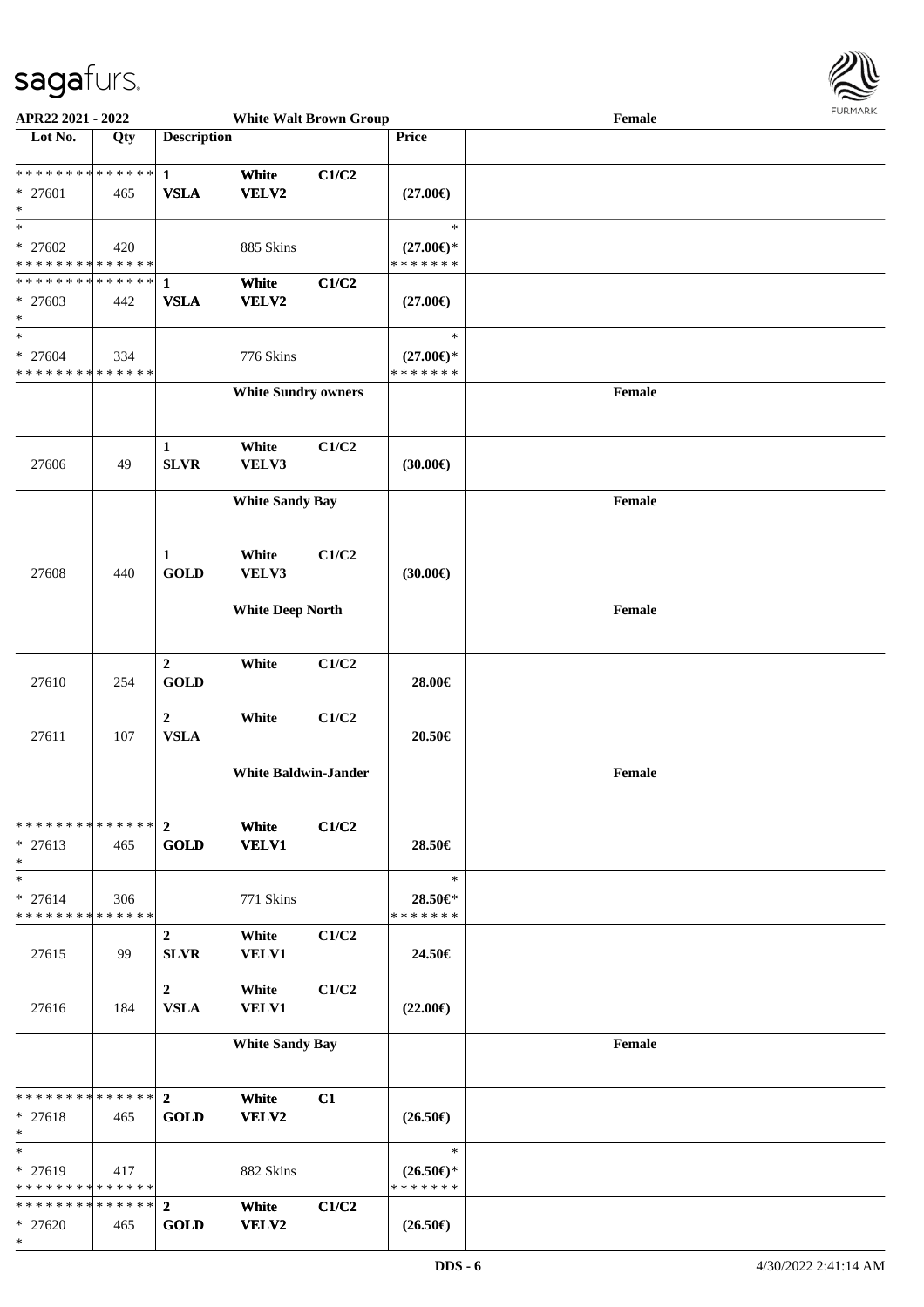**APR22 2021 - 2022** | **White Walt Brown Group** | **Female**

| Lot No. | Qty | Description | | | Price | |
|---|---|---|---|---|---|---|
| * * * * * * * * * * * * * * | | 1 | White | C1/C2 | | |
| * 27601 | 465 | VSLA | VELV2 | | (27.00€) | |
| * | | | | | | |
| * | | | | | * | |
| * 27602 | 420 | | 885 Skins | | (27.00€)* | |
| * * * * * * * * * * * * * * | | | | | * * * * * * * | |
| * * * * * * * * * * * * * * | | 1 | White | C1/C2 | | |
| * 27603 | 442 | VSLA | VELV2 | | (27.00€) | |
| * | | | | | | |
| * | | | | | * | |
| * 27604 | 334 | | 776 Skins | | (27.00€)* | |
| * * * * * * * * * * * * * * | | | | | * * * * * * * | |
| | | **White Sundry owners** | | | | **Female** |
| 27606 | 49 | 1 SLVR | White VELV3 | C1/C2 | (30.00€) | |
| | | **White Sandy Bay** | | | | **Female** |
| 27608 | 440 | 1 GOLD | White VELV3 | C1/C2 | (30.00€) | |
| | | **White Deep North** | | | | **Female** |
| 27610 | 254 | 2 GOLD | White | C1/C2 | 28.00€ | |
| 27611 | 107 | 2 VSLA | White | C1/C2 | 20.50€ | |
| | | **White Baldwin-Jander** | | | | **Female** |
| * * * * * * * * * * * * * * | | 2 | White | C1/C2 | | |
| * 27613 | 465 | GOLD | VELV1 | | 28.50€ | |
| * | | | | | | |
| * | | | | | * | |
| * 27614 | 306 | | 771 Skins | | 28.50€* | |
| * * * * * * * * * * * * * * | | | | | * * * * * * * | |
| 27615 | 99 | 2 SLVR | White VELV1 | C1/C2 | 24.50€ | |
| 27616 | 184 | 2 VSLA | White VELV1 | C1/C2 | (22.00€) | |
| | | **White Sandy Bay** | | | | **Female** |
| * * * * * * * * * * * * * * | | 2 | White | C1 | | |
| * 27618 | 465 | GOLD | VELV2 | | (26.50€) | |
| * | | | | | | |
| * | | | | | * | |
| * 27619 | 417 | | 882 Skins | | (26.50€)* | |
| * * * * * * * * * * * * * * | | | | | * * * * * * * | |
| * * * * * * * * * * * * * * | | 2 | White | C1/C2 | | |
| * 27620 | 465 | GOLD | VELV2 | | (26.50€) | |
| * | | | | | | |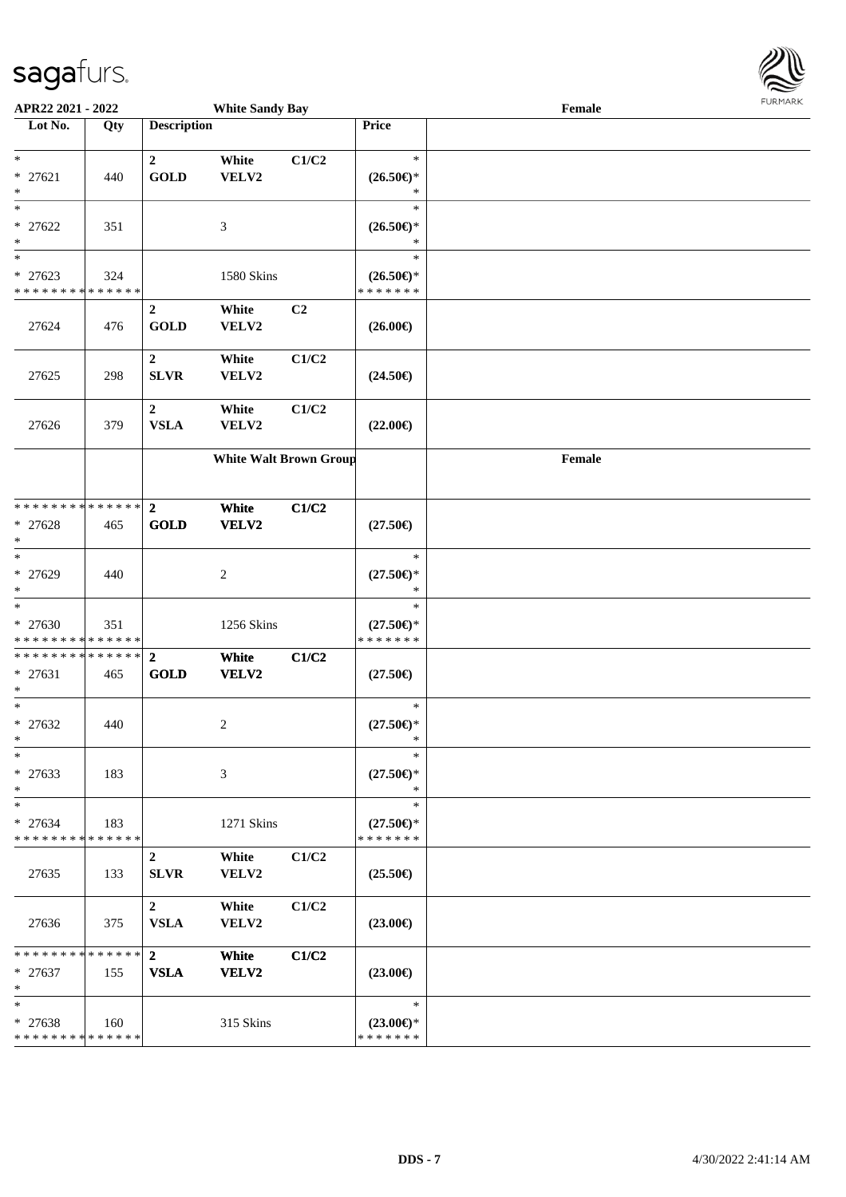APR22 2021 - 2022 — White Sandy Bay — Female

| Lot No. | Qty | Description | | | Price | |
|---|---|---|---|---|---|---|
| * <br> * 27621 <br> * | 440 | 2 <br> GOLD | White <br> VELV2 | C1/C2 | * <br> (26.50€)* <br> * | |
| * <br> * 27622 <br> * | 351 | | 3 | | * <br> (26.50€)* <br> * | |
| * <br> * 27623 <br> * * * * * * * * * * * * * * | 324 | | 1580 Skins | | * <br> (26.50€)* <br> * * * * * * * | |
| 27624 | 476 | 2 <br> GOLD | White <br> VELV2 | C2 | (26.00€) | |
| 27625 | 298 | 2 <br> SLVR | White <br> VELV2 | C1/C2 | (24.50€) | |
| 27626 | 379 | 2 <br> VSLA | White <br> VELV2 | C1/C2 | (22.00€) | |
| | | **White Walt Brown Group** | | | | **Female** |
| * * * * * * * * * * * * * * <br> * 27628 <br> * | 465 | 2 <br> GOLD | White <br> VELV2 | C1/C2 | (27.50€) | |
| * <br> * 27629 <br> * | 440 | | 2 | | * <br> (27.50€)* <br> * | |
| * <br> * 27630 <br> * * * * * * * * * * * * * * | 351 | | 1256 Skins | | * <br> (27.50€)* <br> * * * * * * * | |
| * * * * * * * * * * * * * * <br> * 27631 <br> * | 465 | 2 <br> GOLD | White <br> VELV2 | C1/C2 | (27.50€) | |
| * <br> * 27632 <br> * | 440 | | 2 | | * <br> (27.50€)* <br> * | |
| * <br> * 27633 <br> * | 183 | | 3 | | * <br> (27.50€)* <br> * | |
| * <br> * 27634 <br> * * * * * * * * * * * * * * | 183 | | 1271 Skins | | * <br> (27.50€)* <br> * * * * * * * | |
| 27635 | 133 | 2 <br> SLVR | White <br> VELV2 | C1/C2 | (25.50€) | |
| 27636 | 375 | 2 <br> VSLA | White <br> VELV2 | C1/C2 | (23.00€) | |
| * * * * * * * * * * * * * * <br> * 27637 <br> * | 155 | 2 <br> VSLA | White <br> VELV2 | C1/C2 | (23.00€) | |
| * <br> * 27638 <br> * * * * * * * * * * * * * * | 160 | | 315 Skins | | * <br> (23.00€)* <br> * * * * * * * | |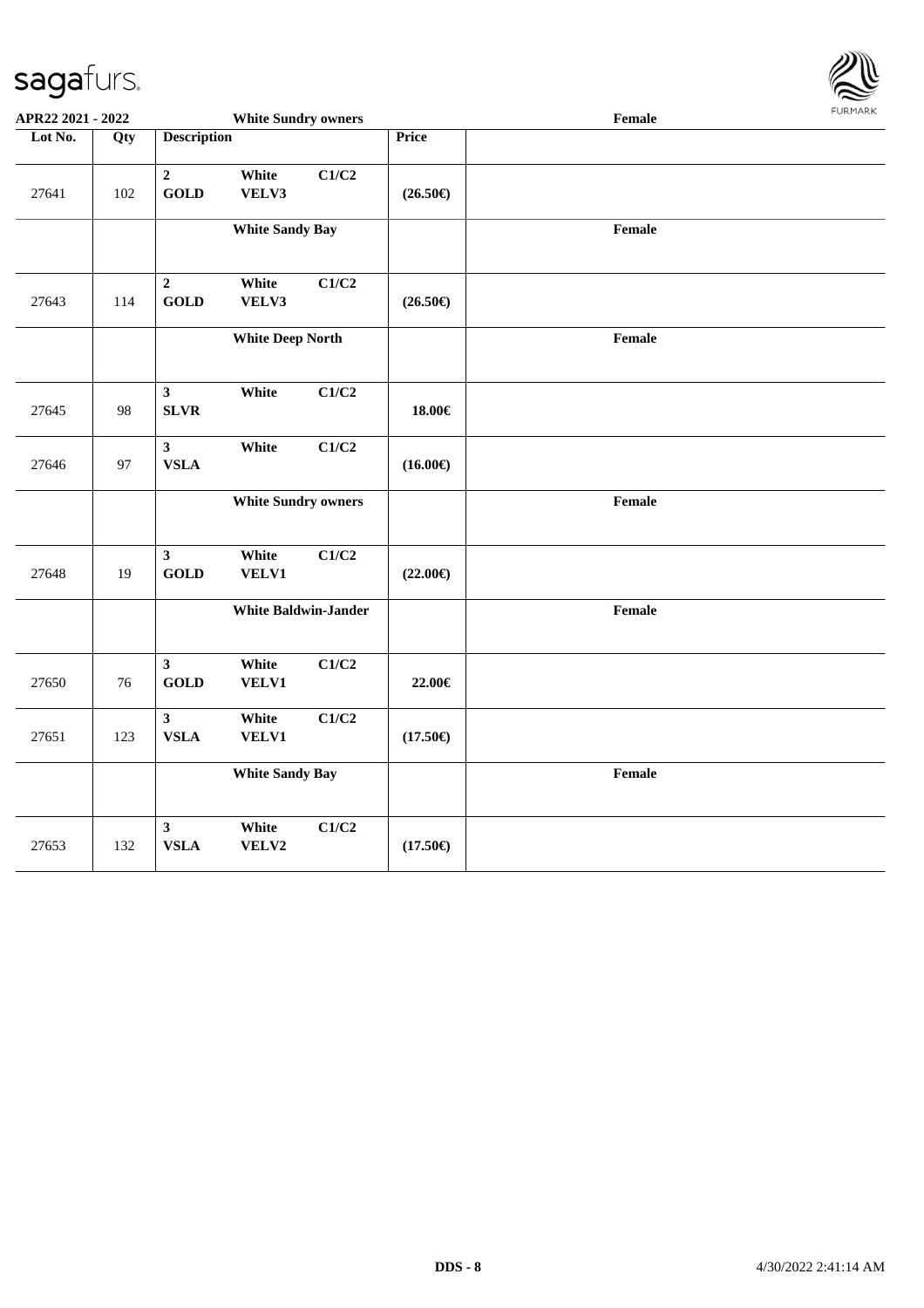| Lot No. | Qty | Description | | | Price | |
|---|---|---|---|---|---|---|
| | | White Sundry owners | | | | Female |
| 27641 | 102 | **2** **GOLD** | **White** **VELV3** | **C1/C2** | **(26.50€)** | |
| | | **White Sandy Bay** | | | | **Female** |
| 27643 | 114 | **2** **GOLD** | **White** **VELV3** | **C1/C2** | **(26.50€)** | |
| | | **White Deep North** | | | | **Female** |
| 27645 | 98 | **3** **SLVR** | **White** | **C1/C2** | **18.00€** | |
| 27646 | 97 | **3** **VSLA** | **White** | **C1/C2** | **(16.00€)** | |
| | | **White Sundry owners** | | | | **Female** |
| 27648 | 19 | **3** **GOLD** | **White** **VELV1** | **C1/C2** | **(22.00€)** | |
| | | **White Baldwin-Jander** | | | | **Female** |
| 27650 | 76 | **3** **GOLD** | **White** **VELV1** | **C1/C2** | **22.00€** | |
| 27651 | 123 | **3** **VSLA** | **White** **VELV1** | **C1/C2** | **(17.50€)** | |
| | | **White Sandy Bay** | | | | **Female** |
| 27653 | 132 | **3** **VSLA** | **White** **VELV2** | **C1/C2** | **(17.50€)** | |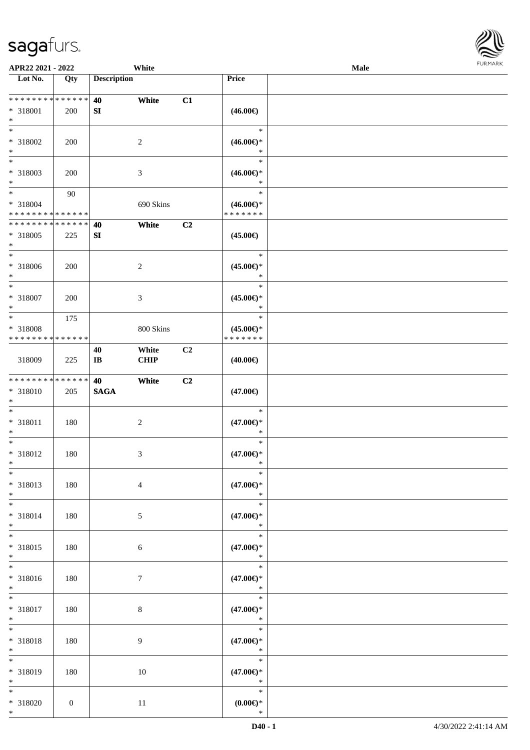| Lot No. | Qty | Description | | | Price | |
|---|---|---|---|---|---|---|
| ************** | | 40 | White | C1 | | |
| * 318001 | 200 | SI | | | (46.00€) | |
| * | | | | | | |
| * | | | | | * | |
| * 318002 | 200 | | 2 | | (46.00€)* | |
| * | | | | | * | |
| * | | | | | * | |
| * 318003 | 200 | | 3 | | (46.00€)* | |
| * | | | | | * | |
| * | 90 | | | | * | |
| * 318004 | | | 690 Skins | | (46.00€)* | |
| ************** | | | | | ******* | |
| ************** | | 40 | White | C2 | | |
| * 318005 | 225 | SI | | | (45.00€) | |
| * | | | | | | |
| * | | | | | * | |
| * 318006 | 200 | | 2 | | (45.00€)* | |
| * | | | | | * | |
| * | | | | | * | |
| * 318007 | 200 | | 3 | | (45.00€)* | |
| * | | | | | * | |
| * | 175 | | | | * | |
| * 318008 | | | 800 Skins | | (45.00€)* | |
| ************** | | | | | ******* | |
| | | 40 | White | C2 | | |
| 318009 | 225 | IB | CHIP | | (40.00€) | |
| ************** | | 40 | White | C2 | | |
| * 318010 | 205 | SAGA | | | (47.00€) | |
| * | | | | | | |
| * | | | | | * | |
| * 318011 | 180 | | 2 | | (47.00€)* | |
| * | | | | | * | |
| * | | | | | * | |
| * 318012 | 180 | | 3 | | (47.00€)* | |
| * | | | | | * | |
| * | | | | | * | |
| * 318013 | 180 | | 4 | | (47.00€)* | |
| * | | | | | * | |
| * | | | | | * | |
| * 318014 | 180 | | 5 | | (47.00€)* | |
| * | | | | | * | |
| * | | | | | * | |
| * 318015 | 180 | | 6 | | (47.00€)* | |
| * | | | | | * | |
| * | | | | | * | |
| * 318016 | 180 | | 7 | | (47.00€)* | |
| * | | | | | * | |
| * | | | | | * | |
| * 318017 | 180 | | 8 | | (47.00€)* | |
| * | | | | | * | |
| * | | | | | * | |
| * 318018 | 180 | | 9 | | (47.00€)* | |
| * | | | | | * | |
| * | | | | | * | |
| * 318019 | 180 | | 10 | | (47.00€)* | |
| * | | | | | * | |
| * | | | | | * | |
| * 318020 | 0 | | 11 | | (0.00€)* | |
| * | | | | | * | |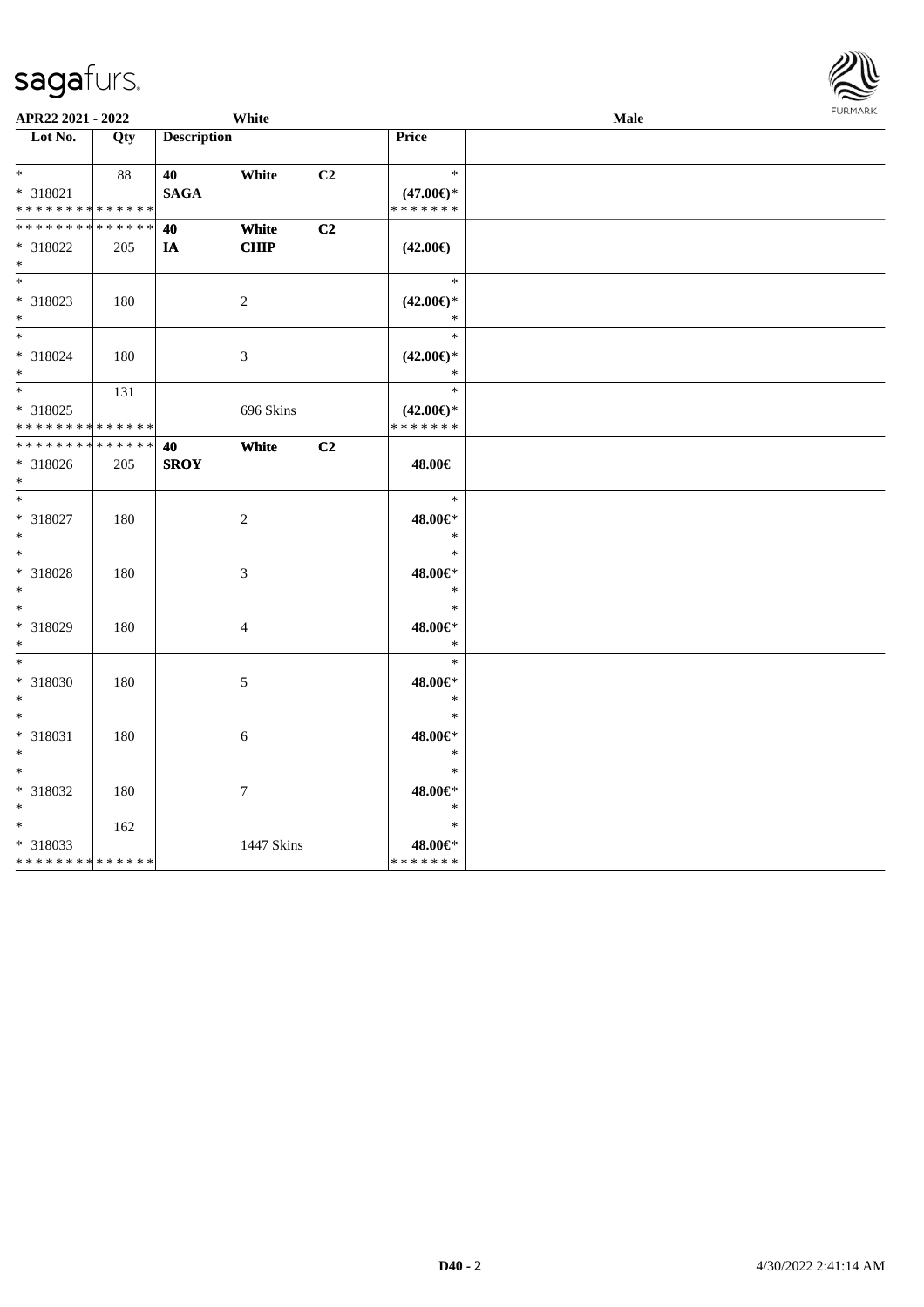APR22 2021 - 2022 White Male

| Lot No. | Qty | Description | | | Price | |
|---|---|---|---|---|---|---|
| * <br> * 318021 <br> * * * * * * * * * * * * * * | 88 | 40 <br> SAGA | White | C2 | * <br> (47.00€)* <br> * * * * * * * | |
| * * * * * * * * * * * * * * <br> * 318022 <br> * | 205 | 40 <br> IA | White <br> CHIP | C2 | (42.00€) | |
| * <br> * 318023 <br> * | 180 | | 2 | | * <br> (42.00€)* <br> * | |
| * <br> * 318024 <br> * | 180 | | 3 | | * <br> (42.00€)* <br> * | |
| * <br> * 318025 <br> * * * * * * * * * * * * * * | 131 | | 696 Skins | | * <br> (42.00€)* <br> * * * * * * * | |
| * * * * * * * * * * * * * * <br> * 318026 <br> * | 205 | 40 <br> SROY | White | C2 | 48.00€ | |
| * <br> * 318027 <br> * | 180 | | 2 | | * <br> 48.00€* <br> * | |
| * <br> * 318028 <br> * | 180 | | 3 | | * <br> 48.00€* <br> * | |
| * <br> * 318029 <br> * | 180 | | 4 | | * <br> 48.00€* <br> * | |
| * <br> * 318030 <br> * | 180 | | 5 | | * <br> 48.00€* <br> * | |
| * <br> * 318031 <br> * | 180 | | 6 | | * <br> 48.00€* <br> * | |
| * <br> * 318032 <br> * | 180 | | 7 | | * <br> 48.00€* <br> * | |
| * <br> * 318033 <br> * * * * * * * * * * * * * * | 162 | | 1447 Skins | | * <br> 48.00€* <br> * * * * * * * | |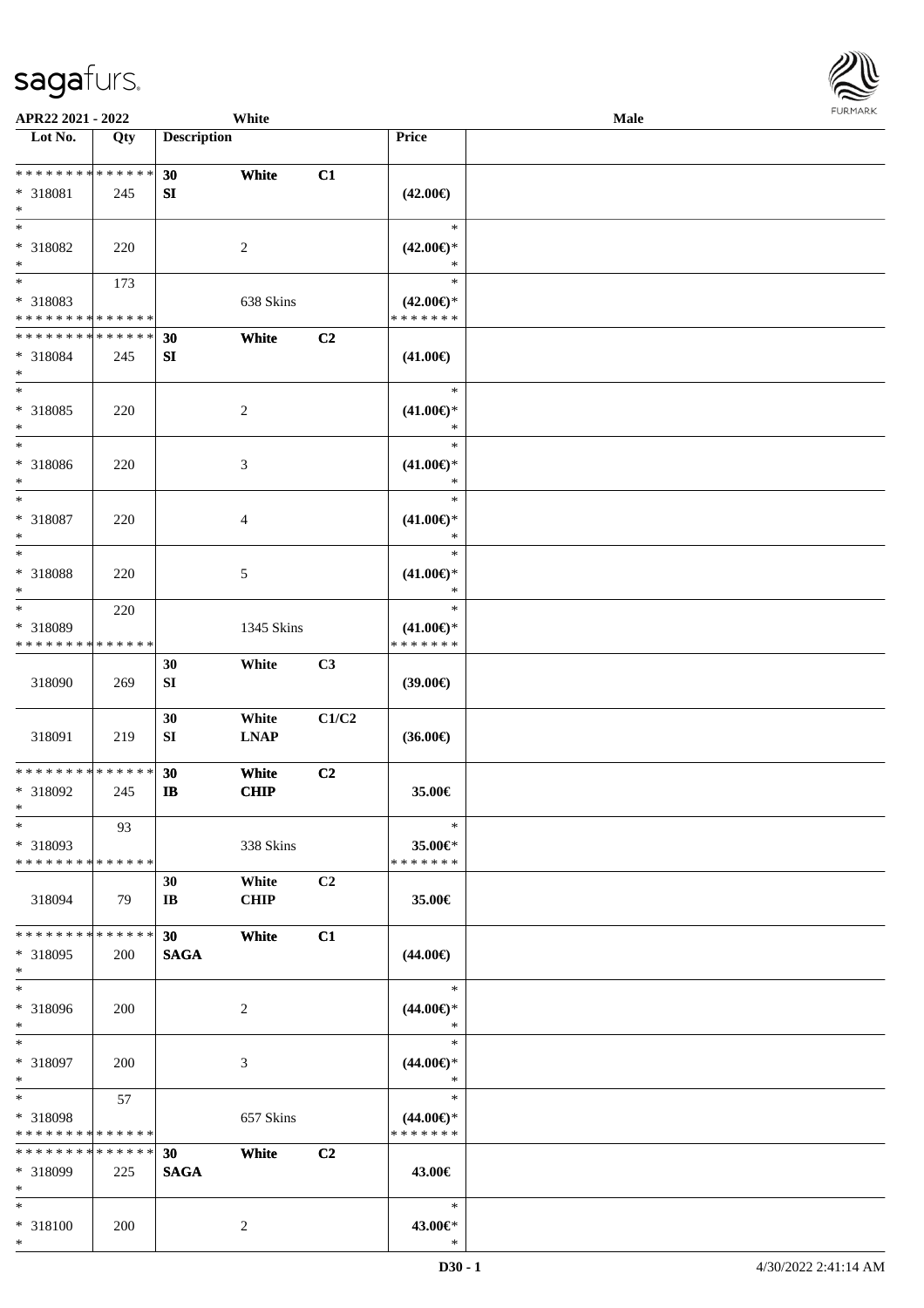APR22 2021 - 2022 White Male

| Lot No. | Qty | Description | | | Price | |
|---|---|---|---|---|---|---|
| * * * * * * * * * * * * * * | | 30 | White | C1 | | |
| * 318081 | 245 | SI | | | (42.00€) | |
| * | | | | | | |
| * | | | | | * | |
| * 318082 | 220 | | 2 | | (42.00€)* | |
| * | | | | | * | |
| * | 173 | | | | * | |
| * 318083 | | | 638 Skins | | (42.00€)* | |
| * * * * * * * * * * * * * * | | | | | * * * * * * * | |
| * * * * * * * * * * * * * * | | 30 | White | C2 | | |
| * 318084 | 245 | SI | | | (41.00€) | |
| * | | | | | | |
| * | | | | | * | |
| * 318085 | 220 | | 2 | | (41.00€)* | |
| * | | | | | * | |
| * | | | | | * | |
| * 318086 | 220 | | 3 | | (41.00€)* | |
| * | | | | | * | |
| * | | | | | * | |
| * 318087 | 220 | | 4 | | (41.00€)* | |
| * | | | | | * | |
| * | | | | | * | |
| * 318088 | 220 | | 5 | | (41.00€)* | |
| * | | | | | * | |
| * | 220 | | | | * | |
| * 318089 | | | 1345 Skins | | (41.00€)* | |
| * * * * * * * * * * * * * * | | | | | * * * * * * * | |
| | | 30 | White | C3 | | |
| 318090 | 269 | SI | | | (39.00€) | |
| | | 30 | White | C1/C2 | | |
| 318091 | 219 | SI | LNAP | | (36.00€) | |
| * * * * * * * * * * * * * * | | 30 | White | C2 | | |
| * 318092 | 245 | IB | CHIP | | 35.00€ | |
| * | | | | | | |
| * | 93 | | | | * | |
| * 318093 | | | 338 Skins | | 35.00€* | |
| * * * * * * * * * * * * * * | | | | | * * * * * * * | |
| | | 30 | White | C2 | | |
| 318094 | 79 | IB | CHIP | | 35.00€ | |
| * * * * * * * * * * * * * * | | 30 | White | C1 | | |
| * 318095 | 200 | SAGA | | | (44.00€) | |
| * | | | | | | |
| * | | | | | * | |
| * 318096 | 200 | | 2 | | (44.00€)* | |
| * | | | | | * | |
| * | | | | | * | |
| * 318097 | 200 | | 3 | | (44.00€)* | |
| * | | | | | * | |
| * | 57 | | | | * | |
| * 318098 | | | 657 Skins | | (44.00€)* | |
| * * * * * * * * * * * * * * | | | | | * * * * * * * | |
| * * * * * * * * * * * * * * | | 30 | White | C2 | | |
| * 318099 | 225 | SAGA | | | 43.00€ | |
| * | | | | | | |
| * | | | | | * | |
| * 318100 | 200 | | 2 | | 43.00€* | |
| * | | | | | * | |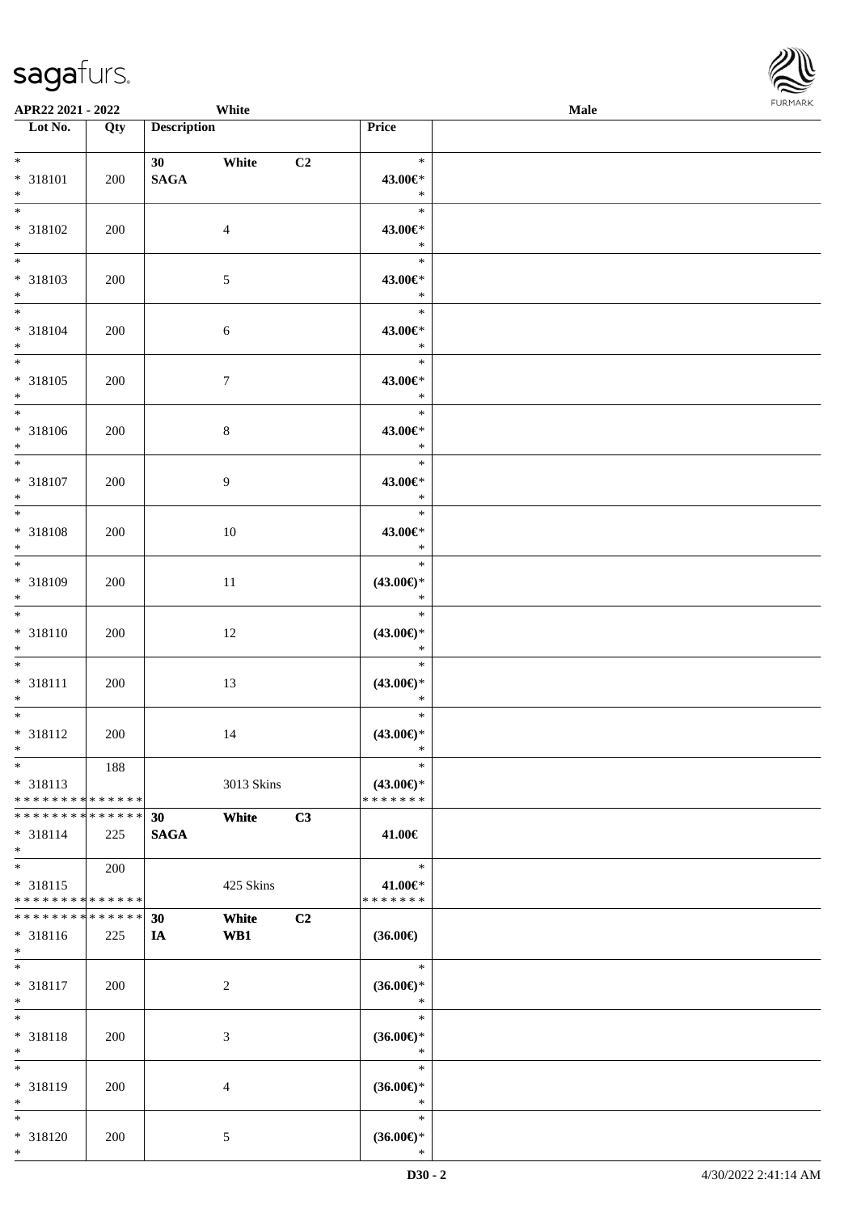| Lot No. | Qty | Description | | | Price |
|---|---|---|---|---|---|
| * 318101 * | 200 | 30 SAGA | White | C2 | * 43.00€* * |
| * 318102 * | 200 | | 4 | | * 43.00€* * |
| * 318103 * | 200 | | 5 | | * 43.00€* * |
| * 318104 * | 200 | | 6 | | * 43.00€* * |
| * 318105 * | 200 | | 7 | | * 43.00€* * |
| * 318106 * | 200 | | 8 | | * 43.00€* * |
| * 318107 * | 200 | | 9 | | * 43.00€* * |
| * 318108 * | 200 | | 10 | | * 43.00€* * |
| * 318109 * | 200 | | 11 | | * (43.00€)* * |
| * 318110 * | 200 | | 12 | | * (43.00€)* * |
| * 318111 * | 200 | | 13 | | * (43.00€)* * |
| * 318112 * | 200 | | 14 | | * (43.00€)* * |
| * 318113 ************** | 188 | | 3013 Skins | | * (43.00€)* ******* |
| ************** 318114 * | 225 | 30 SAGA | White | C3 | 41.00€ |
| * 318115 ************** | 200 | | 425 Skins | | * 41.00€* ******* |
| ************** 318116 * | 225 | 30 IA | White WB1 | C2 | (36.00€) |
| * 318117 * | 200 | | 2 | | * (36.00€)* * |
| * 318118 * | 200 | | 3 | | * (36.00€)* * |
| * 318119 * | 200 | | 4 | | * (36.00€)* * |
| * 318120 * | 200 | | 5 | | * (36.00€)* * |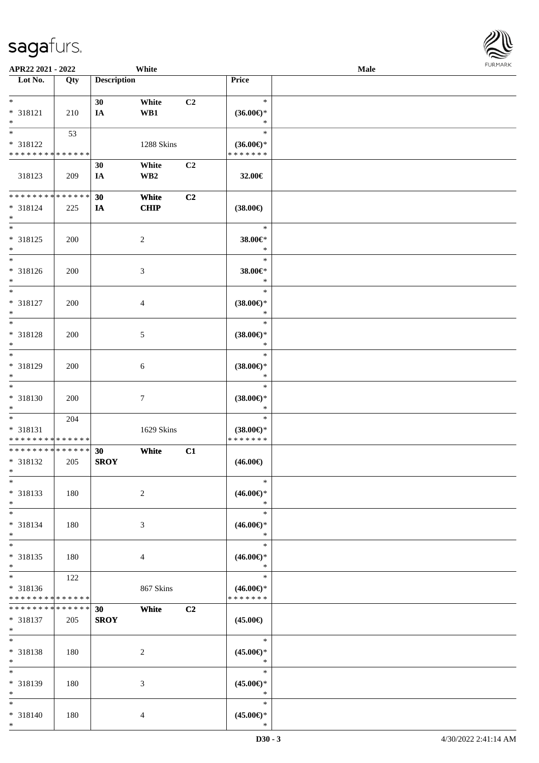**APR22 2021 - 2022** White **Male**

| Lot No. | Qty | Description | | | Price |
|---|---|---|---|---|---|
| * 318121 * | 210 | 30 IA | White WB1 | C2 | * (36.00€)* * |
| * 318122 * * * * * * * * * * * * * * | 53 | | 1288 Skins | | * (36.00€)* * * * * * * * |
| 318123 | 209 | 30 IA | White WB2 | C2 | 32.00€ |
| * * * * * * * * * * * * * * * 318124 * | 225 | 30 IA | White CHIP | C2 | (38.00€) |
| * 318125 * | 200 | | 2 | | * 38.00€* * |
| * 318126 * | 200 | | 3 | | * 38.00€* * |
| * 318127 * | 200 | | 4 | | * (38.00€)* * |
| * 318128 * | 200 | | 5 | | * (38.00€)* * |
| * 318129 * | 200 | | 6 | | * (38.00€)* * |
| * 318130 * | 200 | | 7 | | * (38.00€)* * |
| * 318131 * * * * * * * * * * * * * * | 204 | | 1629 Skins | | * (38.00€)* * * * * * * * |
| * * * * * * * * * * * * * * * 318132 * | 205 | 30 SROY | White | C1 | (46.00€) |
| * 318133 * | 180 | | 2 | | * (46.00€)* * |
| * 318134 * | 180 | | 3 | | * (46.00€)* * |
| * 318135 * | 180 | | 4 | | * (46.00€)* * |
| * 318136 * * * * * * * * * * * * * * | 122 | | 867 Skins | | * (46.00€)* * * * * * * * |
| * * * * * * * * * * * * * * * 318137 * | 205 | 30 SROY | White | C2 | (45.00€) |
| * 318138 * | 180 | | 2 | | * (45.00€)* * |
| * 318139 * | 180 | | 3 | | * (45.00€)* * |
| * 318140 * | 180 | | 4 | | * (45.00€)* * |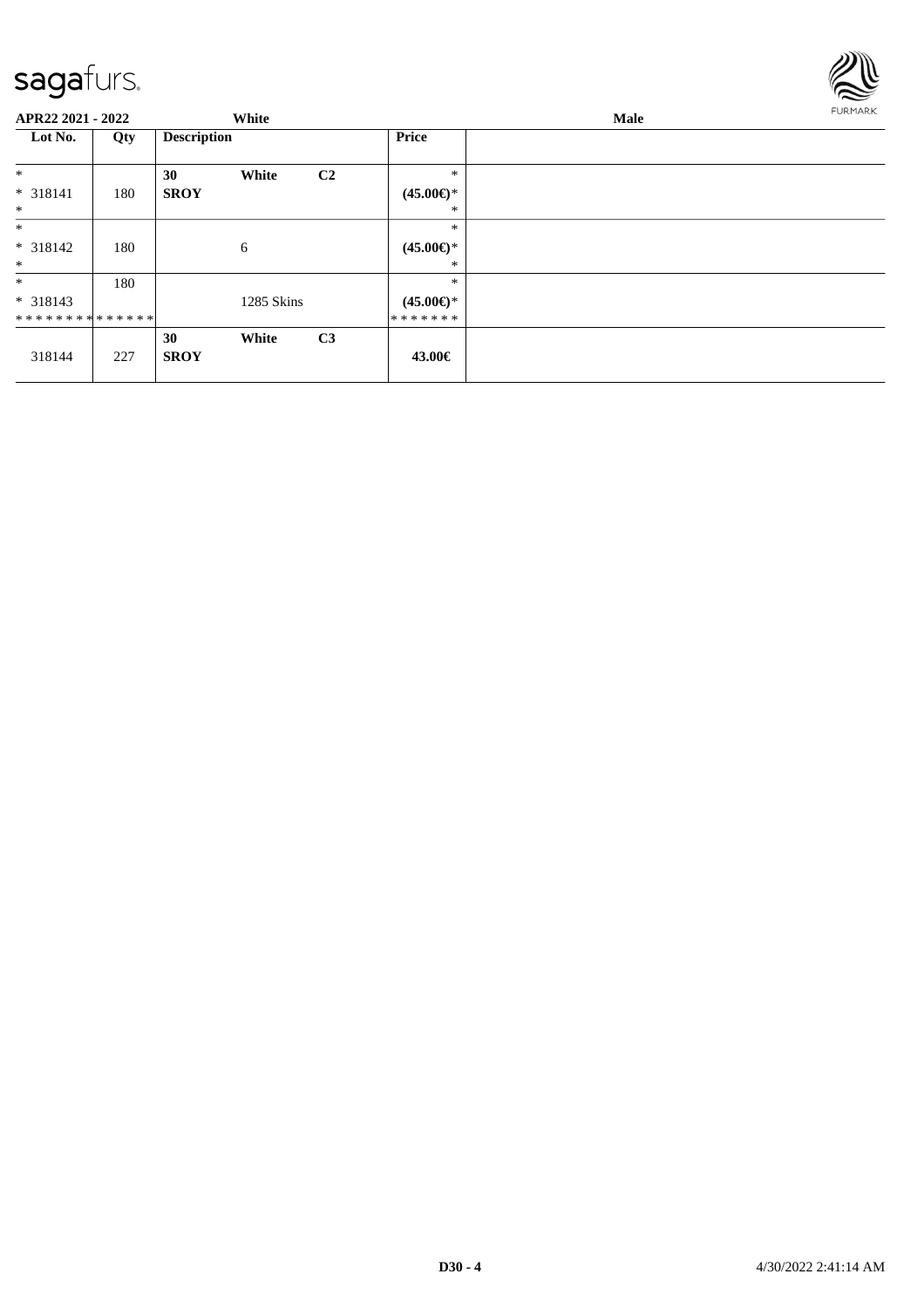**APR22 2021 - 2022** White Male

| Lot No. | Qty | Description | | | Price | |
|---|---|---|---|---|---|---|
| * | | 30 | White | C2 | * | |
| * 318141 | 180 | SROY | | | (45.00€)* | |
| * | | | | | * | |
| * | | | | | * | |
| * 318142 | 180 | | 6 | | (45.00€)* | |
| * | | | | | * | |
| * | 180 | | | | * | |
| * 318143 | | | 1285 Skins | | (45.00€)* | |
| * * * * * * * * * * * * * * | | | | | * * * * * * * | |
| | | 30 | White | C3 | | |
| 318144 | 227 | SROY | | | 43.00€ | |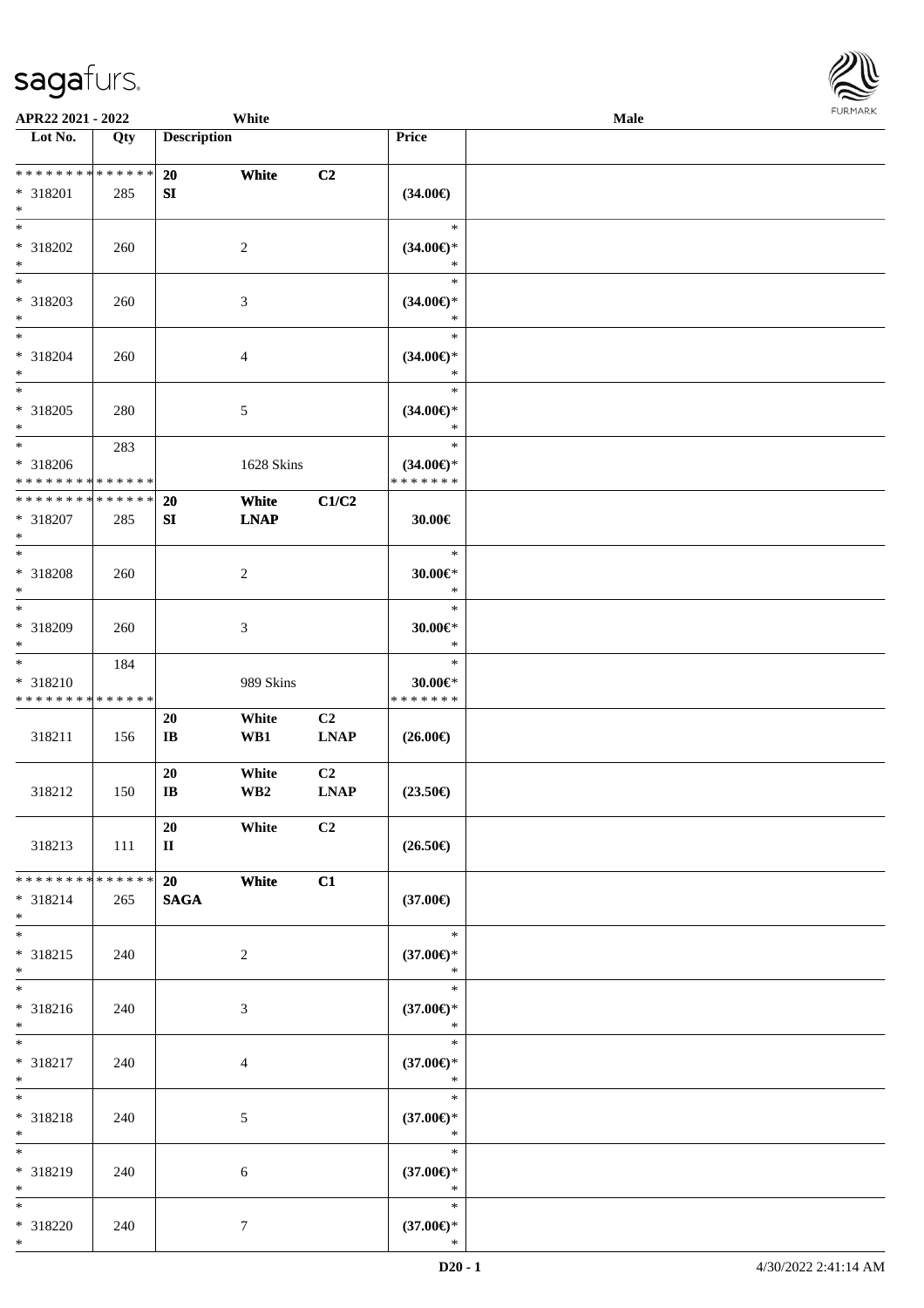**APR22 2021 - 2022** White **Male**

| Lot No. | Qty | Description | | | Price | |
|---|---|---|---|---|---|---|
| * * * * * * * * * * * * * * | | 20 | White | C2 | | |
| * 318201 | 285 | SI | | | (34.00€) | |
| * | | | | | | |
| * | | | | | * | |
| * 318202 | 260 | | 2 | | (34.00€)* | |
| * | | | | | * | |
| * | | | | | * | |
| * 318203 | 260 | | 3 | | (34.00€)* | |
| * | | | | | * | |
| * | | | | | * | |
| * 318204 | 260 | | 4 | | (34.00€)* | |
| * | | | | | * | |
| * | | | | | * | |
| * 318205 | 280 | | 5 | | (34.00€)* | |
| * | | | | | * | |
| * | 283 | | | | * | |
| * 318206 | | | 1628 Skins | | (34.00€)* | |
| * * * * * * * * * * * * * * | | | | | * * * * * * * | |
| * * * * * * * * * * * * * * | | 20 | White | C1/C2 | | |
| * 318207 | 285 | SI | LNAP | | 30.00€ | |
| * | | | | | | |
| * | | | | | * | |
| * 318208 | 260 | | 2 | | 30.00€* | |
| * | | | | | * | |
| * | | | | | * | |
| * 318209 | 260 | | 3 | | 30.00€* | |
| * | | | | | * | |
| * | 184 | | | | * | |
| * 318210 | | | 989 Skins | | 30.00€* | |
| * * * * * * * * * * * * * * | | | | | * * * * * * * | |
| | | 20 | White | C2 | | |
| 318211 | 156 | IB | WB1 | LNAP | (26.00€) | |
| | | 20 | White | C2 | | |
| 318212 | 150 | IB | WB2 | LNAP | (23.50€) | |
| | | 20 | White | C2 | | |
| 318213 | 111 | II | | | (26.50€) | |
| * * * * * * * * * * * * * * | | 20 | White | C1 | | |
| * 318214 | 265 | SAGA | | | (37.00€) | |
| * | | | | | | |
| * | | | | | * | |
| * 318215 | 240 | | 2 | | (37.00€)* | |
| * | | | | | * | |
| * | | | | | * | |
| * 318216 | 240 | | 3 | | (37.00€)* | |
| * | | | | | * | |
| * | | | | | * | |
| * 318217 | 240 | | 4 | | (37.00€)* | |
| * | | | | | * | |
| * | | | | | * | |
| * 318218 | 240 | | 5 | | (37.00€)* | |
| * | | | | | * | |
| * | | | | | * | |
| * 318219 | 240 | | 6 | | (37.00€)* | |
| * | | | | | * | |
| * | | | | | * | |
| * 318220 | 240 | | 7 | | (37.00€)* | |
| * | | | | | * | |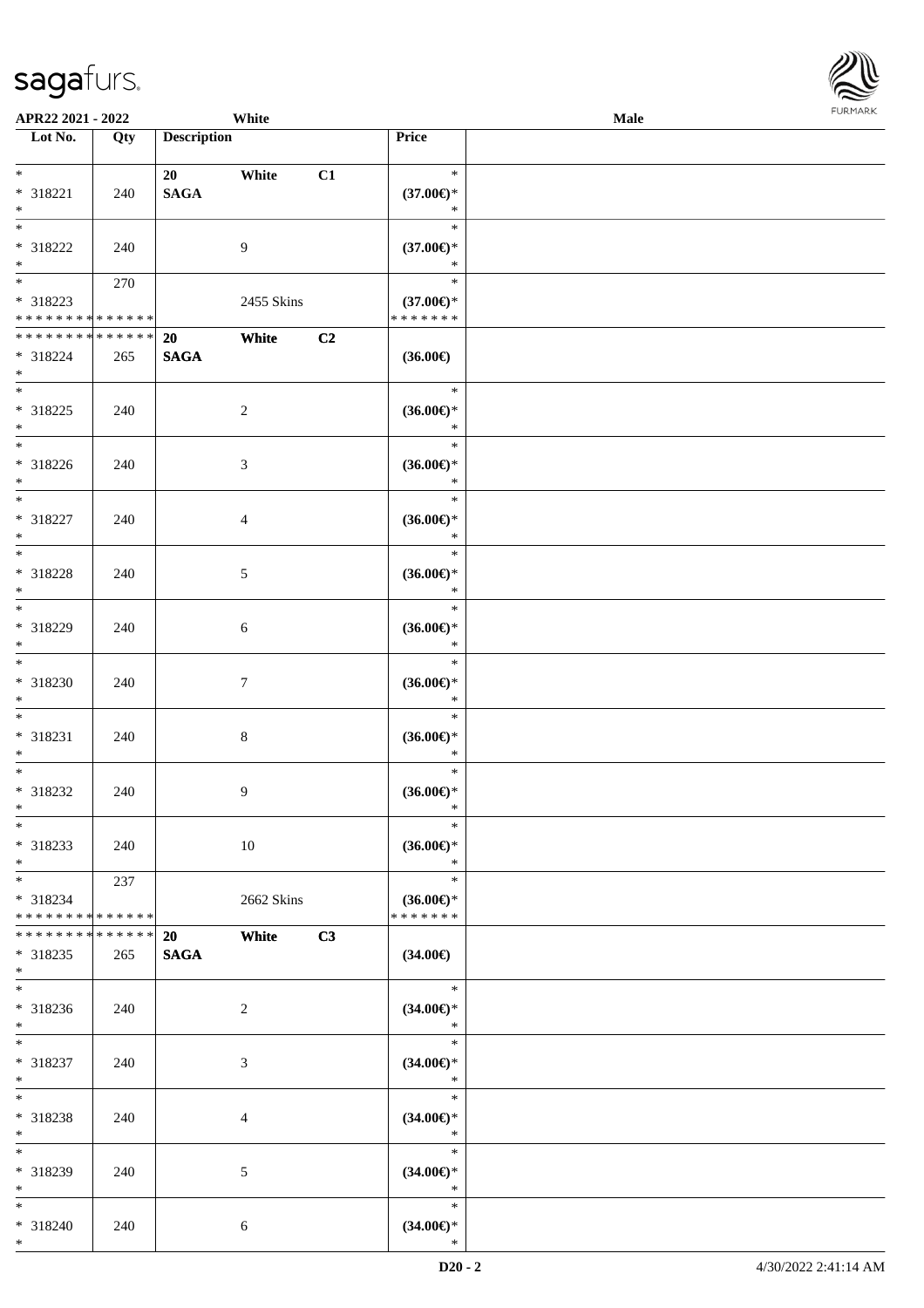| Lot No. | Qty | Description | | | Price | |
|---|---|---|---|---|---|---|
| * | | 20 | White | C1 | * | |
| * 318221 | 240 | SAGA | | | (37.00€)* | |
| * | | | | | * | |
| * | | | | | * | |
| * 318222 | 240 | | 9 | | (37.00€)* | |
| * | | | | | * | |
| * | 270 | | | | * | |
| * 318223 | | | 2455 Skins | | (37.00€)* | |
| * * * * * * * * * * * * * * | | | | | * * * * * * * | |
| * * * * * * * * * * * * * * | | 20 | White | C2 | | |
| * 318224 | 265 | SAGA | | | (36.00€) | |
| * | | | | | | |
| * | | | | | * | |
| * 318225 | 240 | | 2 | | (36.00€)* | |
| * | | | | | * | |
| * | | | | | * | |
| * 318226 | 240 | | 3 | | (36.00€)* | |
| * | | | | | * | |
| * | | | | | * | |
| * 318227 | 240 | | 4 | | (36.00€)* | |
| * | | | | | * | |
| * | | | | | * | |
| * 318228 | 240 | | 5 | | (36.00€)* | |
| * | | | | | * | |
| * | | | | | * | |
| * 318229 | 240 | | 6 | | (36.00€)* | |
| * | | | | | * | |
| * | | | | | * | |
| * 318230 | 240 | | 7 | | (36.00€)* | |
| * | | | | | * | |
| * | | | | | * | |
| * 318231 | 240 | | 8 | | (36.00€)* | |
| * | | | | | * | |
| * | | | | | * | |
| * 318232 | 240 | | 9 | | (36.00€)* | |
| * | | | | | * | |
| * | | | | | * | |
| * 318233 | 240 | | 10 | | (36.00€)* | |
| * | | | | | * | |
| * | 237 | | | | * | |
| * 318234 | | | 2662 Skins | | (36.00€)* | |
| * * * * * * * * * * * * * * | | | | | * * * * * * * | |
| * * * * * * * * * * * * * * | | 20 | White | C3 | | |
| * 318235 | 265 | SAGA | | | (34.00€) | |
| * | | | | | | |
| * | | | | | * | |
| * 318236 | 240 | | 2 | | (34.00€)* | |
| * | | | | | * | |
| * | | | | | * | |
| * 318237 | 240 | | 3 | | (34.00€)* | |
| * | | | | | * | |
| * | | | | | * | |
| * 318238 | 240 | | 4 | | (34.00€)* | |
| * | | | | | * | |
| * | | | | | * | |
| * 318239 | 240 | | 5 | | (34.00€)* | |
| * | | | | | * | |
| * | | | | | * | |
| * 318240 | 240 | | 6 | | (34.00€)* | |
| * | | | | | * | |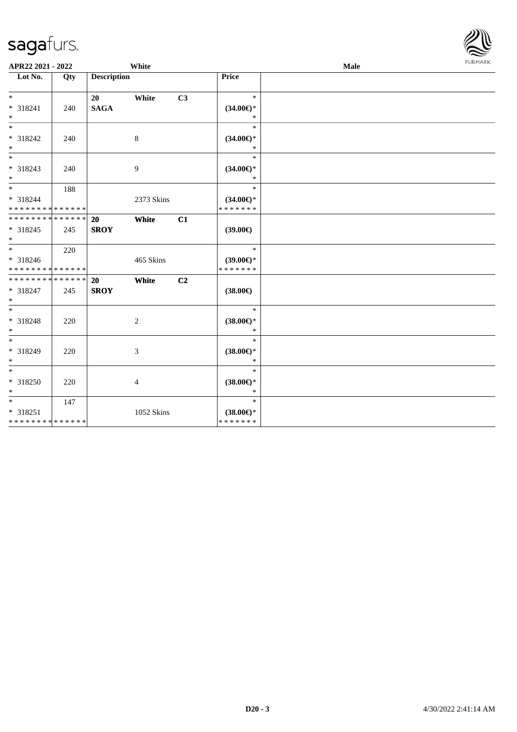APR22 2021 - 2022 White Male

| Lot No. | Qty | Description | | | Price | |
|---|---|---|---|---|---|---|
| * | | 20 | White | C3 | * | |
| * 318241 | 240 | SAGA | | | (34.00€)* | |
| * | | | | | * | |
| * | | | | | * | |
| * 318242 | 240 | | 8 | | (34.00€)* | |
| * | | | | | * | |
| * | | | | | * | |
| * 318243 | 240 | | 9 | | (34.00€)* | |
| * | | | | | * | |
| * | 188 | | | | * | |
| * 318244 | | | 2373 Skins | | (34.00€)* | |
| * * * * * * * * * * * * * * | | | | | * * * * * * * | |
| * * * * * * * * * * * * * * | | 20 | White | C1 | | |
| * 318245 | 245 | SROY | | | (39.00€) | |
| * | | | | | | |
| * | 220 | | | | * | |
| * 318246 | | | 465 Skins | | (39.00€)* | |
| * * * * * * * * * * * * * * | | | | | * * * * * * * | |
| * * * * * * * * * * * * * * | | 20 | White | C2 | | |
| * 318247 | 245 | SROY | | | (38.00€) | |
| * | | | | | | |
| * | | | | | * | |
| * 318248 | 220 | | 2 | | (38.00€)* | |
| * | | | | | * | |
| * | | | | | * | |
| * 318249 | 220 | | 3 | | (38.00€)* | |
| * | | | | | * | |
| * | | | | | * | |
| * 318250 | 220 | | 4 | | (38.00€)* | |
| * | | | | | * | |
| * | 147 | | | | * | |
| * 318251 | | | 1052 Skins | | (38.00€)* | |
| * * * * * * * * * * * * * * | | | | | * * * * * * * | |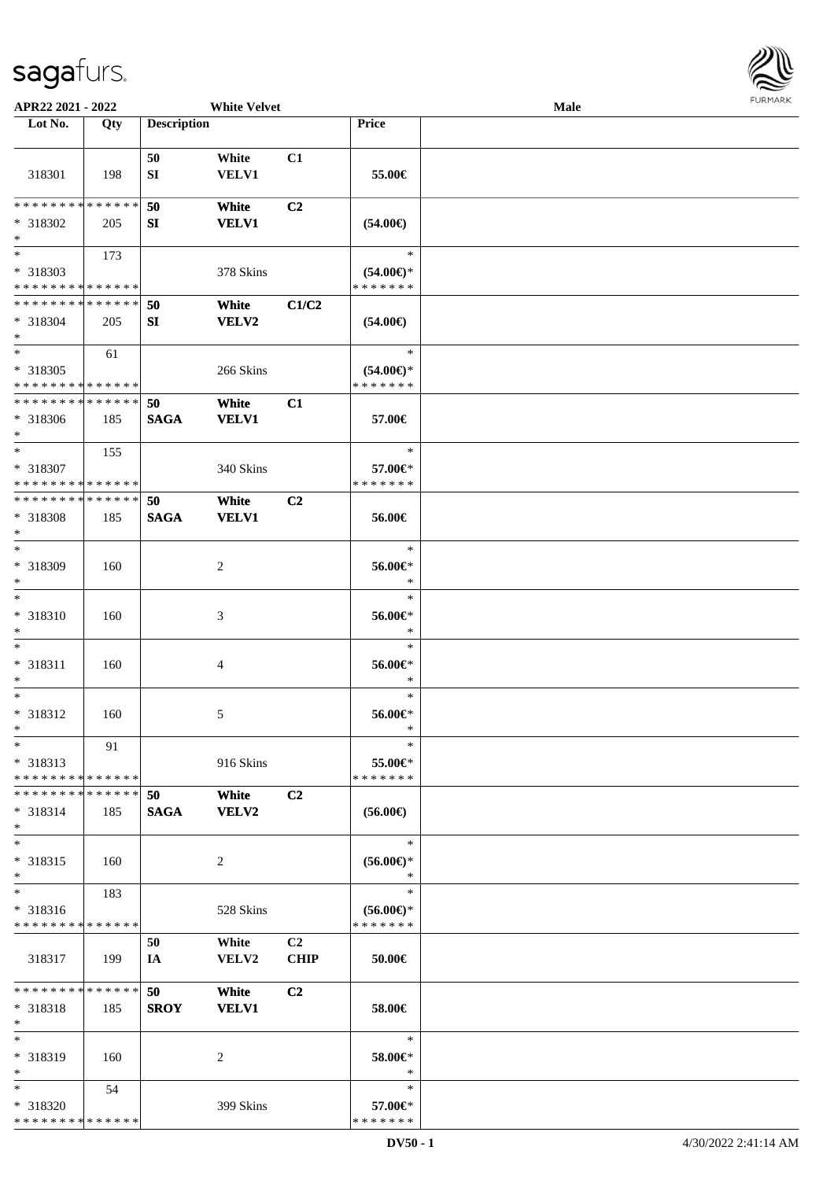APR22 2021 - 2022 — White Velvet — Male

| Lot No. | Qty | Description | | | Price | |
|---|---|---|---|---|---|---|
| 318301 | 198 | 50 SI | White VELV1 | C1 | 55.00€ | |
| * * * * * * * * * * * * * * * 318302 * | 205 | 50 SI | White VELV1 | C2 | (54.00€) | |
| * * 318303 * * * * * * * * * * * * * * | 173 | | 378 Skins | | * (54.00€)* * * * * * * * | |
| * * * * * * * * * * * * * * * 318304 * | 205 | 50 SI | White VELV2 | C1/C2 | (54.00€) | |
| * * 318305 * * * * * * * * * * * * * * | 61 | | 266 Skins | | * (54.00€)* * * * * * * * | |
| * * * * * * * * * * * * * * * 318306 * | 185 | 50 SAGA | White VELV1 | C1 | 57.00€ | |
| * * 318307 * * * * * * * * * * * * * * | 155 | | 340 Skins | | * 57.00€* * * * * * * * | |
| * * * * * * * * * * * * * * * 318308 * | 185 | 50 SAGA | White VELV1 | C2 | 56.00€ | |
| * * 318309 * | 160 | | 2 | | * 56.00€* * | |
| * * 318310 * | 160 | | 3 | | * 56.00€* * | |
| * * 318311 * | 160 | | 4 | | * 56.00€* * | |
| * * 318312 * | 160 | | 5 | | * 56.00€* * | |
| * * 318313 * * * * * * * * * * * * * * | 91 | | 916 Skins | | * 55.00€* * * * * * * * | |
| * * * * * * * * * * * * * * * 318314 * | 185 | 50 SAGA | White VELV2 | C2 | (56.00€) | |
| * * 318315 * | 160 | | 2 | | * (56.00€)* * | |
| * * 318316 * * * * * * * * * * * * * * | 183 | | 528 Skins | | * (56.00€)* * * * * * * * | |
| 318317 | 199 | 50 IA | White VELV2 | C2 CHIP | 50.00€ | |
| * * * * * * * * * * * * * * * 318318 * | 185 | 50 SROY | White VELV1 | C2 | 58.00€ | |
| * * 318319 * | 160 | | 2 | | * 58.00€* * | |
| * * 318320 * * * * * * * * * * * * * * | 54 | | 399 Skins | | * 57.00€* * * * * * * * | |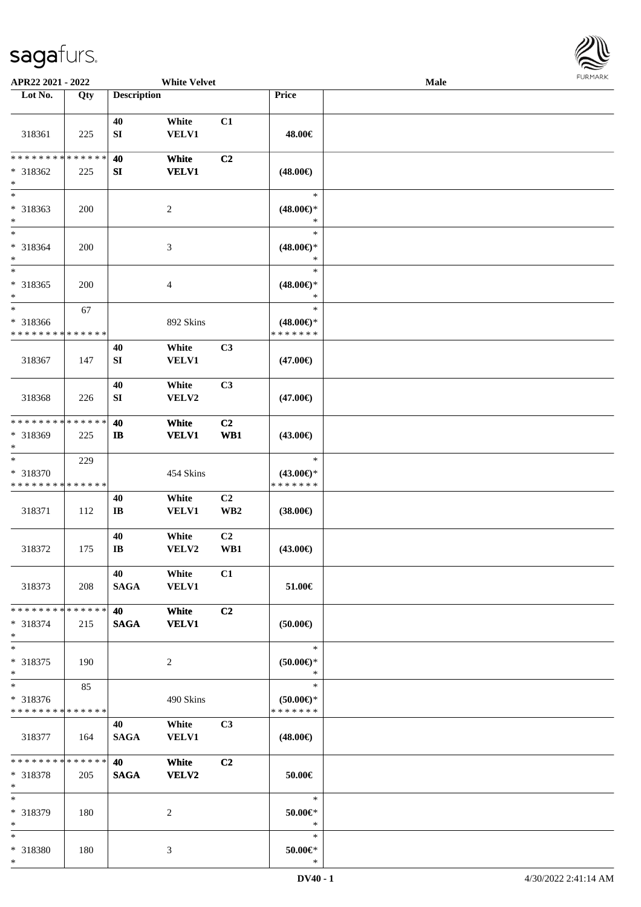**APR22 2021 - 2022** **White Velvet** **Male**

| Lot No. | Qty | Description | | | Price | |
|---|---|---|---|---|---|---|
| 318361 | 225 | 40 SI | White VELV1 | C1 | 48.00€ | |
| * * * * * * * * * * * * * * 318362 * | 225 | 40 SI | White VELV1 | C2 | (48.00€) | |
| * * 318363 * | 200 | | 2 | | * (48.00€)* * | |
| * * 318364 * | 200 | | 3 | | * (48.00€)* * | |
| * * 318365 * | 200 | | 4 | | * (48.00€)* * | |
| * * 318366 * * * * * * * * * * * * * * | 67 | | 892 Skins | | * (48.00€)* * * * * * * * | |
| 318367 | 147 | 40 SI | White VELV1 | C3 | (47.00€) | |
| 318368 | 226 | 40 SI | White VELV2 | C3 | (47.00€) | |
| * * * * * * * * * * * * * * 318369 * | 225 | 40 IB | White VELV1 | C2 WB1 | (43.00€) | |
| * * 318370 * * * * * * * * * * * * * * | 229 | | 454 Skins | | * (43.00€)* * * * * * * * | |
| 318371 | 112 | 40 IB | White VELV1 | C2 WB2 | (38.00€) | |
| 318372 | 175 | 40 IB | White VELV2 | C2 WB1 | (43.00€) | |
| 318373 | 208 | 40 SAGA | White VELV1 | C1 | 51.00€ | |
| * * * * * * * * * * * * * * 318374 * | 215 | 40 SAGA | White VELV1 | C2 | (50.00€) | |
| * * 318375 * | 190 | | 2 | | * (50.00€)* * | |
| * * 318376 * * * * * * * * * * * * * * | 85 | | 490 Skins | | * (50.00€)* * * * * * * * | |
| 318377 | 164 | 40 SAGA | White VELV1 | C3 | (48.00€) | |
| * * * * * * * * * * * * * * 318378 * | 205 | 40 SAGA | White VELV2 | C2 | 50.00€ | |
| * * 318379 * | 180 | | 2 | | * 50.00€* * | |
| * * 318380 * | 180 | | 3 | | * 50.00€* * | |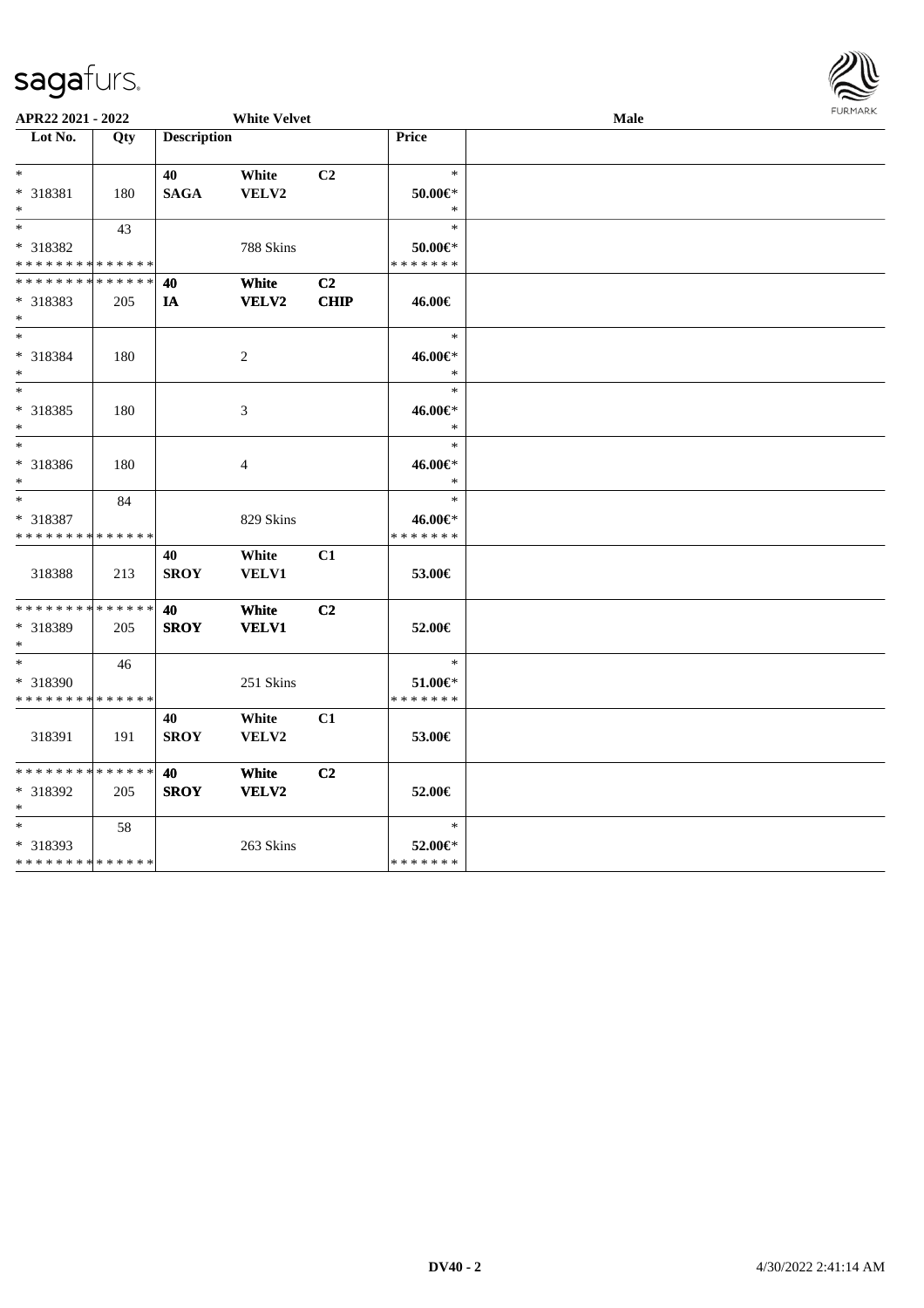APR22 2021 - 2022 White Velvet Male

| Lot No. | Qty | Description | | | Price |
|---|---|---|---|---|---|
| * | | 40 | White | C2 | * |
| * 318381 | 180 | SAGA | VELV2 | | 50.00€* |
| * | | | | | * |
| * | 43 | | | | * |
| * 318382 | | | 788 Skins | | 50.00€* |
| * * * * * * * * * * * * * * | | | | | * * * * * * * |
| * * * * * * * * * * * * * * | | 40 | **White** | C2 | |
| * 318383 | 205 | IA | **VELV2** | **CHIP** | 46.00€ |
| * | | | | | |
| * | | | | | * |
| * 318384 | 180 | | 2 | | 46.00€* |
| * | | | | | * |
| * | | | | | * |
| * 318385 | 180 | | 3 | | 46.00€* |
| * | | | | | * |
| * | | | | | * |
| * 318386 | 180 | | 4 | | 46.00€* |
| * | | | | | * |
| * | 84 | | | | * |
| * 318387 | | | 829 Skins | | 46.00€* |
| * * * * * * * * * * * * * * | | | | | * * * * * * * |
| 318388 | 213 | 40 SROY | White VELV1 | C1 | 53.00€ |
| * * * * * * * * * * * * * * | | 40 | **White** | C2 | |
| * 318389 | 205 | SROY | **VELV1** | | 52.00€ |
| * | | | | | |
| * | 46 | | | | * |
| * 318390 | | | 251 Skins | | 51.00€* |
| * * * * * * * * * * * * * * | | | | | * * * * * * * |
| 318391 | 191 | 40 SROY | White VELV2 | C1 | 53.00€ |
| * * * * * * * * * * * * * * | | 40 | **White** | C2 | |
| * 318392 | 205 | SROY | **VELV2** | | 52.00€ |
| * | | | | | |
| * | 58 | | | | * |
| * 318393 | | | 263 Skins | | 52.00€* |
| * * * * * * * * * * * * * * | | | | | * * * * * * * |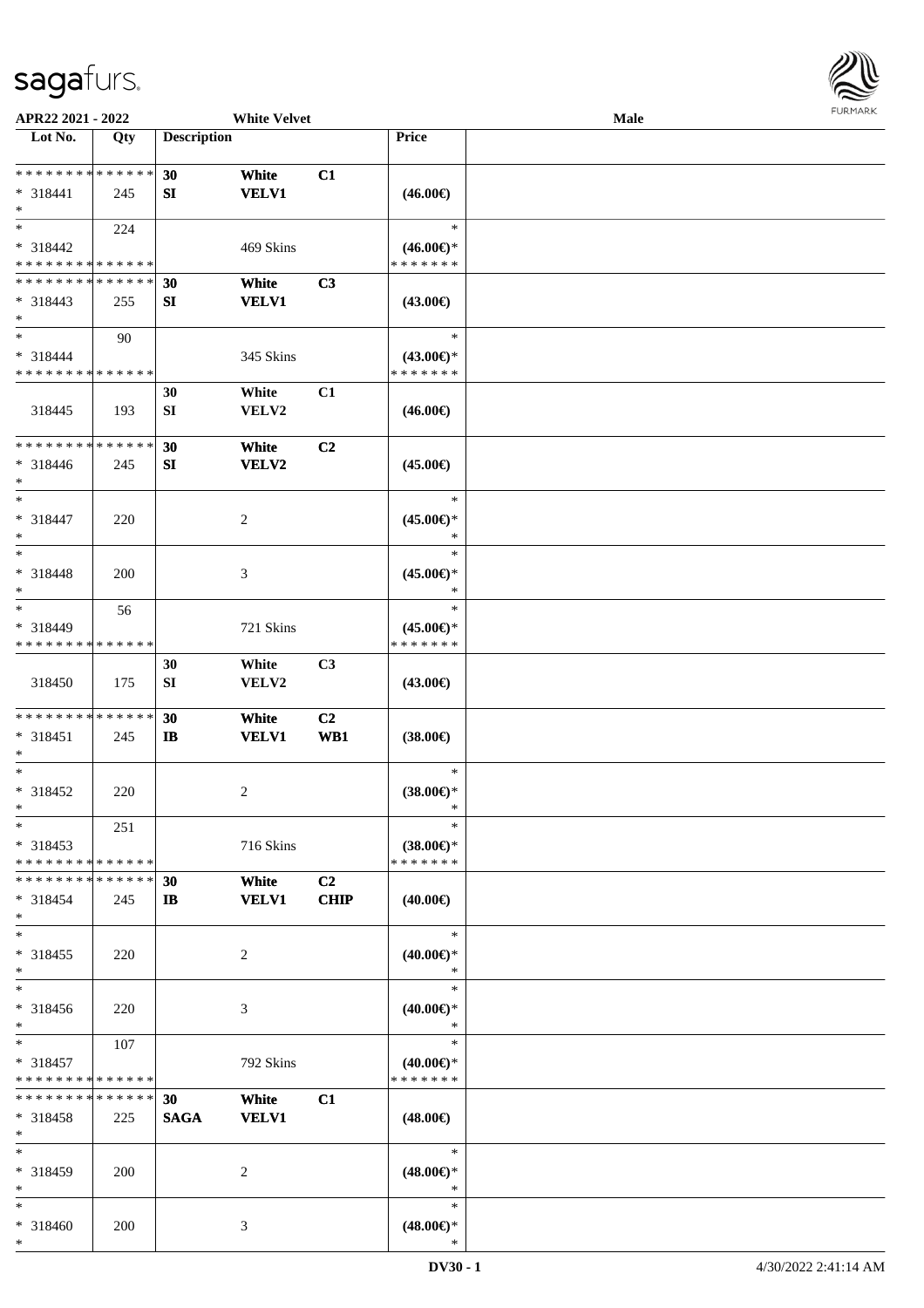**APR22 2021 - 2022** **White Velvet** **Male**

| Lot No. | Qty | Description | | | Price |
|---|---|---|---|---|---|
| * * * * * * * * * * * * * * | | 30 | White | C1 | |
| * 318441 | 245 | SI | VELV1 | | (46.00€) |
| * | | | | | |
| * | 224 | | | | * |
| * 318442 | | | 469 Skins | | (46.00€)* |
| * * * * * * * * * * * * * * | | | | | * * * * * * * |
| * * * * * * * * * * * * * * | | 30 | White | C3 | |
| * 318443 | 255 | SI | VELV1 | | (43.00€) |
| * | | | | | |
| * | 90 | | | | * |
| * 318444 | | | 345 Skins | | (43.00€)* |
| * * * * * * * * * * * * * * | | | | | * * * * * * * |
| | | 30 | White | C1 | |
| 318445 | 193 | SI | VELV2 | | (46.00€) |
| * * * * * * * * * * * * * * | | 30 | White | C2 | |
| * 318446 | 245 | SI | VELV2 | | (45.00€) |
| * | | | | | |
| * | | | | | * |
| * 318447 | 220 | | 2 | | (45.00€)* |
| * | | | | | * |
| * | | | | | * |
| * 318448 | 200 | | 3 | | (45.00€)* |
| * | | | | | * |
| * | 56 | | | | * |
| * 318449 | | | 721 Skins | | (45.00€)* |
| * * * * * * * * * * * * * * | | | | | * * * * * * * |
| | | 30 | White | C3 | |
| 318450 | 175 | SI | VELV2 | | (43.00€) |
| * * * * * * * * * * * * * * | | 30 | White | C2 | |
| * 318451 | 245 | IB | VELV1 | WB1 | (38.00€) |
| * | | | | | |
| * | | | | | * |
| * 318452 | 220 | | 2 | | (38.00€)* |
| * | | | | | * |
| * | 251 | | | | * |
| * 318453 | | | 716 Skins | | (38.00€)* |
| * * * * * * * * * * * * * * | | | | | * * * * * * * |
| * * * * * * * * * * * * * * | | 30 | White | C2 | |
| * 318454 | 245 | IB | VELV1 | CHIP | (40.00€) |
| * | | | | | |
| * | | | | | * |
| * 318455 | 220 | | 2 | | (40.00€)* |
| * | | | | | * |
| * | | | | | * |
| * 318456 | 220 | | 3 | | (40.00€)* |
| * | | | | | * |
| * | 107 | | | | * |
| * 318457 | | | 792 Skins | | (40.00€)* |
| * * * * * * * * * * * * * * | | | | | * * * * * * * |
| * * * * * * * * * * * * * * | | 30 | White | C1 | |
| * 318458 | 225 | SAGA | VELV1 | | (48.00€) |
| * | | | | | |
| * | | | | | * |
| * 318459 | 200 | | 2 | | (48.00€)* |
| * | | | | | * |
| * | | | | | * |
| * 318460 | 200 | | 3 | | (48.00€)* |
| * | | | | | * |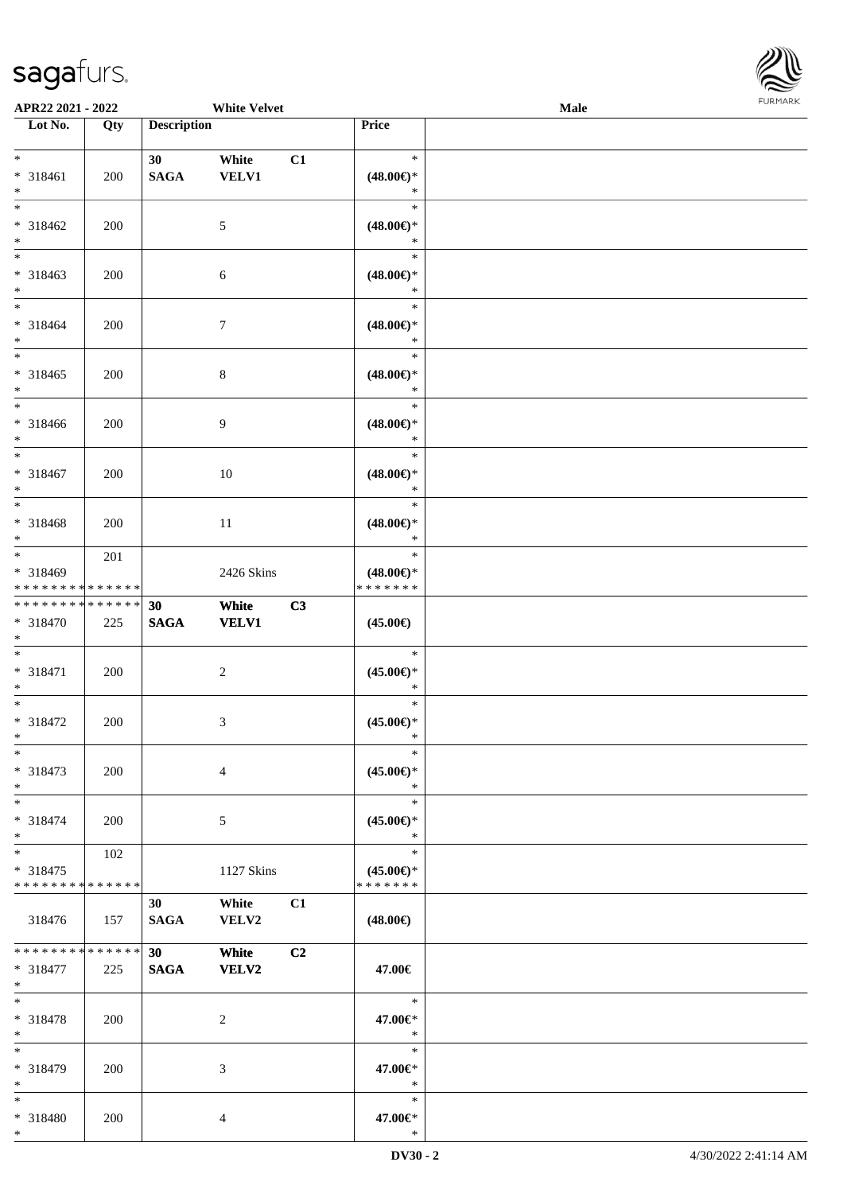APR22 2021 - 2022 White Velvet Male

| Lot No. | Qty | Description | | | Price | |
|---|---|---|---|---|---|---|
| * | | 30 | White | C1 | * | |
| * 318461 | 200 | SAGA | VELV1 | | (48.00€)* | |
| * | | | | | * | |
| * | | | | | * | |
| * 318462 | 200 | | 5 | | (48.00€)* | |
| * | | | | | * | |
| * | | | | | * | |
| * 318463 | 200 | | 6 | | (48.00€)* | |
| * | | | | | * | |
| * | | | | | * | |
| * 318464 | 200 | | 7 | | (48.00€)* | |
| * | | | | | * | |
| * | | | | | * | |
| * 318465 | 200 | | 8 | | (48.00€)* | |
| * | | | | | * | |
| * | | | | | * | |
| * 318466 | 200 | | 9 | | (48.00€)* | |
| * | | | | | * | |
| * | | | | | * | |
| * 318467 | 200 | | 10 | | (48.00€)* | |
| * | | | | | * | |
| * | | | | | * | |
| * 318468 | 200 | | 11 | | (48.00€)* | |
| * | | | | | * | |
| * | 201 | | | | * | |
| * 318469 | | | 2426 Skins | | (48.00€)* | |
| * * * * * * * * * * * * * * | | | | | * * * * * * * | |
| * * * * * * * * * * * * * * | | 30 | White | C3 | | |
| * 318470 | 225 | SAGA | VELV1 | | (45.00€) | |
| * | | | | | | |
| * | | | | | * | |
| * 318471 | 200 | | 2 | | (45.00€)* | |
| * | | | | | * | |
| * | | | | | * | |
| * 318472 | 200 | | 3 | | (45.00€)* | |
| * | | | | | * | |
| * | | | | | * | |
| * 318473 | 200 | | 4 | | (45.00€)* | |
| * | | | | | * | |
| * | | | | | * | |
| * 318474 | 200 | | 5 | | (45.00€)* | |
| * | | | | | * | |
| * | 102 | | | | * | |
| * 318475 | | | 1127 Skins | | (45.00€)* | |
| * * * * * * * * * * * * * * | | | | | * * * * * * * | |
| | | 30 | White | C1 | | |
| 318476 | 157 | SAGA | VELV2 | | (48.00€) | |
| * * * * * * * * * * * * * * | | 30 | White | C2 | | |
| * 318477 | 225 | SAGA | VELV2 | | 47.00€ | |
| * | | | | | | |
| * | | | | | * | |
| * 318478 | 200 | | 2 | | 47.00€* | |
| * | | | | | * | |
| * | | | | | * | |
| * 318479 | 200 | | 3 | | 47.00€* | |
| * | | | | | * | |
| * | | | | | * | |
| * 318480 | 200 | | 4 | | 47.00€* | |
| * | | | | | * | |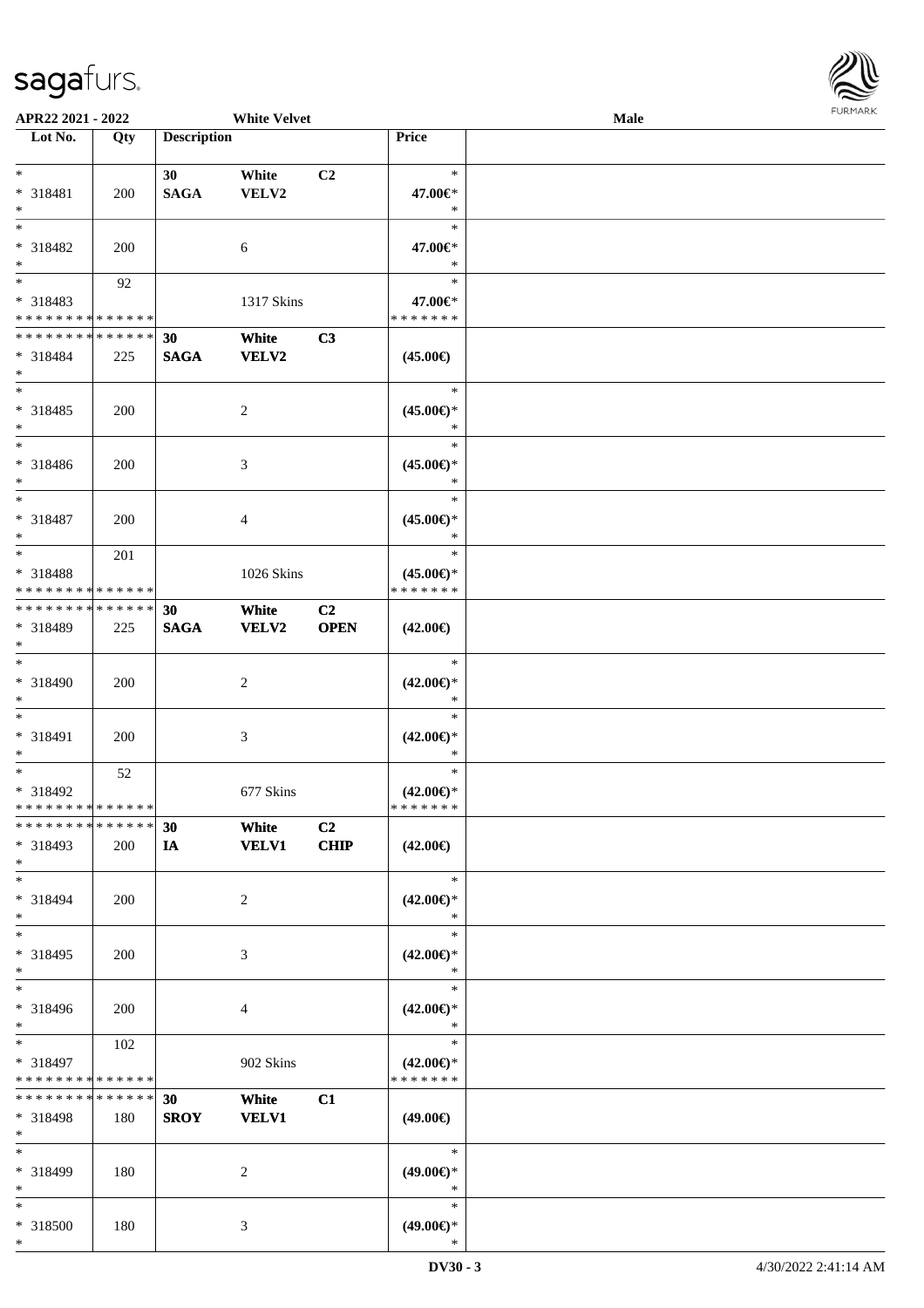**APR22 2021 - 2022 White Velvet Male**

| Lot No. | Qty | Description | | | Price | |
|---|---|---|---|---|---|---|
| * | | 30 | White | C2 | * | |
| * 318481 | 200 | SAGA | VELV2 | | 47.00€* | |
| * | | | | | * | |
| * | | | | | * | |
| * 318482 | 200 | | 6 | | 47.00€* | |
| * | | | | | * | |
| * | 92 | | | | * | |
| * 318483 | | | 1317 Skins | | 47.00€* | |
| * * * * * * * * * * * * * * | | | | | * * * * * * * | |
| * * * * * * * * * * * * * * | | 30 | White | C3 | | |
| * 318484 | 225 | SAGA | VELV2 | | (45.00€) | |
| * | | | | | | |
| * | | | | | * | |
| * 318485 | 200 | | 2 | | (45.00€)* | |
| * | | | | | * | |
| * | | | | | * | |
| * 318486 | 200 | | 3 | | (45.00€)* | |
| * | | | | | * | |
| * | | | | | * | |
| * 318487 | 200 | | 4 | | (45.00€)* | |
| * | | | | | * | |
| * | 201 | | | | * | |
| * 318488 | | | 1026 Skins | | (45.00€)* | |
| * * * * * * * * * * * * * * | | | | | * * * * * * * | |
| * * * * * * * * * * * * * * | | 30 | White | C2 | | |
| * 318489 | 225 | SAGA | VELV2 | OPEN | (42.00€) | |
| * | | | | | | |
| * | | | | | * | |
| * 318490 | 200 | | 2 | | (42.00€)* | |
| * | | | | | * | |
| * | | | | | * | |
| * 318491 | 200 | | 3 | | (42.00€)* | |
| * | | | | | * | |
| * | 52 | | | | * | |
| * 318492 | | | 677 Skins | | (42.00€)* | |
| * * * * * * * * * * * * * * | | | | | * * * * * * * | |
| * * * * * * * * * * * * * * | | 30 | White | C2 | | |
| * 318493 | 200 | IA | VELV1 | CHIP | (42.00€) | |
| * | | | | | | |
| * | | | | | * | |
| * 318494 | 200 | | 2 | | (42.00€)* | |
| * | | | | | * | |
| * | | | | | * | |
| * 318495 | 200 | | 3 | | (42.00€)* | |
| * | | | | | * | |
| * | | | | | * | |
| * 318496 | 200 | | 4 | | (42.00€)* | |
| * | | | | | * | |
| * | 102 | | | | * | |
| * 318497 | | | 902 Skins | | (42.00€)* | |
| * * * * * * * * * * * * * * | | | | | * * * * * * * | |
| * * * * * * * * * * * * * * | | 30 | White | C1 | | |
| * 318498 | 180 | SROY | VELV1 | | (49.00€) | |
| * | | | | | | |
| * | | | | | * | |
| * 318499 | 180 | | 2 | | (49.00€)* | |
| * | | | | | * | |
| * | | | | | * | |
| * 318500 | 180 | | 3 | | (49.00€)* | |
| * | | | | | * | |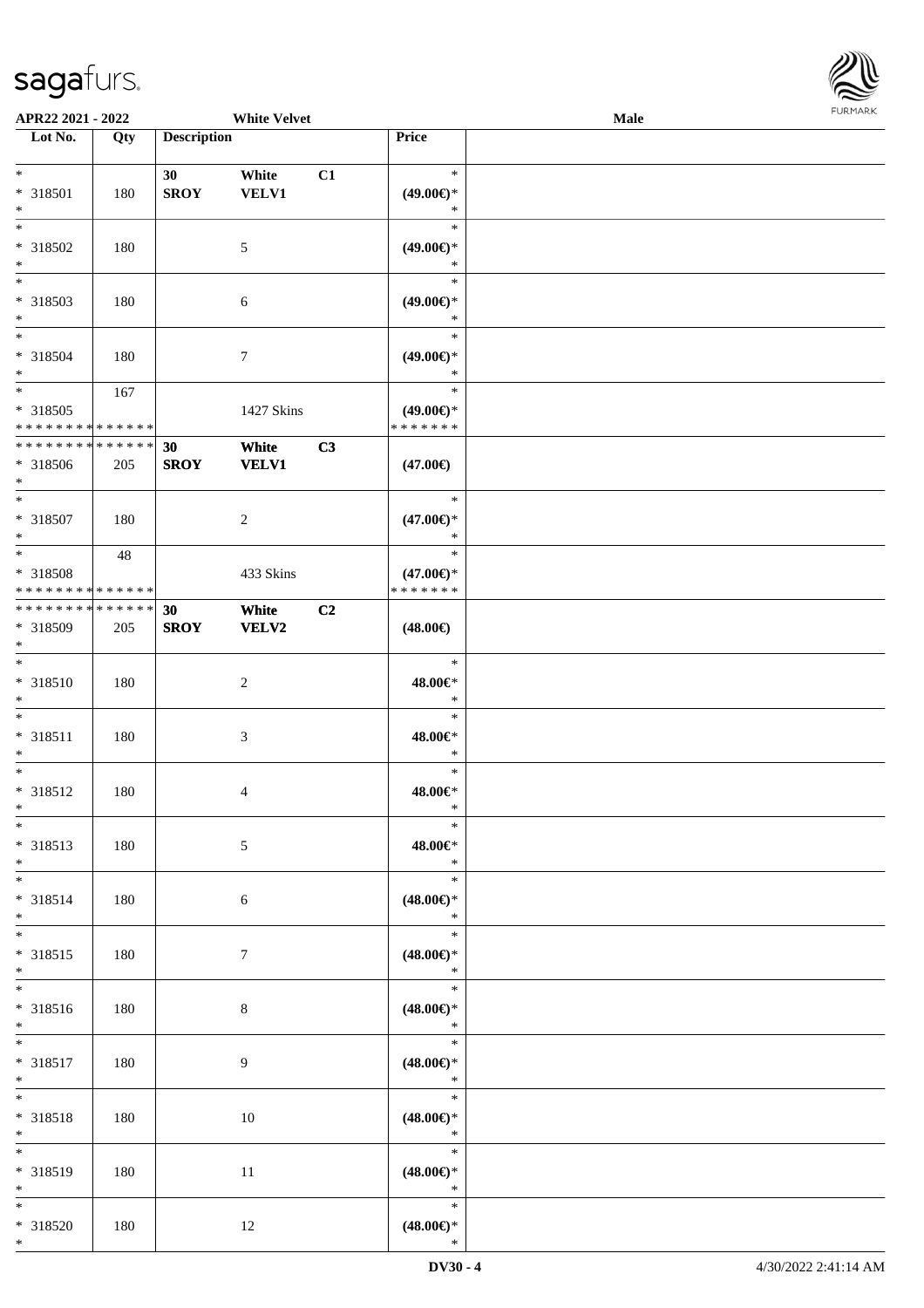| Lot No. | Qty | Description | | | Price |
|---|---|---|---|---|---|
| * <br> * 318501 <br> * | 180 | 30 <br> **SROY** | White <br> **VELV1** | C1 | * <br> **(49.00€)*** <br> * |
| * <br> * 318502 <br> * | 180 | | 5 | | * <br> **(49.00€)*** <br> * |
| * <br> * 318503 <br> * | 180 | | 6 | | * <br> **(49.00€)*** <br> * |
| * <br> * 318504 <br> * | 180 | | 7 | | * <br> **(49.00€)*** <br> * |
| * <br> * 318505 <br> * * * * * * * * * * * * * * | 167 | | 1427 Skins | | * <br> **(49.00€)*** <br> * * * * * * * |
| * * * * * * * * * * * * * * <br> * 318506 <br> * | 205 | **30** <br> **SROY** | **White** <br> **VELV1** | **C3** | **(47.00€)** |
| * <br> * 318507 <br> * | 180 | | 2 | | * <br> **(47.00€)*** <br> * |
| * <br> * 318508 <br> * * * * * * * * * * * * * * | 48 | | 433 Skins | | * <br> **(47.00€)*** <br> * * * * * * * |
| * * * * * * * * * * * * * * <br> * 318509 <br> * | 205 | **30** <br> **SROY** | **White** <br> **VELV2** | **C2** | **(48.00€)** |
| * <br> * 318510 <br> * | 180 | | 2 | | * <br> **48.00€*** <br> * |
| * <br> * 318511 <br> * | 180 | | 3 | | * <br> **48.00€*** <br> * |
| * <br> * 318512 <br> * | 180 | | 4 | | * <br> **48.00€*** <br> * |
| * <br> * 318513 <br> * | 180 | | 5 | | * <br> **48.00€*** <br> * |
| * <br> * 318514 <br> * | 180 | | 6 | | * <br> **(48.00€)*** <br> * |
| * <br> * 318515 <br> * | 180 | | 7 | | * <br> **(48.00€)*** <br> * |
| * <br> * 318516 <br> * | 180 | | 8 | | * <br> **(48.00€)*** <br> * |
| * <br> * 318517 <br> * | 180 | | 9 | | * <br> **(48.00€)*** <br> * |
| * <br> * 318518 <br> * | 180 | | 10 | | * <br> **(48.00€)*** <br> * |
| * <br> * 318519 <br> * | 180 | | 11 | | * <br> **(48.00€)*** <br> * |
| * <br> * 318520 <br> * | 180 | | 12 | | * <br> **(48.00€)*** <br> * |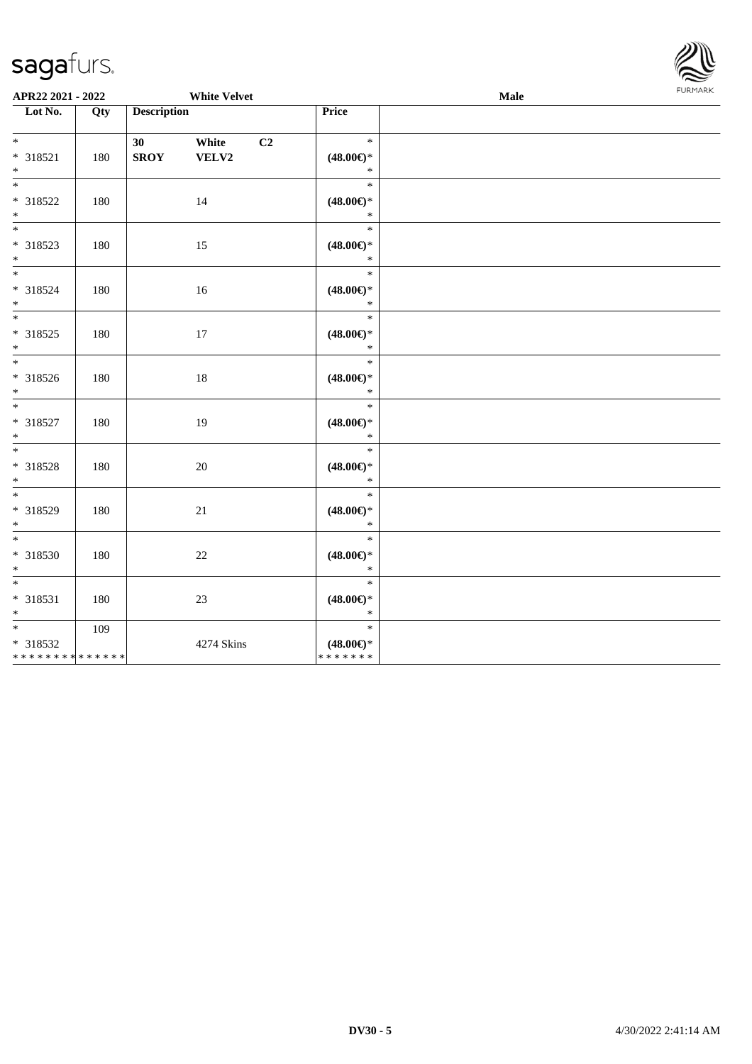**APR22 2021 - 2022** **White Velvet** **Male**

| Lot No. | Qty | Description | Price | |
|---|---|---|---|---|
| * <br> * 318521 <br> * | 180 | **30 SROY** **White VELV2** **C2** | * <br> **(48.00€)*** <br> * | |
| * <br> * 318522 <br> * | 180 | 14 | * <br> **(48.00€)*** <br> * | |
| * <br> * 318523 <br> * | 180 | 15 | * <br> **(48.00€)*** <br> * | |
| * <br> * 318524 <br> * | 180 | 16 | * <br> **(48.00€)*** <br> * | |
| * <br> * 318525 <br> * | 180 | 17 | * <br> **(48.00€)*** <br> * | |
| * <br> * 318526 <br> * | 180 | 18 | * <br> **(48.00€)*** <br> * | |
| * <br> * 318527 <br> * | 180 | 19 | * <br> **(48.00€)*** <br> * | |
| * <br> * 318528 <br> * | 180 | 20 | * <br> **(48.00€)*** <br> * | |
| * <br> * 318529 <br> * | 180 | 21 | * <br> **(48.00€)*** <br> * | |
| * <br> * 318530 <br> * | 180 | 22 | * <br> **(48.00€)*** <br> * | |
| * <br> * 318531 <br> * | 180 | 23 | * <br> **(48.00€)*** <br> * | |
| * <br> * 318532 <br> * * * * * * * * * * * * * * | 109 | 4274 Skins | * <br> **(48.00€)*** <br> * * * * * * * | |

DV30 - 5 4/30/2022 2:41:14 AM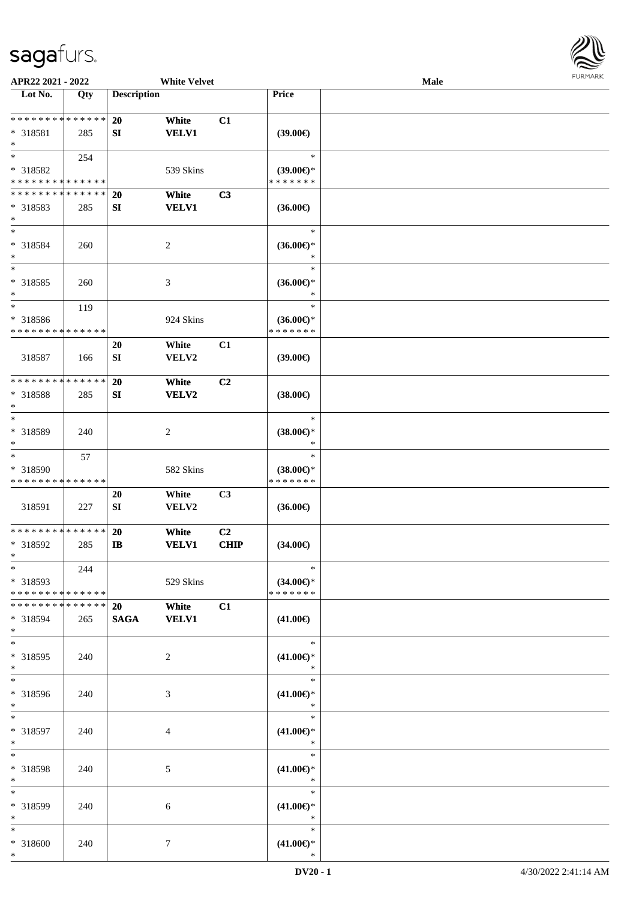**APR22 2021 - 2022** **White Velvet** **Male**

| Lot No. | Qty | Description | | | Price | |
|---|---|---|---|---|---|---|
| * * * * * * * * * * * * * * | | 20 | White | C1 | | |
| * 318581 | 285 | SI | VELV1 | | (39.00€) | |
| * | | | | | | |
| * | 254 | | | | * | |
| * 318582 | | | 539 Skins | | (39.00€)* | |
| * * * * * * * * * * * * * * | | | | | * * * * * * * | |
| * * * * * * * * * * * * * * | | 20 | White | C3 | | |
| * 318583 | 285 | SI | VELV1 | | (36.00€) | |
| * | | | | | | |
| * | | | | | * | |
| * 318584 | 260 | | 2 | | (36.00€)* | |
| * | | | | | * | |
| * | | | | | * | |
| * 318585 | 260 | | 3 | | (36.00€)* | |
| * | | | | | * | |
| * | 119 | | | | * | |
| * 318586 | | | 924 Skins | | (36.00€)* | |
| * * * * * * * * * * * * * * | | | | | * * * * * * * | |
| | | 20 | White | C1 | | |
| 318587 | 166 | SI | VELV2 | | (39.00€) | |
| * * * * * * * * * * * * * * | | 20 | White | C2 | | |
| * 318588 | 285 | SI | VELV2 | | (38.00€) | |
| * | | | | | | |
| * | | | | | * | |
| * 318589 | 240 | | 2 | | (38.00€)* | |
| * | | | | | * | |
| * | 57 | | | | * | |
| * 318590 | | | 582 Skins | | (38.00€)* | |
| * * * * * * * * * * * * * * | | | | | * * * * * * * | |
| | | 20 | White | C3 | | |
| 318591 | 227 | SI | VELV2 | | (36.00€) | |
| * * * * * * * * * * * * * * | | 20 | White | C2 | | |
| * 318592 | 285 | IB | VELV1 | CHIP | (34.00€) | |
| * | | | | | | |
| * | 244 | | | | * | |
| * 318593 | | | 529 Skins | | (34.00€)* | |
| * * * * * * * * * * * * * * | | | | | * * * * * * * | |
| * * * * * * * * * * * * * * | | 20 | White | C1 | | |
| * 318594 | 265 | SAGA | VELV1 | | (41.00€) | |
| * | | | | | | |
| * | | | | | * | |
| * 318595 | 240 | | 2 | | (41.00€)* | |
| * | | | | | * | |
| * | | | | | * | |
| * 318596 | 240 | | 3 | | (41.00€)* | |
| * | | | | | * | |
| * | | | | | * | |
| * 318597 | 240 | | 4 | | (41.00€)* | |
| * | | | | | * | |
| * | | | | | * | |
| * 318598 | 240 | | 5 | | (41.00€)* | |
| * | | | | | * | |
| * | | | | | * | |
| * 318599 | 240 | | 6 | | (41.00€)* | |
| * | | | | | * | |
| * | | | | | * | |
| * 318600 | 240 | | 7 | | (41.00€)* | |
| * | | | | | * | |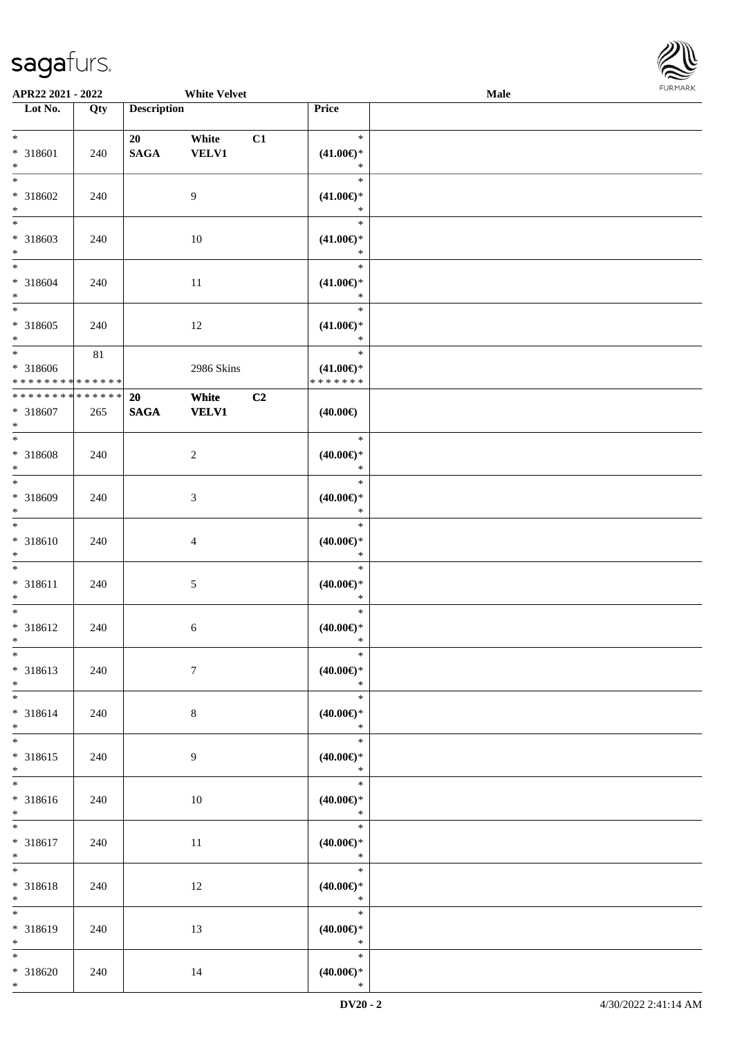**APR22 2021 - 2022** **White Velvet** **Male**

| Lot No. | Qty | Description | | | Price |
|---|---|---|---|---|---|
| * <br> * 318601 <br> * | 240 | 20 <br> **SAGA** | White <br> **VELV1** | C1 | * <br> **(41.00€)*** <br> * |
| * <br> * 318602 <br> * | 240 | | 9 | | * <br> **(41.00€)*** <br> * |
| * <br> * 318603 <br> * | 240 | | 10 | | * <br> **(41.00€)*** <br> * |
| * <br> * 318604 <br> * | 240 | | 11 | | * <br> **(41.00€)*** <br> * |
| * <br> * 318605 <br> * | 240 | | 12 | | * <br> **(41.00€)*** <br> * |
| * <br> * 318606 <br> * * * * * * * * * * * * * * | 81 | | 2986 Skins | | * <br> **(41.00€)*** <br> * * * * * * * |
| * * * * * * * * * * * * * * <br> * 318607 <br> * | 265 | **20** <br> **SAGA** | **White** <br> **VELV1** | **C2** | **(40.00€)** |
| * <br> * 318608 <br> * | 240 | | 2 | | * <br> **(40.00€)*** <br> * |
| * <br> * 318609 <br> * | 240 | | 3 | | * <br> **(40.00€)*** <br> * |
| * <br> * 318610 <br> * | 240 | | 4 | | * <br> **(40.00€)*** <br> * |
| * <br> * 318611 <br> * | 240 | | 5 | | * <br> **(40.00€)*** <br> * |
| * <br> * 318612 <br> * | 240 | | 6 | | * <br> **(40.00€)*** <br> * |
| * <br> * 318613 <br> * | 240 | | 7 | | * <br> **(40.00€)*** <br> * |
| * <br> * 318614 <br> * | 240 | | 8 | | * <br> **(40.00€)*** <br> * |
| * <br> * 318615 <br> * | 240 | | 9 | | * <br> **(40.00€)*** <br> * |
| * <br> * 318616 <br> * | 240 | | 10 | | * <br> **(40.00€)*** <br> * |
| * <br> * 318617 <br> * | 240 | | 11 | | * <br> **(40.00€)*** <br> * |
| * <br> * 318618 <br> * | 240 | | 12 | | * <br> **(40.00€)*** <br> * |
| * <br> * 318619 <br> * | 240 | | 13 | | * <br> **(40.00€)*** <br> * |
| * <br> * 318620 <br> * | 240 | | 14 | | * <br> **(40.00€)*** <br> * |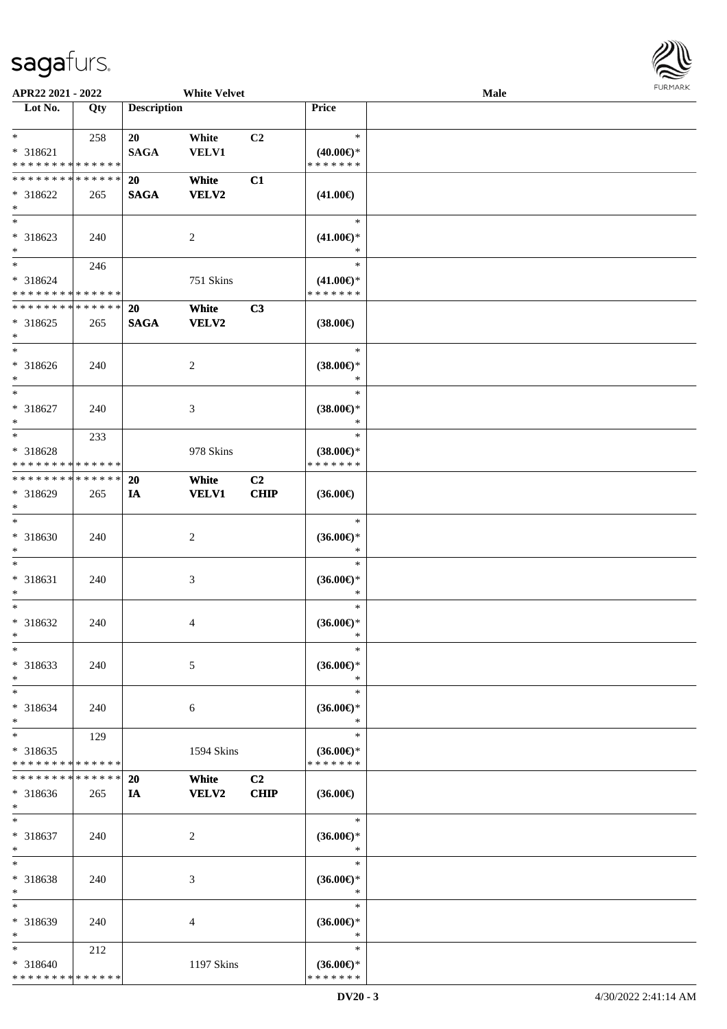APR22 2021 - 2022 White Velvet Male

| Lot No. | Qty | Description | | | Price | |
|---|---|---|---|---|---|---|
| * | 258 | 20 | White | C2 | * | |
| * 318621 | | SAGA | VELV1 | | (40.00€)* | |
| * * * * * * * * * * * * * * | | | | | * * * * * * * | |
| * * * * * * * * * * * * * * | | 20 | White | C1 | | |
| * 318622 | 265 | SAGA | VELV2 | | (41.00€) | |
| * | | | | | | |
| * | | | | | * | |
| * 318623 | 240 | | 2 | | (41.00€)* | |
| * | | | | | * | |
| * | 246 | | | | * | |
| * 318624 | | | 751 Skins | | (41.00€)* | |
| * * * * * * * * * * * * * * | | | | | * * * * * * * | |
| * * * * * * * * * * * * * * | | 20 | White | C3 | | |
| * 318625 | 265 | SAGA | VELV2 | | (38.00€) | |
| * | | | | | | |
| * | | | | | * | |
| * 318626 | 240 | | 2 | | (38.00€)* | |
| * | | | | | * | |
| * | | | | | * | |
| * 318627 | 240 | | 3 | | (38.00€)* | |
| * | | | | | * | |
| * | 233 | | | | * | |
| * 318628 | | | 978 Skins | | (38.00€)* | |
| * * * * * * * * * * * * * * | | | | | * * * * * * * | |
| * * * * * * * * * * * * * * | | 20 | White | C2 | | |
| * 318629 | 265 | IA | VELV1 | CHIP | (36.00€) | |
| * | | | | | | |
| * | | | | | * | |
| * 318630 | 240 | | 2 | | (36.00€)* | |
| * | | | | | * | |
| * | | | | | * | |
| * 318631 | 240 | | 3 | | (36.00€)* | |
| * | | | | | * | |
| * | | | | | * | |
| * 318632 | 240 | | 4 | | (36.00€)* | |
| * | | | | | * | |
| * | | | | | * | |
| * 318633 | 240 | | 5 | | (36.00€)* | |
| * | | | | | * | |
| * | | | | | * | |
| * 318634 | 240 | | 6 | | (36.00€)* | |
| * | | | | | * | |
| * | 129 | | | | * | |
| * 318635 | | | 1594 Skins | | (36.00€)* | |
| * * * * * * * * * * * * * * | | | | | * * * * * * * | |
| * * * * * * * * * * * * * * | | 20 | White | C2 | | |
| * 318636 | 265 | IA | VELV2 | CHIP | (36.00€) | |
| * | | | | | | |
| * | | | | | * | |
| * 318637 | 240 | | 2 | | (36.00€)* | |
| * | | | | | * | |
| * | | | | | * | |
| * 318638 | 240 | | 3 | | (36.00€)* | |
| * | | | | | * | |
| * | | | | | * | |
| * 318639 | 240 | | 4 | | (36.00€)* | |
| * | | | | | * | |
| * | 212 | | | | * | |
| * 318640 | | | 1197 Skins | | (36.00€)* | |
| * * * * * * * * * * * * * * | | | | | * * * * * * * | |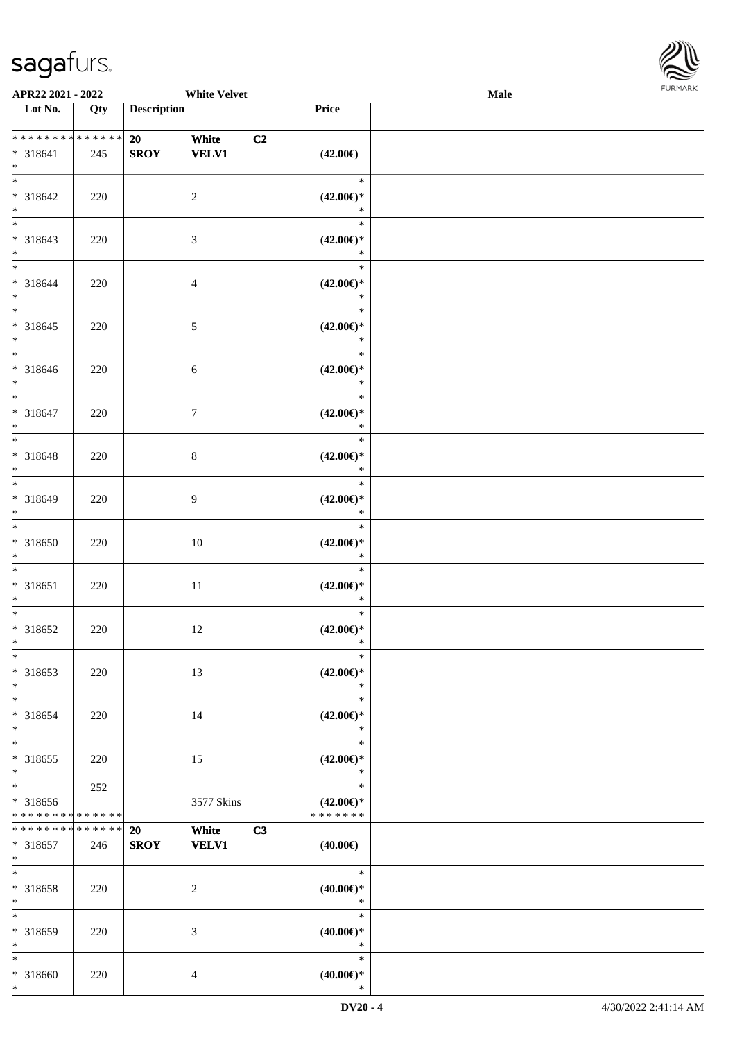APR22 2021 - 2022 White Velvet Male

| Lot No. | Qty | Description | Price | |
|---|---|---|---|---|
| * * * * * * * * * * * * * * | | 20 White C2 | | |
| * 318641 | 245 | SROY VELV1 | (42.00€) | |
| * | | | | |
| * 318642 | 220 | 2 | (42.00€)* | |
| * 318643 | 220 | 3 | (42.00€)* | |
| * 318644 | 220 | 4 | (42.00€)* | |
| * 318645 | 220 | 5 | (42.00€)* | |
| * 318646 | 220 | 6 | (42.00€)* | |
| * 318647 | 220 | 7 | (42.00€)* | |
| * 318648 | 220 | 8 | (42.00€)* | |
| * 318649 | 220 | 9 | (42.00€)* | |
| * 318650 | 220 | 10 | (42.00€)* | |
| * 318651 | 220 | 11 | (42.00€)* | |
| * 318652 | 220 | 12 | (42.00€)* | |
| * 318653 | 220 | 13 | (42.00€)* | |
| * 318654 | 220 | 14 | (42.00€)* | |
| * 318655 | 220 | 15 | (42.00€)* | |
| * 318656 | 252 | 3577 Skins | (42.00€)* | |
| * * * * * * * * * * * * * * | | 20 White C3 | | |
| * 318657 | 246 | SROY VELV1 | (40.00€) | |
| * 318658 | 220 | 2 | (40.00€)* | |
| * 318659 | 220 | 3 | (40.00€)* | |
| * 318660 | 220 | 4 | (40.00€)* | |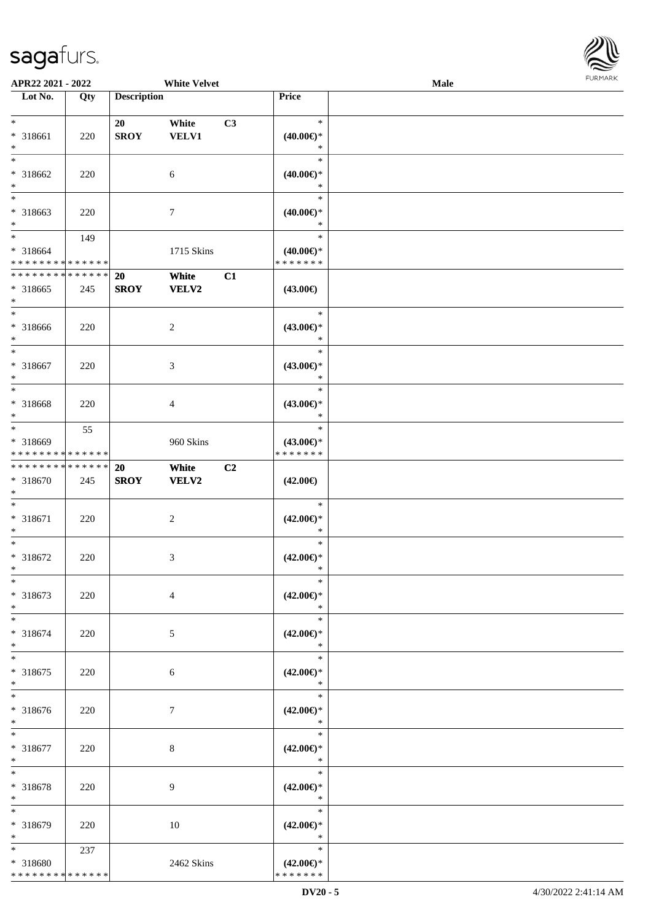APR22 2021 - 2022 White Velvet Male

| Lot No. | Qty | Description | | | Price | |
|---|---|---|---|---|---|---|
| * | | 20 | White | C3 | * | |
| * 318661 | 220 | SROY | VELV1 | | (40.00€)* | |
| * | | | | | * | |
| * | | | | | * | |
| * 318662 | 220 | | 6 | | (40.00€)* | |
| * | | | | | * | |
| * | | | | | * | |
| * 318663 | 220 | | 7 | | (40.00€)* | |
| * | | | | | * | |
| * | 149 | | | | * | |
| * 318664 | | | 1715 Skins | | (40.00€)* | |
| * * * * * * * * * * * * * * | | | | | * * * * * * * | |
| * * * * * * * * * * * * * * | | 20 | White | C1 | | |
| * 318665 | 245 | SROY | VELV2 | | (43.00€) | |
| * | | | | | | |
| * | | | | | * | |
| * 318666 | 220 | | 2 | | (43.00€)* | |
| * | | | | | * | |
| * | | | | | * | |
| * 318667 | 220 | | 3 | | (43.00€)* | |
| * | | | | | * | |
| * | | | | | * | |
| * 318668 | 220 | | 4 | | (43.00€)* | |
| * | | | | | * | |
| * | 55 | | | | * | |
| * 318669 | | | 960 Skins | | (43.00€)* | |
| * * * * * * * * * * * * * * | | | | | * * * * * * * | |
| * * * * * * * * * * * * * * | | 20 | White | C2 | | |
| * 318670 | 245 | SROY | VELV2 | | (42.00€) | |
| * | | | | | | |
| * | | | | | * | |
| * 318671 | 220 | | 2 | | (42.00€)* | |
| * | | | | | * | |
| * | | | | | * | |
| * 318672 | 220 | | 3 | | (42.00€)* | |
| * | | | | | * | |
| * | | | | | * | |
| * 318673 | 220 | | 4 | | (42.00€)* | |
| * | | | | | * | |
| * | | | | | * | |
| * 318674 | 220 | | 5 | | (42.00€)* | |
| * | | | | | * | |
| * | | | | | * | |
| * 318675 | 220 | | 6 | | (42.00€)* | |
| * | | | | | * | |
| * | | | | | * | |
| * 318676 | 220 | | 7 | | (42.00€)* | |
| * | | | | | * | |
| * | | | | | * | |
| * 318677 | 220 | | 8 | | (42.00€)* | |
| * | | | | | * | |
| * | | | | | * | |
| * 318678 | 220 | | 9 | | (42.00€)* | |
| * | | | | | * | |
| * | | | | | * | |
| * 318679 | 220 | | 10 | | (42.00€)* | |
| * | | | | | * | |
| * | 237 | | | | * | |
| * 318680 | | | 2462 Skins | | (42.00€)* | |
| * * * * * * * * * * * * * * | | | | | * * * * * * * | |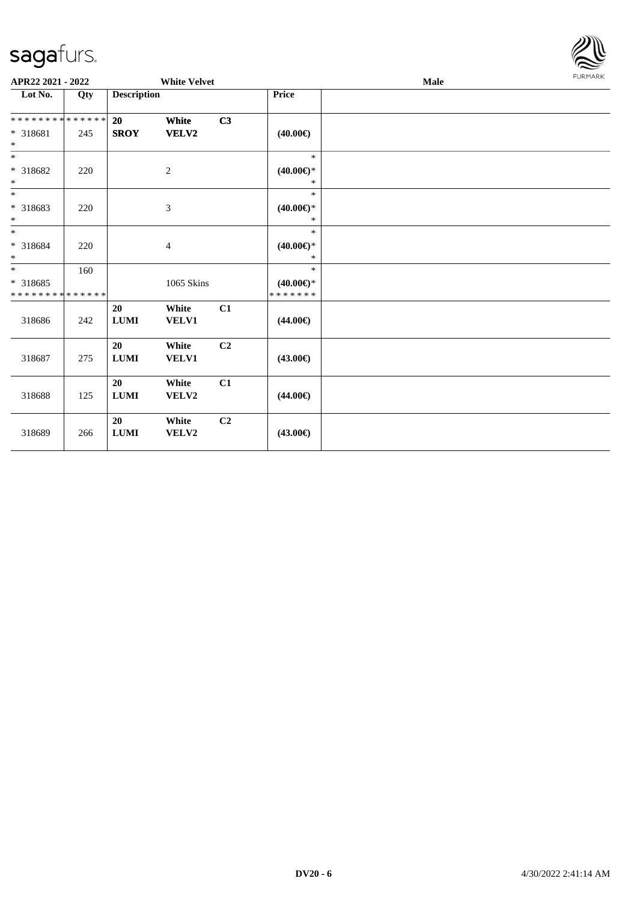sagafurs.

APR22 2021 - 2022 | White Velvet | Male

| Lot No. | Qty | Description | | | Price | |
|---|---|---|---|---|---|---|
| * * * * * * * * * * * * * * | | 20 | White | C3 | | |
| * 318681 | 245 | SROY | VELV2 | | (40.00€) | |
| * | | | | | | |
| * | | | | | * | |
| * 318682 | 220 | | 2 | | (40.00€)* | |
| * | | | | | * | |
| * | | | | | * | |
| * 318683 | 220 | | 3 | | (40.00€)* | |
| * | | | | | * | |
| * | | | | | * | |
| * 318684 | 220 | | 4 | | (40.00€)* | |
| * | | | | | * | |
| * | 160 | | | | * | |
| * 318685 | | | 1065 Skins | | (40.00€)* | |
| * * * * * * * * * * * * * * | | | | | * * * * * * * | |
| 318686 | 242 | 20 LUMI | White VELV1 | C1 | (44.00€) | |
| 318687 | 275 | 20 LUMI | White VELV1 | C2 | (43.00€) | |
| 318688 | 125 | 20 LUMI | White VELV2 | C1 | (44.00€) | |
| 318689 | 266 | 20 LUMI | White VELV2 | C2 | (43.00€) | |

DV20 - 6 4/30/2022 2:41:14 AM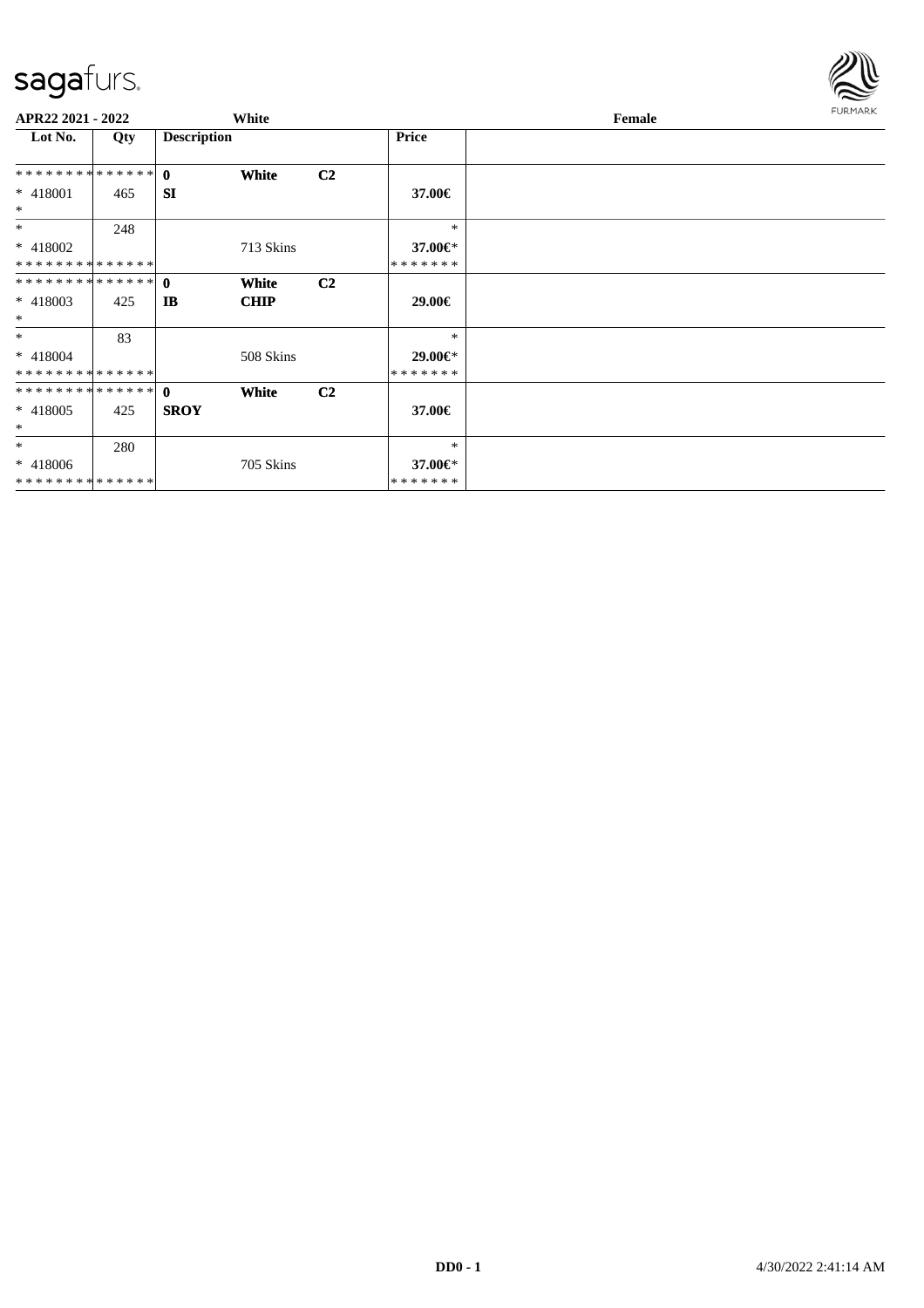**APR22 2021 - 2022** **White** **Female**

| Lot No. | Qty | Description | | | Price |
|---|---|---|---|---|---|
| ************** | | **0** | **White** | **C2** | |
| * 418001 | 465 | **SI** | | | **37.00€** |
| * | | | | | |
| * | 248 | | | | * |
| * 418002 | | | 713 Skins | | **37.00€*** |
| ************** | | | | | ******* |
| ************** | | **0** | **White** | **C2** | |
| * 418003 | 425 | **IB** | **CHIP** | | **29.00€** |
| * | | | | | |
| * | 83 | | | | * |
| * 418004 | | | 508 Skins | | **29.00€*** |
| ************** | | | | | ******* |
| ************** | | **0** | **White** | **C2** | |
| * 418005 | 425 | **SROY** | | | **37.00€** |
| * | | | | | |
| * | 280 | | | | * |
| * 418006 | | | 705 Skins | | **37.00€*** |
| ************** | | | | | ******* |

DD0 - 1 4/30/2022 2:41:14 AM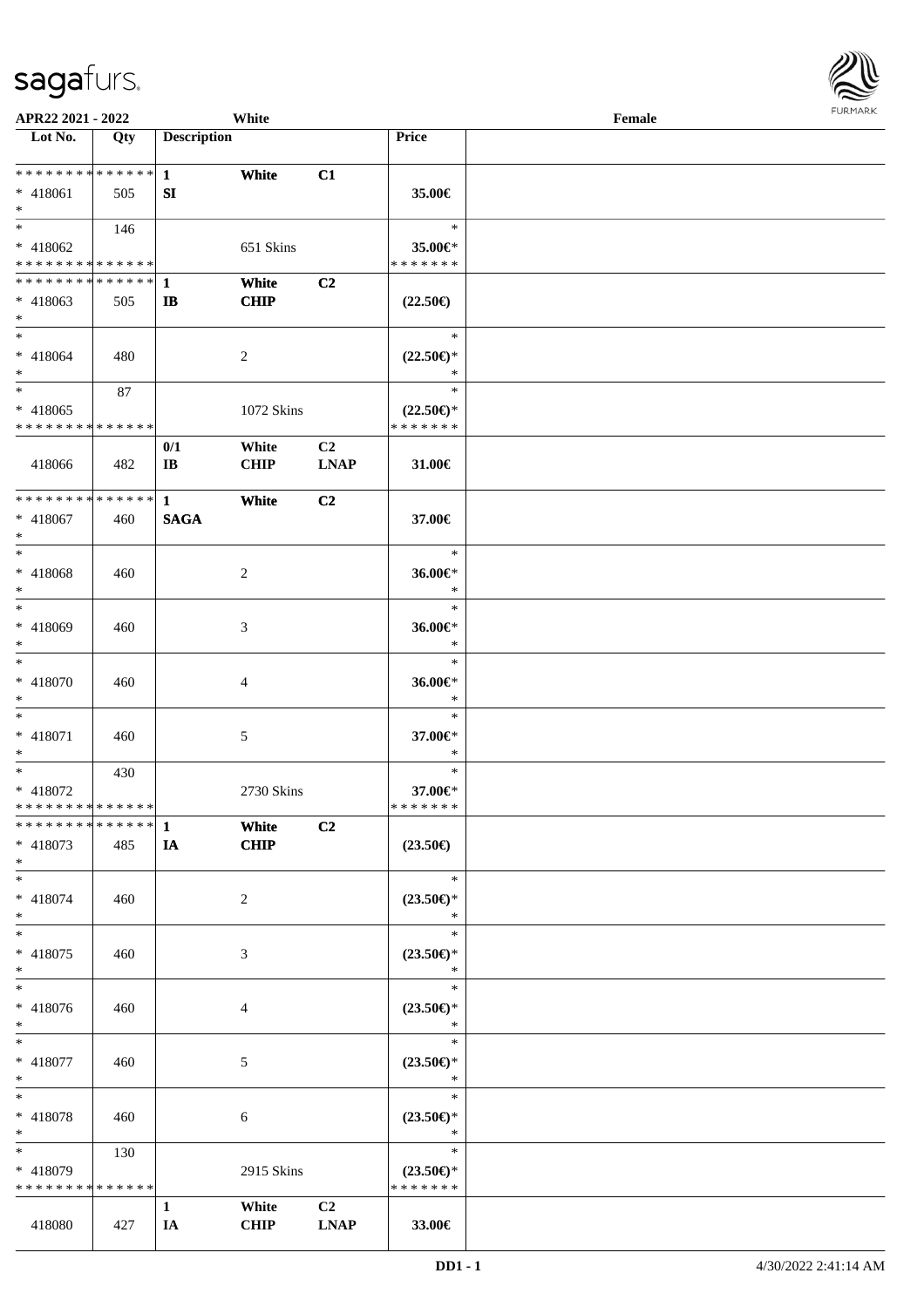APR22 2021 - 2022 White Female

| Lot No. | Qty | Description | | | Price |
|---|---|---|---|---|---|
| * * * * * * * * * * * * * * | | 1 | White | C1 | |
| * 418061 | 505 | SI | | | 35.00€ |
| * | | | | | |
| * | 146 | | | | * |
| * 418062 | | | 651 Skins | | 35.00€* |
| * * * * * * * * * * * * * * | | | | | * * * * * * * |
| * * * * * * * * * * * * * * | | 1 | White | C2 | |
| * 418063 | 505 | IB | CHIP | | (22.50€) |
| * | | | | | |
| * | | | | | * |
| * 418064 | 480 | | 2 | | (22.50€)* |
| * | | | | | * |
| * | 87 | | | | * |
| * 418065 | | | 1072 Skins | | (22.50€)* |
| * * * * * * * * * * * * * * | | | | | * * * * * * * |
| | | 0/1 | White | C2 | |
| 418066 | 482 | IB | CHIP | LNAP | 31.00€ |
| * * * * * * * * * * * * * * | | 1 | White | C2 | |
| * 418067 | 460 | SAGA | | | 37.00€ |
| * | | | | | |
| * | | | | | * |
| * 418068 | 460 | | 2 | | 36.00€* |
| * | | | | | * |
| * | | | | | * |
| * 418069 | 460 | | 3 | | 36.00€* |
| * | | | | | * |
| * | | | | | * |
| * 418070 | 460 | | 4 | | 36.00€* |
| * | | | | | * |
| * | | | | | * |
| * 418071 | 460 | | 5 | | 37.00€* |
| * | | | | | * |
| * | 430 | | | | * |
| * 418072 | | | 2730 Skins | | 37.00€* |
| * * * * * * * * * * * * * * | | | | | * * * * * * * |
| * * * * * * * * * * * * * * | | 1 | White | C2 | |
| * 418073 | 485 | IA | CHIP | | (23.50€) |
| * | | | | | |
| * | | | | | * |
| * 418074 | 460 | | 2 | | (23.50€)* |
| * | | | | | * |
| * | | | | | * |
| * 418075 | 460 | | 3 | | (23.50€)* |
| * | | | | | * |
| * | | | | | * |
| * 418076 | 460 | | 4 | | (23.50€)* |
| * | | | | | * |
| * | | | | | * |
| * 418077 | 460 | | 5 | | (23.50€)* |
| * | | | | | * |
| * | | | | | * |
| * 418078 | 460 | | 6 | | (23.50€)* |
| * | | | | | * |
| * | 130 | | | | * |
| * 418079 | | | 2915 Skins | | (23.50€)* |
| * * * * * * * * * * * * * * | | | | | * * * * * * * |
| | | 1 | White | C2 | |
| 418080 | 427 | IA | CHIP | LNAP | 33.00€ |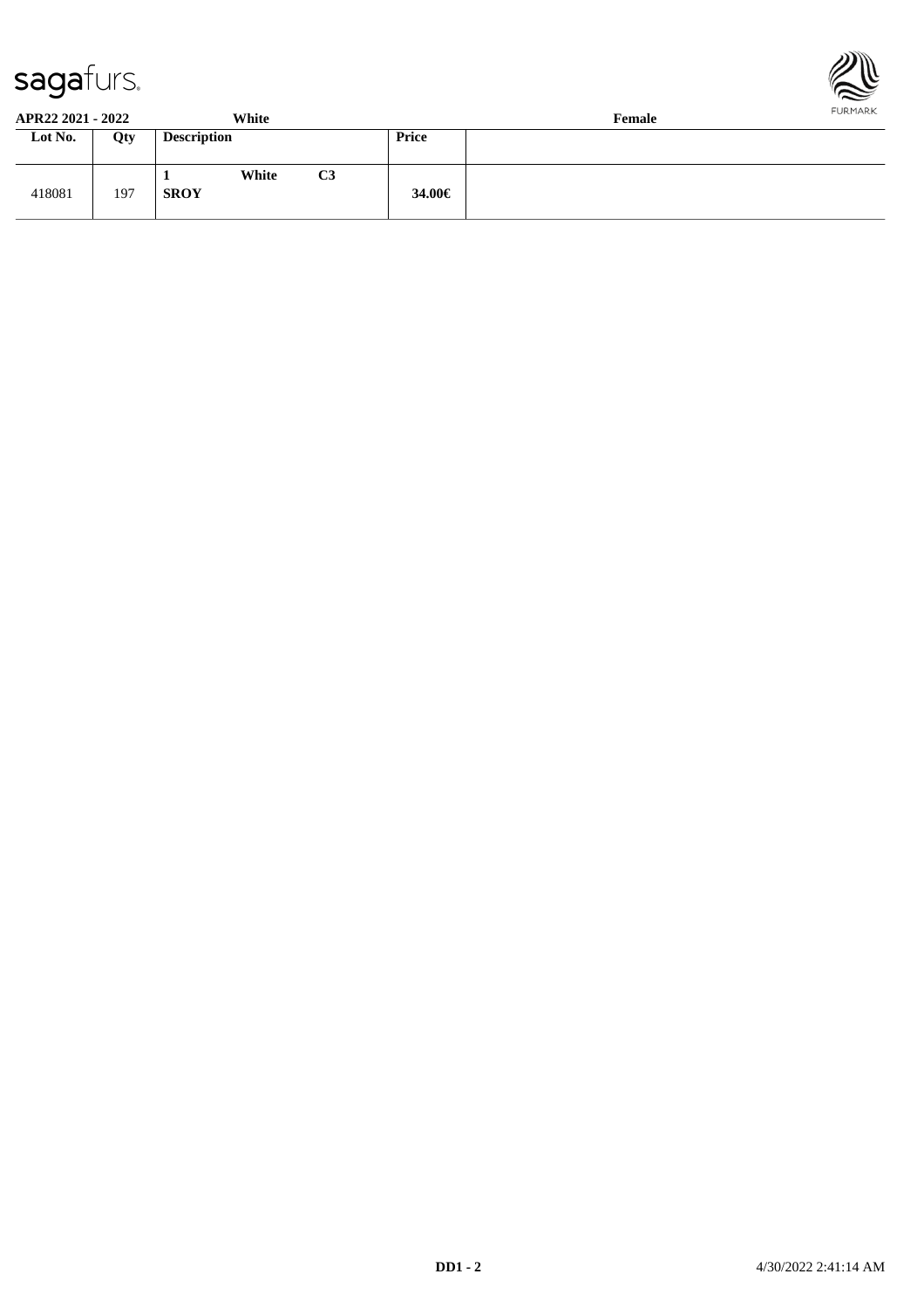**APR22 2021 - 2022** **White** **Female**

| Lot No. | Qty | Description | Price | |
|---|---|---|---|---|
| 418081 | 197 | **1 White C3** **SROY** | **34.00€** | |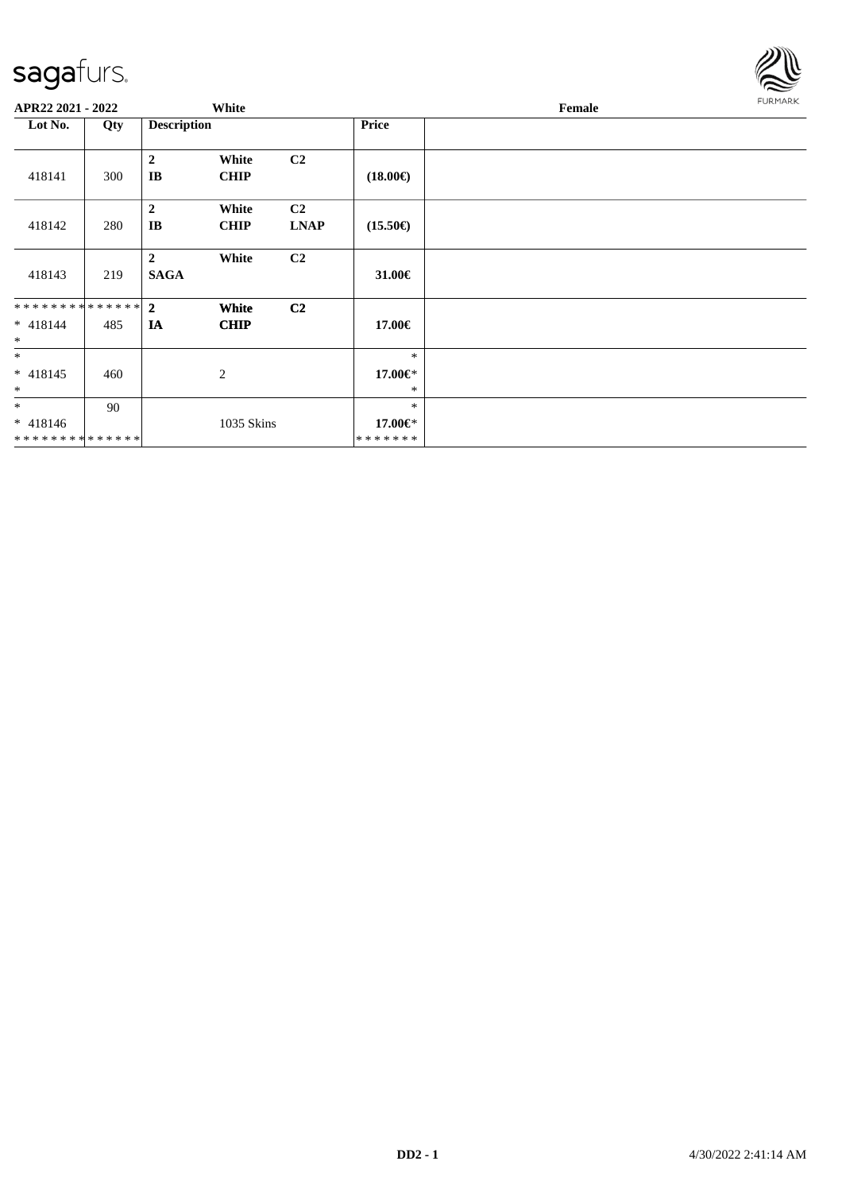sagafurs.

**APR22 2021 - 2022** | **White** | **Female**

| Lot No. | Qty | Description | | | Price | |
|---|---|---|---|---|---|---|
| 418141 | 300 | **2** **IB** | **White** **CHIP** | **C2** | **(18.00€)** | |
| 418142 | 280 | **2** **IB** | **White** **CHIP** | **C2** **LNAP** | **(15.50€)** | |
| 418143 | 219 | **2** **SAGA** | **White** | **C2** | **31.00€** | |
| ************** * 418144 * | 485 | **2** **IA** | **White** **CHIP** | **C2** | **17.00€** | |
| * * 418145 * | 460 | | 2 | | * **17.00€*** * | |
| * * 418146 ************** | 90 | | 1035 Skins | | * **17.00€*** ******* | |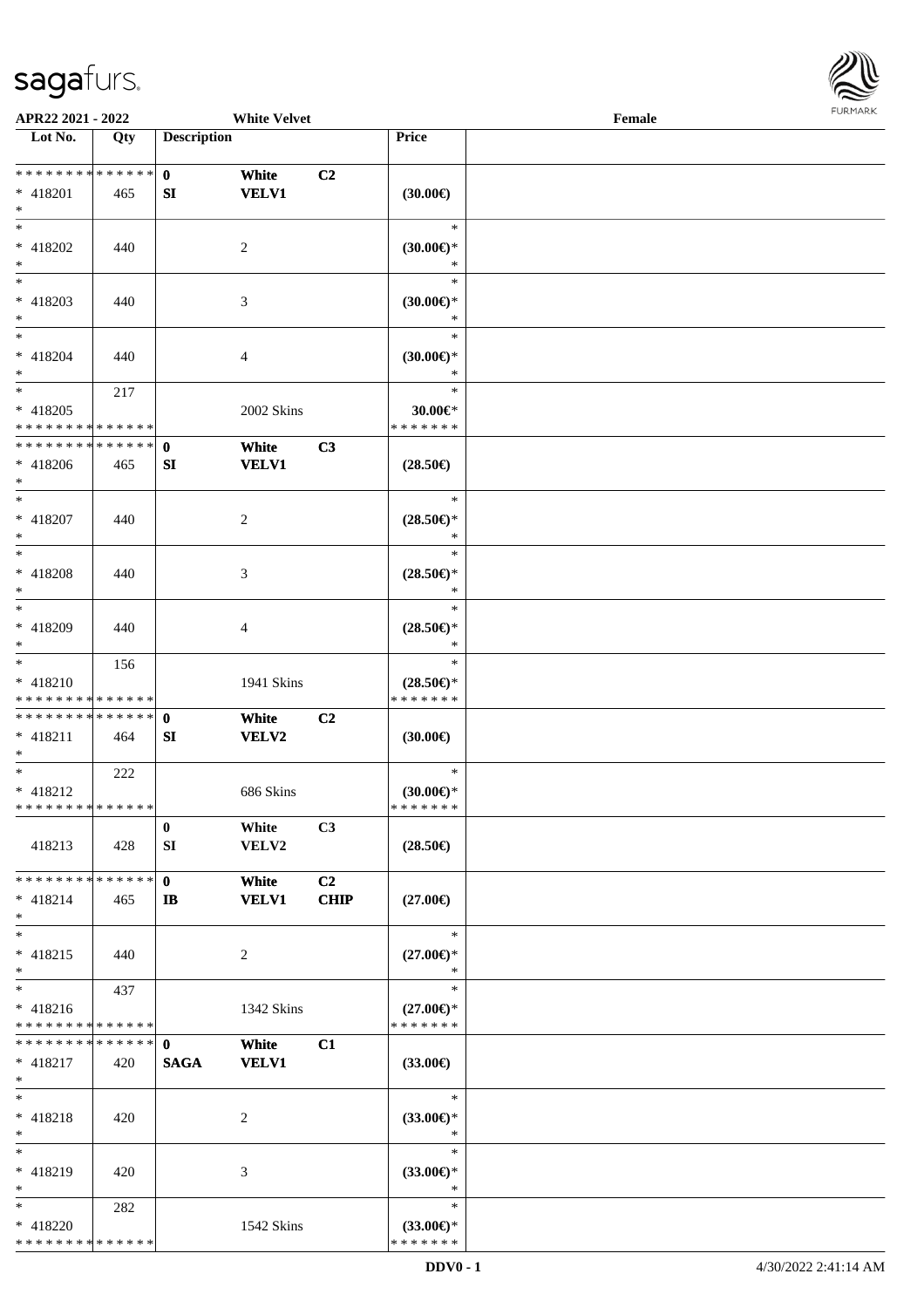APR22 2021 - 2022 White Velvet Female

| Lot No. | Qty | Description | | | Price | |
|---|---|---|---|---|---|---|
| * * * * * * * * * * * * * * | | 0 | White | C2 | | |
| * 418201 | 465 | SI | VELV1 | | (30.00€) | |
| * | | | | | | |
| * | | | | | * | |
| * 418202 | 440 | | 2 | | (30.00€)* | |
| * | | | | | * | |
| * | | | | | * | |
| * 418203 | 440 | | 3 | | (30.00€)* | |
| * | | | | | * | |
| * | | | | | * | |
| * 418204 | 440 | | 4 | | (30.00€)* | |
| * | | | | | * | |
| * | 217 | | | | * | |
| * 418205 | | | 2002 Skins | | 30.00€* | |
| * * * * * * * * * * * * * * | | | | | * * * * * * * | |
| * * * * * * * * * * * * * * | | 0 | White | C3 | | |
| * 418206 | 465 | SI | VELV1 | | (28.50€) | |
| * | | | | | | |
| * | | | | | * | |
| * 418207 | 440 | | 2 | | (28.50€)* | |
| * | | | | | * | |
| * | | | | | * | |
| * 418208 | 440 | | 3 | | (28.50€)* | |
| * | | | | | * | |
| * | | | | | * | |
| * 418209 | 440 | | 4 | | (28.50€)* | |
| * | | | | | * | |
| * | 156 | | | | * | |
| * 418210 | | | 1941 Skins | | (28.50€)* | |
| * * * * * * * * * * * * * * | | | | | * * * * * * * | |
| * * * * * * * * * * * * * * | | 0 | White | C2 | | |
| * 418211 | 464 | SI | VELV2 | | (30.00€) | |
| * | | | | | | |
| * | 222 | | | | * | |
| * 418212 | | | 686 Skins | | (30.00€)* | |
| * * * * * * * * * * * * * * | | | | | * * * * * * * | |
| | | 0 | White | C3 | | |
| 418213 | 428 | SI | VELV2 | | (28.50€) | |
| * * * * * * * * * * * * * * | | 0 | White | C2 | | |
| * 418214 | 465 | IB | VELV1 | CHIP | (27.00€) | |
| * | | | | | | |
| * | | | | | * | |
| * 418215 | 440 | | 2 | | (27.00€)* | |
| * | | | | | * | |
| * | 437 | | | | * | |
| * 418216 | | | 1342 Skins | | (27.00€)* | |
| * * * * * * * * * * * * * * | | | | | * * * * * * * | |
| * * * * * * * * * * * * * * | | 0 | White | C1 | | |
| * 418217 | 420 | SAGA | VELV1 | | (33.00€) | |
| * | | | | | | |
| * | | | | | * | |
| * 418218 | 420 | | 2 | | (33.00€)* | |
| * | | | | | * | |
| * | | | | | * | |
| * 418219 | 420 | | 3 | | (33.00€)* | |
| * | | | | | * | |
| * | 282 | | | | * | |
| * 418220 | | | 1542 Skins | | (33.00€)* | |
| * * * * * * * * * * * * * * | | | | | * * * * * * * | |

DDV0 - 1 4/30/2022 2:41:14 AM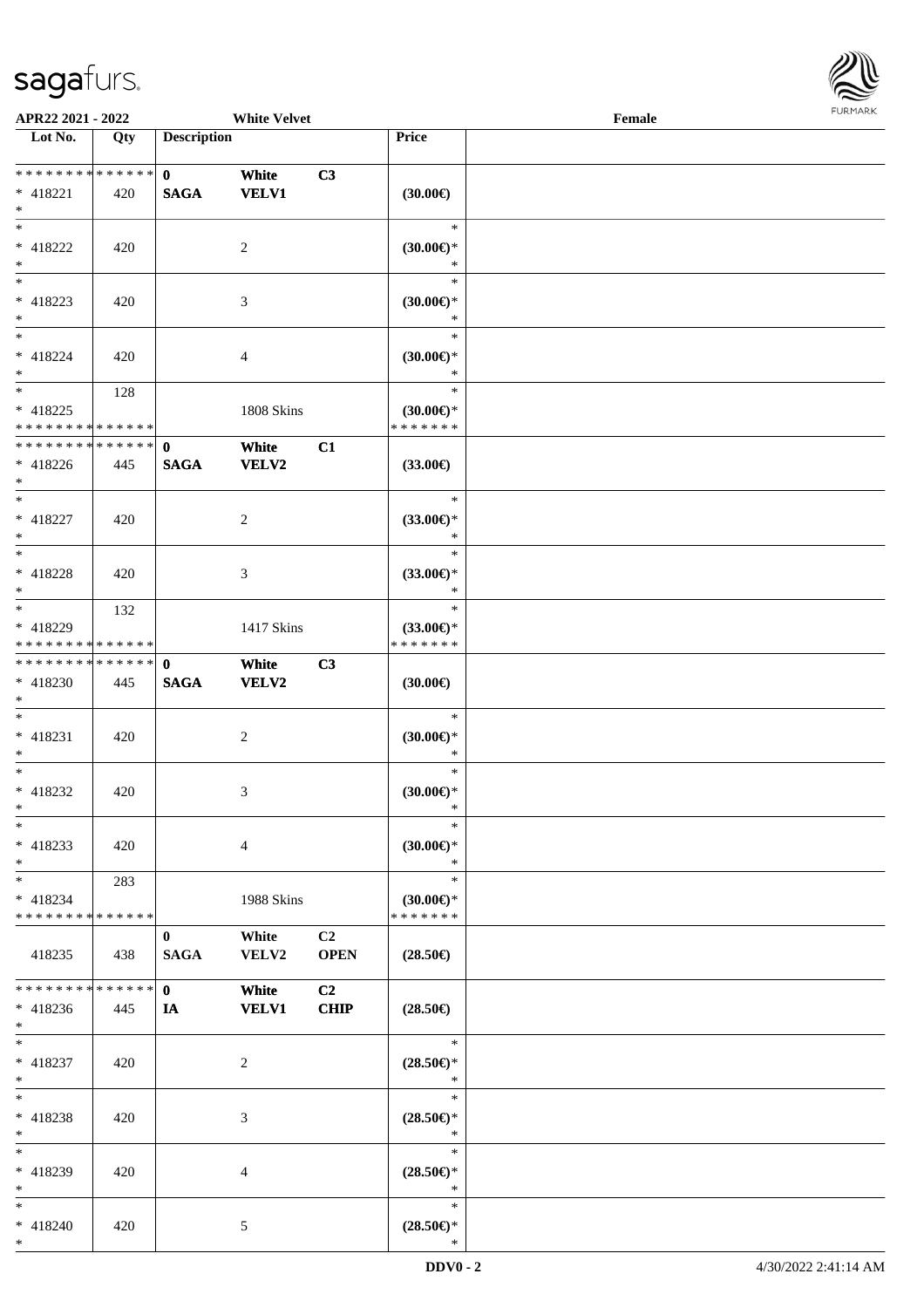APR22 2021 - 2022 White Velvet Female

| Lot No. | Qty | Description | | | Price | |
|---|---|---|---|---|---|---|
| * * * * * * * * * * * * * * | | 0 | White | C3 | | |
| * 418221 | 420 | SAGA | VELV1 | | (30.00€) | |
| * | | | | | | |
| * | | | | | * | |
| * 418222 | 420 | | 2 | | (30.00€)* | |
| * | | | | | * | |
| * | | | | | * | |
| * 418223 | 420 | | 3 | | (30.00€)* | |
| * | | | | | * | |
| * | | | | | * | |
| * 418224 | 420 | | 4 | | (30.00€)* | |
| * | | | | | * | |
| * | 128 | | | | * | |
| * 418225 | | | 1808 Skins | | (30.00€)* | |
| * * * * * * * * * * * * * * | | | | | * * * * * * * | |
| * * * * * * * * * * * * * * | | 0 | White | C1 | | |
| * 418226 | 445 | SAGA | VELV2 | | (33.00€) | |
| * | | | | | | |
| * | | | | | * | |
| * 418227 | 420 | | 2 | | (33.00€)* | |
| * | | | | | * | |
| * | | | | | * | |
| * 418228 | 420 | | 3 | | (33.00€)* | |
| * | | | | | * | |
| * | 132 | | | | * | |
| * 418229 | | | 1417 Skins | | (33.00€)* | |
| * * * * * * * * * * * * * * | | | | | * * * * * * * | |
| * * * * * * * * * * * * * * | | 0 | White | C3 | | |
| * 418230 | 445 | SAGA | VELV2 | | (30.00€) | |
| * | | | | | | |
| * | | | | | * | |
| * 418231 | 420 | | 2 | | (30.00€)* | |
| * | | | | | * | |
| * | | | | | * | |
| * 418232 | 420 | | 3 | | (30.00€)* | |
| * | | | | | * | |
| * | | | | | * | |
| * 418233 | 420 | | 4 | | (30.00€)* | |
| * | | | | | * | |
| * | 283 | | | | * | |
| * 418234 | | | 1988 Skins | | (30.00€)* | |
| * * * * * * * * * * * * * * | | | | | * * * * * * * | |
| | | 0 | White | C2 | | |
| 418235 | 438 | SAGA | VELV2 | OPEN | (28.50€) | |
| * * * * * * * * * * * * * * | | 0 | White | C2 | | |
| * 418236 | 445 | IA | VELV1 | CHIP | (28.50€) | |
| * | | | | | | |
| * | | | | | * | |
| * 418237 | 420 | | 2 | | (28.50€)* | |
| * | | | | | * | |
| * | | | | | * | |
| * 418238 | 420 | | 3 | | (28.50€)* | |
| * | | | | | * | |
| * | | | | | * | |
| * 418239 | 420 | | 4 | | (28.50€)* | |
| * | | | | | * | |
| * | | | | | * | |
| * 418240 | 420 | | 5 | | (28.50€)* | |
| * | | | | | * | |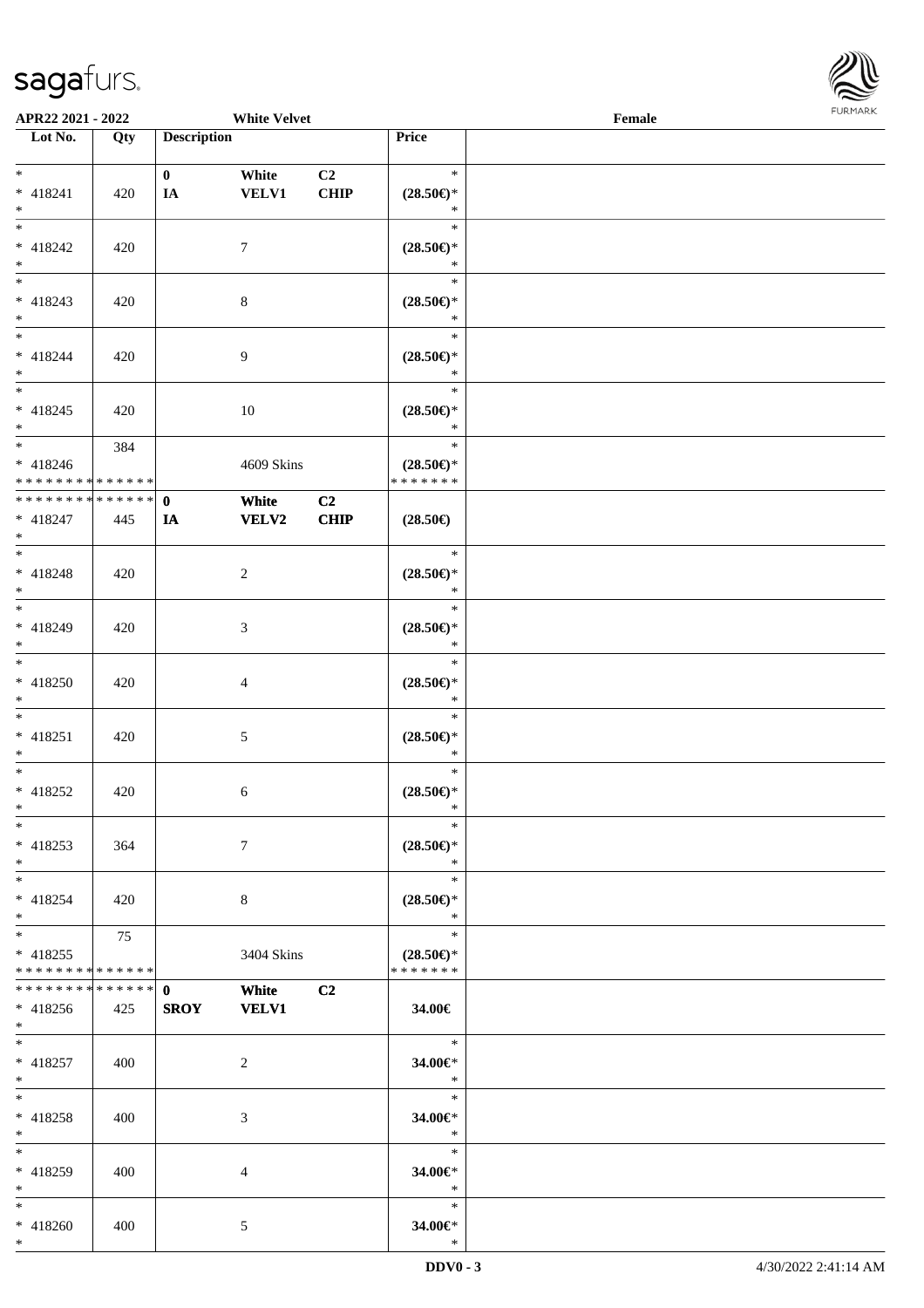| Lot No. | Qty | Description | | | Price | |
|---|---|---|---|---|---|---|
| * | | 0 | White | C2 | * | |
| * 418241 | 420 | IA | VELV1 | CHIP | (28.50€)* | |
| * | | | | | * | |
| * | | | | | * | |
| * 418242 | 420 | | 7 | | (28.50€)* | |
| * | | | | | * | |
| * | | | | | * | |
| * 418243 | 420 | | 8 | | (28.50€)* | |
| * | | | | | * | |
| * | | | | | * | |
| * 418244 | 420 | | 9 | | (28.50€)* | |
| * | | | | | * | |
| * | | | | | * | |
| * 418245 | 420 | | 10 | | (28.50€)* | |
| * | | | | | * | |
| * | 384 | | | | * | |
| * 418246 | | | 4609 Skins | | (28.50€)* | |
| * * * * * * * * * * * * * * | | | | | * * * * * * * | |
| * * * * * * * * * * * * * * | | 0 | White | C2 | | |
| * 418247 | 445 | IA | VELV2 | CHIP | (28.50€) | |
| * | | | | | | |
| * | | | | | * | |
| * 418248 | 420 | | 2 | | (28.50€)* | |
| * | | | | | * | |
| * | | | | | * | |
| * 418249 | 420 | | 3 | | (28.50€)* | |
| * | | | | | * | |
| * | | | | | * | |
| * 418250 | 420 | | 4 | | (28.50€)* | |
| * | | | | | * | |
| * | | | | | * | |
| * 418251 | 420 | | 5 | | (28.50€)* | |
| * | | | | | * | |
| * | | | | | * | |
| * 418252 | 420 | | 6 | | (28.50€)* | |
| * | | | | | * | |
| * | | | | | * | |
| * 418253 | 364 | | 7 | | (28.50€)* | |
| * | | | | | * | |
| * | | | | | * | |
| * 418254 | 420 | | 8 | | (28.50€)* | |
| * | | | | | * | |
| * | 75 | | | | * | |
| * 418255 | | | 3404 Skins | | (28.50€)* | |
| * * * * * * * * * * * * * * | | | | | * * * * * * * | |
| * * * * * * * * * * * * * * | | 0 | White | C2 | | |
| * 418256 | 425 | SROY | VELV1 | | 34.00€ | |
| * | | | | | | |
| * | | | | | * | |
| * 418257 | 400 | | 2 | | 34.00€* | |
| * | | | | | * | |
| * | | | | | * | |
| * 418258 | 400 | | 3 | | 34.00€* | |
| * | | | | | * | |
| * | | | | | * | |
| * 418259 | 400 | | 4 | | 34.00€* | |
| * | | | | | * | |
| * | | | | | * | |
| * 418260 | 400 | | 5 | | 34.00€* | |
| * | | | | | * | |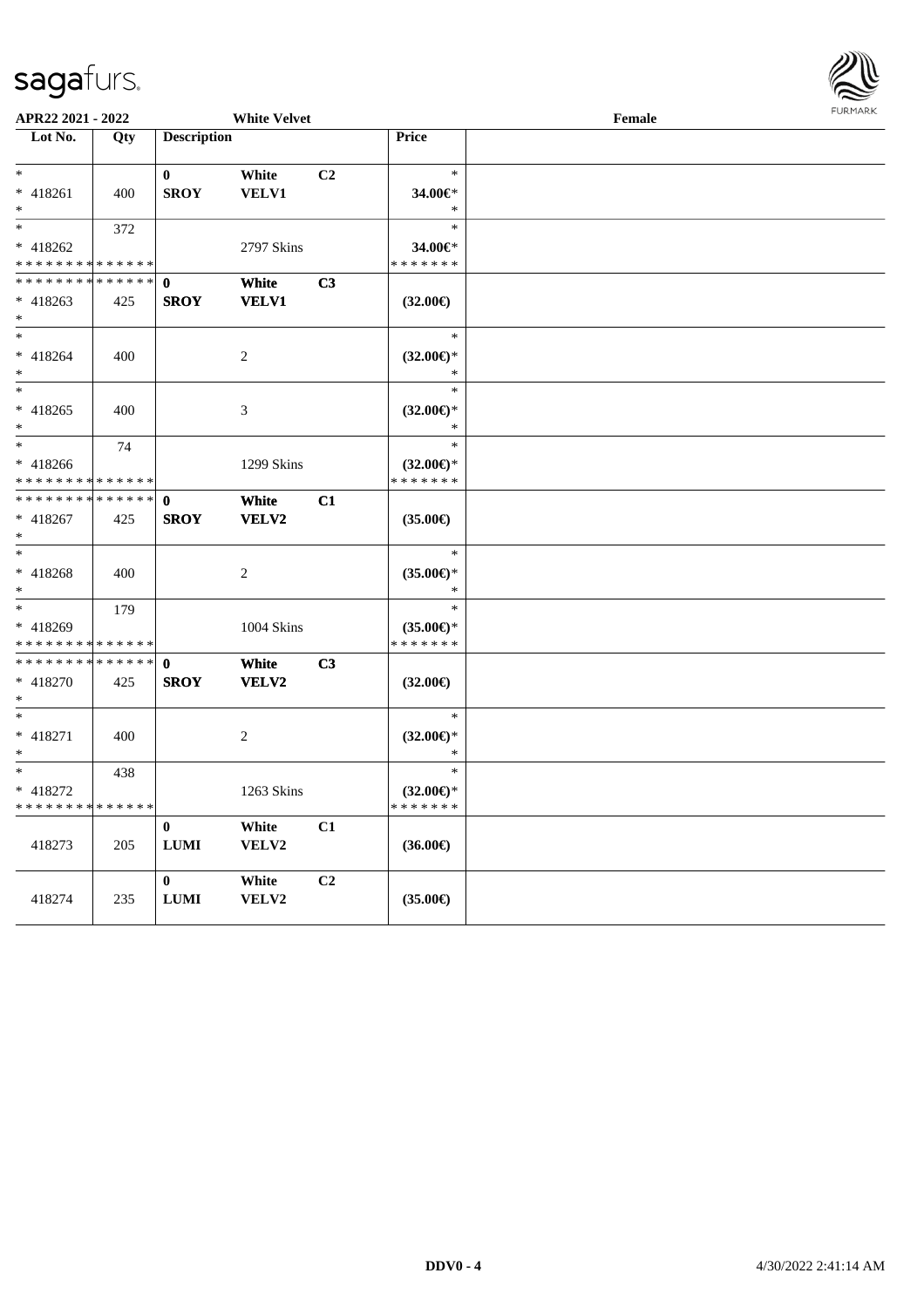APR22 2021 - 2022 White Velvet Female

| Lot No. | Qty | Description | | | Price | |
|---|---|---|---|---|---|---|
| * | | 0 | White | C2 | * | |
| * 418261 | 400 | SROY | VELV1 | | 34.00€* | |
| * | | | | | * | |
| * | 372 | | | | * | |
| * 418262 | | | 2797 Skins | | 34.00€* | |
| * * * * * * * * * * * * * * | | | | | * * * * * * * | |
| * * * * * * * * * * * * * * | | 0 | White | C3 | | |
| * 418263 | 425 | SROY | VELV1 | | (32.00€) | |
| * | | | | | | |
| * | | | | | * | |
| * 418264 | 400 | | 2 | | (32.00€)* | |
| * | | | | | * | |
| * | | | | | * | |
| * 418265 | 400 | | 3 | | (32.00€)* | |
| * | | | | | * | |
| * | 74 | | | | * | |
| * 418266 | | | 1299 Skins | | (32.00€)* | |
| * * * * * * * * * * * * * * | | | | | * * * * * * * | |
| * * * * * * * * * * * * * * | | 0 | White | C1 | | |
| * 418267 | 425 | SROY | VELV2 | | (35.00€) | |
| * | | | | | | |
| * | | | | | * | |
| * 418268 | 400 | | 2 | | (35.00€)* | |
| * | | | | | * | |
| * | 179 | | | | * | |
| * 418269 | | | 1004 Skins | | (35.00€)* | |
| * * * * * * * * * * * * * * | | | | | * * * * * * * | |
| * * * * * * * * * * * * * * | | 0 | White | C3 | | |
| * 418270 | 425 | SROY | VELV2 | | (32.00€) | |
| * | | | | | | |
| * | | | | | * | |
| * 418271 | 400 | | 2 | | (32.00€)* | |
| * | | | | | * | |
| * | 438 | | | | * | |
| * 418272 | | | 1263 Skins | | (32.00€)* | |
| * * * * * * * * * * * * * * | | | | | * * * * * * * | |
| | | 0 | White | C1 | | |
| 418273 | 205 | LUMI | VELV2 | | (36.00€) | |
| | | 0 | White | C2 | | |
| 418274 | 235 | LUMI | VELV2 | | (35.00€) | |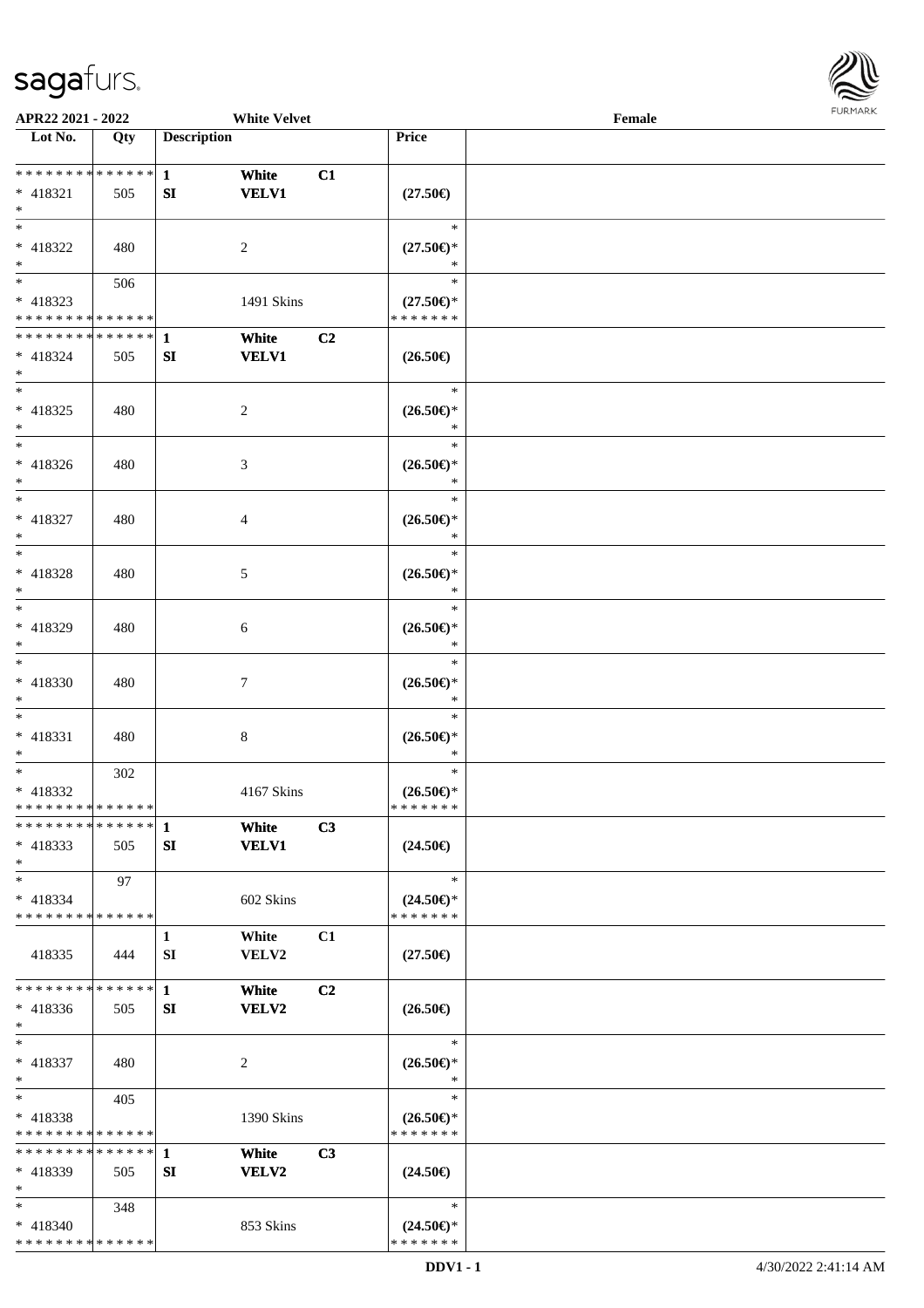APR22 2021 - 2022 White Velvet Female

| Lot No. | Qty | Description | | | Price | |
|---|---|---|---|---|---|---|
| * * * * * * * * * * * * * * | | 1 | White | C1 | | |
| * 418321 | 505 | SI | VELV1 | | (27.50€) | |
| * | | | | | | |
| * | | | | | * | |
| * 418322 | 480 | | 2 | | (27.50€)* | |
| * | | | | | * | |
| * | 506 | | | | * | |
| * 418323 | | | 1491 Skins | | (27.50€)* | |
| * * * * * * * * * * * * * * | | | | | * * * * * * * | |
| * * * * * * * * * * * * * * | | 1 | White | C2 | | |
| * 418324 | 505 | SI | VELV1 | | (26.50€) | |
| * | | | | | | |
| * | | | | | * | |
| * 418325 | 480 | | 2 | | (26.50€)* | |
| * | | | | | * | |
| * | | | | | * | |
| * 418326 | 480 | | 3 | | (26.50€)* | |
| * | | | | | * | |
| * | | | | | * | |
| * 418327 | 480 | | 4 | | (26.50€)* | |
| * | | | | | * | |
| * | | | | | * | |
| * 418328 | 480 | | 5 | | (26.50€)* | |
| * | | | | | * | |
| * | | | | | * | |
| * 418329 | 480 | | 6 | | (26.50€)* | |
| * | | | | | * | |
| * | | | | | * | |
| * 418330 | 480 | | 7 | | (26.50€)* | |
| * | | | | | * | |
| * | | | | | * | |
| * 418331 | 480 | | 8 | | (26.50€)* | |
| * | | | | | * | |
| * | 302 | | | | * | |
| * 418332 | | | 4167 Skins | | (26.50€)* | |
| * * * * * * * * * * * * * * | | | | | * * * * * * * | |
| * * * * * * * * * * * * * * | | 1 | White | C3 | | |
| * 418333 | 505 | SI | VELV1 | | (24.50€) | |
| * | | | | | | |
| * | 97 | | | | * | |
| * 418334 | | | 602 Skins | | (24.50€)* | |
| * * * * * * * * * * * * * * | | | | | * * * * * * * | |
| | | 1 | White | C1 | | |
| 418335 | 444 | SI | VELV2 | | (27.50€) | |
| * * * * * * * * * * * * * * | | 1 | White | C2 | | |
| * 418336 | 505 | SI | VELV2 | | (26.50€) | |
| * | | | | | | |
| * | | | | | * | |
| * 418337 | 480 | | 2 | | (26.50€)* | |
| * | | | | | * | |
| * | 405 | | | | * | |
| * 418338 | | | 1390 Skins | | (26.50€)* | |
| * * * * * * * * * * * * * * | | | | | * * * * * * * | |
| * * * * * * * * * * * * * * | | 1 | White | C3 | | |
| * 418339 | 505 | SI | VELV2 | | (24.50€) | |
| * | | | | | | |
| * | 348 | | | | * | |
| * 418340 | | | 853 Skins | | (24.50€)* | |
| * * * * * * * * * * * * * * | | | | | * * * * * * * | |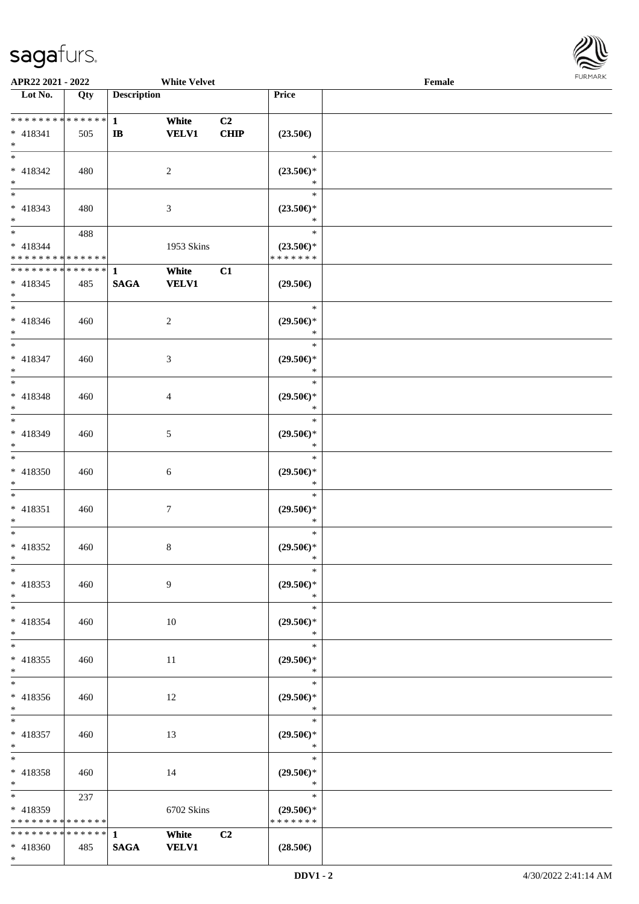| Lot No. | Qty | Description | | | Price | |
|---|---|---|---|---|---|---|
| ************** | | 1 | White | C2 | | |
| * 418341 | 505 | IB | VELV1 | CHIP | (23.50€) | |
| * | | | | | | |
| * | | | | | * | |
| * 418342 | 480 | | 2 | | (23.50€)* | |
| * | | | | | * | |
| * | | | | | * | |
| * 418343 | 480 | | 3 | | (23.50€)* | |
| * | | | | | * | |
| * | 488 | | | | * | |
| * 418344 | | | 1953 Skins | | (23.50€)* | |
| ************** | | | | | ******* | |
| ************** | | 1 | White | C1 | | |
| * 418345 | 485 | SAGA | VELV1 | | (29.50€) | |
| * | | | | | | |
| * | | | | | * | |
| * 418346 | 460 | | 2 | | (29.50€)* | |
| * | | | | | * | |
| * | | | | | * | |
| * 418347 | 460 | | 3 | | (29.50€)* | |
| * | | | | | * | |
| * | | | | | * | |
| * 418348 | 460 | | 4 | | (29.50€)* | |
| * | | | | | * | |
| * | | | | | * | |
| * 418349 | 460 | | 5 | | (29.50€)* | |
| * | | | | | * | |
| * | | | | | * | |
| * 418350 | 460 | | 6 | | (29.50€)* | |
| * | | | | | * | |
| * | | | | | * | |
| * 418351 | 460 | | 7 | | (29.50€)* | |
| * | | | | | * | |
| * | | | | | * | |
| * 418352 | 460 | | 8 | | (29.50€)* | |
| * | | | | | * | |
| * | | | | | * | |
| * 418353 | 460 | | 9 | | (29.50€)* | |
| * | | | | | * | |
| * | | | | | * | |
| * 418354 | 460 | | 10 | | (29.50€)* | |
| * | | | | | * | |
| * | | | | | * | |
| * 418355 | 460 | | 11 | | (29.50€)* | |
| * | | | | | * | |
| * | | | | | * | |
| * 418356 | 460 | | 12 | | (29.50€)* | |
| * | | | | | * | |
| * | | | | | * | |
| * 418357 | 460 | | 13 | | (29.50€)* | |
| * | | | | | * | |
| * | | | | | * | |
| * 418358 | 460 | | 14 | | (29.50€)* | |
| * | | | | | * | |
| * | 237 | | | | * | |
| * 418359 | | | 6702 Skins | | (29.50€)* | |
| ************** | | | | | ******* | |
| ************** | | 1 | White | C2 | | |
| * 418360 | 485 | SAGA | VELV1 | | (28.50€) | |
| * | | | | | | |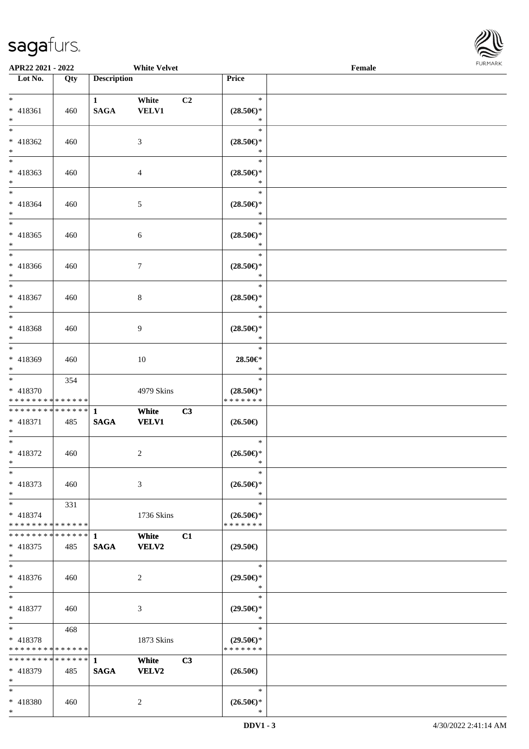APR22 2021 - 2022 White Velvet Female

| Lot No. | Qty | Description | | | Price | |
|---|---|---|---|---|---|---|
| * <br> * 418361 <br> * | 460 | 1 <br> SAGA | White <br> VELV1 | C2 | * <br> (28.50€)* <br> * | |
| * <br> * 418362 <br> * | 460 | | 3 | | * <br> (28.50€)* <br> * | |
| * <br> * 418363 <br> * | 460 | | 4 | | * <br> (28.50€)* <br> * | |
| * <br> * 418364 <br> * | 460 | | 5 | | * <br> (28.50€)* <br> * | |
| * <br> * 418365 <br> * | 460 | | 6 | | * <br> (28.50€)* <br> * | |
| * <br> * 418366 <br> * | 460 | | 7 | | * <br> (28.50€)* <br> * | |
| * <br> * 418367 <br> * | 460 | | 8 | | * <br> (28.50€)* <br> * | |
| * <br> * 418368 <br> * | 460 | | 9 | | * <br> (28.50€)* <br> * | |
| * <br> * 418369 <br> * | 460 | | 10 | | * <br> 28.50€* <br> * | |
| * <br> * 418370 <br> * * * * * * * * * * * * * * | 354 | | 4979 Skins | | * <br> (28.50€)* <br> * * * * * * * | |
| * * * * * * * * * * * * * * <br> * 418371 <br> * | 485 | 1 <br> SAGA | White <br> VELV1 | C3 | (26.50€) | |
| * <br> * 418372 <br> * | 460 | | 2 | | * <br> (26.50€)* <br> * | |
| * <br> * 418373 <br> * | 460 | | 3 | | * <br> (26.50€)* <br> * | |
| * <br> * 418374 <br> * * * * * * * * * * * * * * | 331 | | 1736 Skins | | * <br> (26.50€)* <br> * * * * * * * | |
| * * * * * * * * * * * * * * <br> * 418375 <br> * | 485 | 1 <br> SAGA | White <br> VELV2 | C1 | (29.50€) | |
| * <br> * 418376 <br> * | 460 | | 2 | | * <br> (29.50€)* <br> * | |
| * <br> * 418377 <br> * | 460 | | 3 | | * <br> (29.50€)* <br> * | |
| * <br> * 418378 <br> * * * * * * * * * * * * * * | 468 | | 1873 Skins | | * <br> (29.50€)* <br> * * * * * * * | |
| * * * * * * * * * * * * * * <br> * 418379 <br> * | 485 | 1 <br> SAGA | White <br> VELV2 | C3 | (26.50€) | |
| * <br> * 418380 <br> * | 460 | | 2 | | * <br> (26.50€)* <br> * | |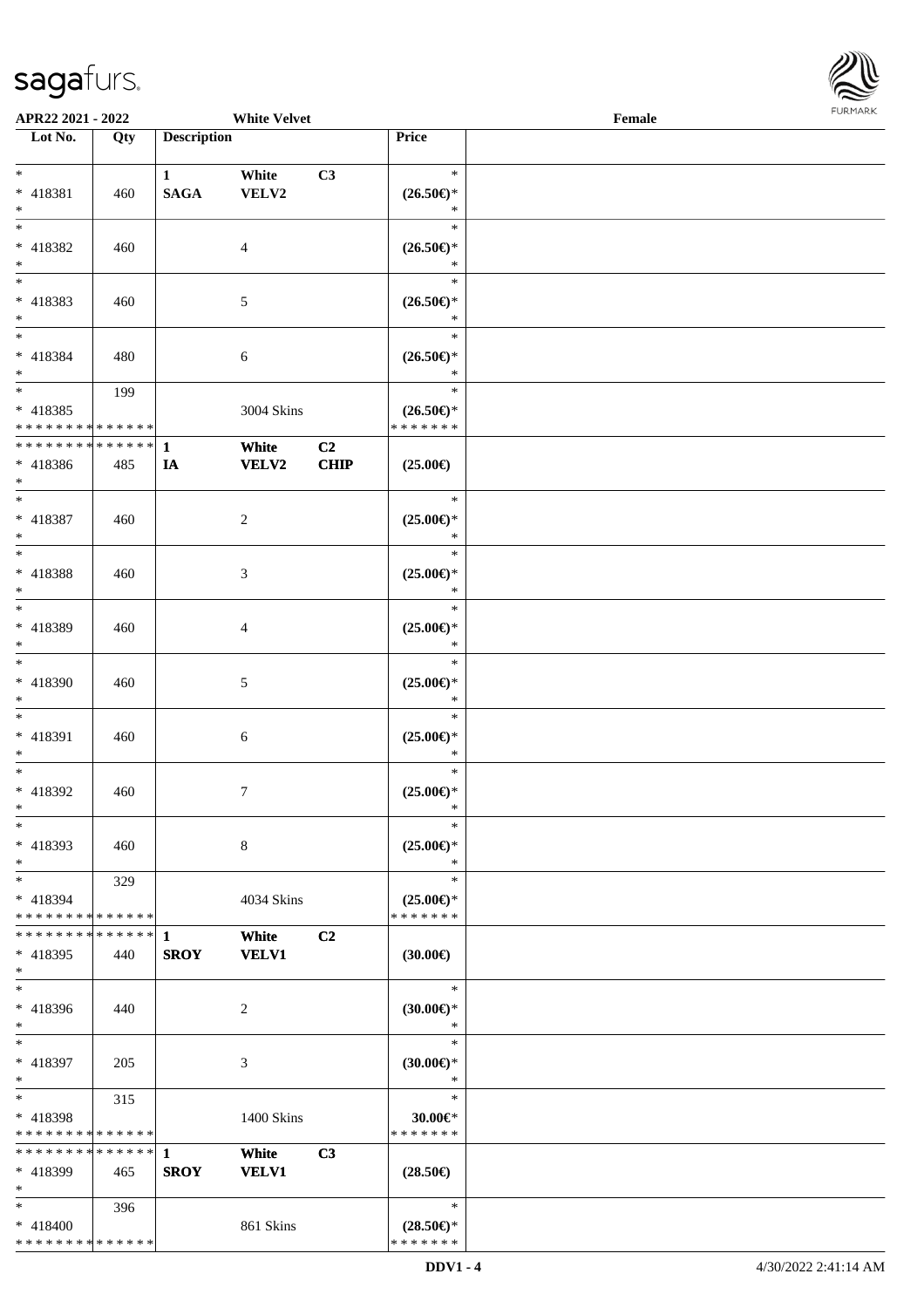**APR22 2021 - 2022** **White Velvet** **Female**

| Lot No. | Qty | Description | | | Price | |
|---|---|---|---|---|---|---|
| * <br> * 418381 <br> * | 460 | **1** <br> **SAGA** | **White** <br> **VELV2** | **C3** | * <br> **(26.50€)*** <br> * | |
| * <br> * 418382 <br> * | 460 | | 4 | | * <br> **(26.50€)*** <br> * | |
| * <br> * 418383 <br> * | 460 | | 5 | | * <br> **(26.50€)*** <br> * | |
| * <br> * 418384 <br> * | 480 | | 6 | | * <br> **(26.50€)*** <br> * | |
| * <br> * 418385 <br> * * * * * * * * * * * * * * | 199 | | 3004 Skins | | * <br> **(26.50€)*** <br> * * * * * * * | |
| * * * * * * * * * * * * * * <br> * 418386 <br> * | 485 | **1** <br> **IA** | **White** <br> **VELV2** | **C2** <br> **CHIP** | **(25.00€)** | |
| * <br> * 418387 <br> * | 460 | | 2 | | * <br> **(25.00€)*** <br> * | |
| * <br> * 418388 <br> * | 460 | | 3 | | * <br> **(25.00€)*** <br> * | |
| * <br> * 418389 <br> * | 460 | | 4 | | * <br> **(25.00€)*** <br> * | |
| * <br> * 418390 <br> * | 460 | | 5 | | * <br> **(25.00€)*** <br> * | |
| * <br> * 418391 <br> * | 460 | | 6 | | * <br> **(25.00€)*** <br> * | |
| * <br> * 418392 <br> * | 460 | | 7 | | * <br> **(25.00€)*** <br> * | |
| * <br> * 418393 <br> * | 460 | | 8 | | * <br> **(25.00€)*** <br> * | |
| * <br> * 418394 <br> * * * * * * * * * * * * * * | 329 | | 4034 Skins | | * <br> **(25.00€)*** <br> * * * * * * * | |
| * * * * * * * * * * * * * * <br> * 418395 <br> * | 440 | **1** <br> **SROY** | **White** <br> **VELV1** | **C2** | **(30.00€)** | |
| * <br> * 418396 <br> * | 440 | | 2 | | * <br> **(30.00€)*** <br> * | |
| * <br> * 418397 <br> * | 205 | | 3 | | * <br> **(30.00€)*** <br> * | |
| * <br> * 418398 <br> * * * * * * * * * * * * * * | 315 | | 1400 Skins | | * <br> **30.00€*** <br> * * * * * * * | |
| * * * * * * * * * * * * * * <br> * 418399 <br> * | 465 | **1** <br> **SROY** | **White** <br> **VELV1** | **C3** | **(28.50€)** | |
| * <br> * 418400 <br> * * * * * * * * * * * * * * | 396 | | 861 Skins | | * <br> **(28.50€)*** <br> * * * * * * * | |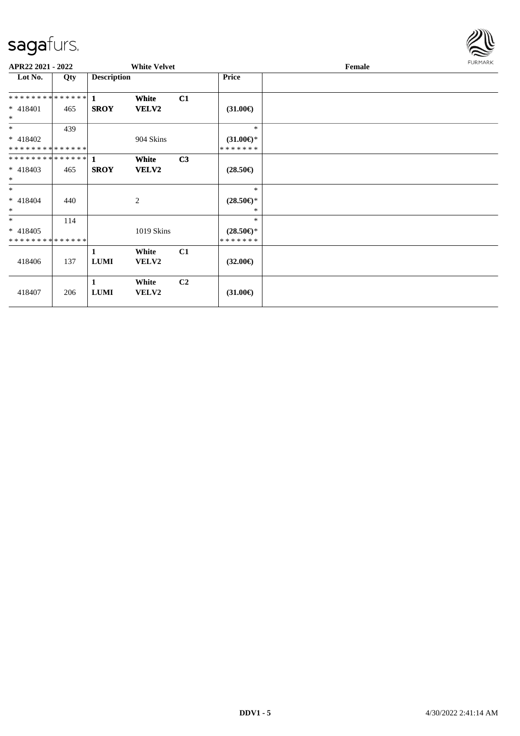**APR22 2021 - 2022** **White Velvet** **Female**

| Lot No. | Qty | Description | | | Price | |
|---|---|---|---|---|---|---|
| * * * * * * * * * * * * * * | | **1** | **White** | **C1** | | |
| * 418401 | 465 | **SROY** | **VELV2** | | **(31.00€)** | |
| * | | | | | | |
| * | 439 | | | | * | |
| * 418402 | | | 904 Skins | | **(31.00€)*** | |
| * * * * * * * * * * * * * * | | | | | * * * * * * * | |
| * * * * * * * * * * * * * * | | **1** | **White** | **C3** | | |
| * 418403 | 465 | **SROY** | **VELV2** | | **(28.50€)** | |
| * | | | | | | |
| * | | | | | * | |
| * 418404 | 440 | | 2 | | **(28.50€)*** | |
| * | | | | | * | |
| * | 114 | | | | * | |
| * 418405 | | | 1019 Skins | | **(28.50€)*** | |
| * * * * * * * * * * * * * * | | | | | * * * * * * * | |
| | | **1** | **White** | **C1** | | |
| 418406 | 137 | **LUMI** | **VELV2** | | **(32.00€)** | |
| | | **1** | **White** | **C2** | | |
| 418407 | 206 | **LUMI** | **VELV2** | | **(31.00€)** | |

DDV1 - 5 4/30/2022 2:41:14 AM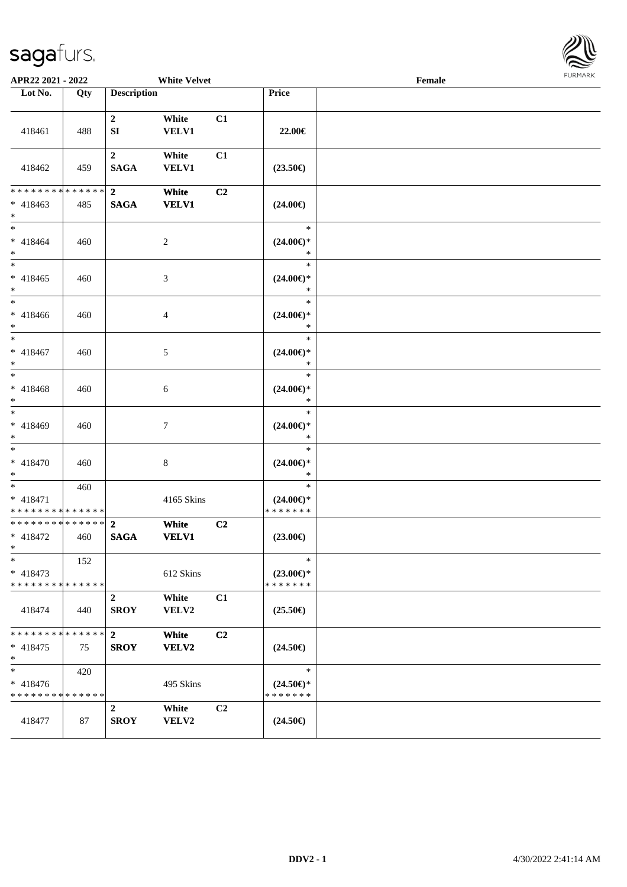| Lot No. | Qty | Description | | | Price | |
|---|---|---|---|---|---|---|
| 418461 | 488 | 2<br>SI | White<br>VELV1 | C1 | 22.00€ | |
| 418462 | 459 | 2<br>SAGA | White<br>VELV1 | C1 | (23.50€) | |
| * * * * * * * * * * * * * *<br>* 418463<br>* | 485 | **2**<br>**SAGA** | **White**<br>**VELV1** | **C2** | (24.00€) | |
| *<br>* 418464<br>* | 460 | | 2 | | *<br>(24.00€)*<br>* | |
| *<br>* 418465<br>* | 460 | | 3 | | *<br>(24.00€)*<br>* | |
| *<br>* 418466<br>* | 460 | | 4 | | *<br>(24.00€)*<br>* | |
| *<br>* 418467<br>* | 460 | | 5 | | *<br>(24.00€)*<br>* | |
| *<br>* 418468<br>* | 460 | | 6 | | *<br>(24.00€)*<br>* | |
| *<br>* 418469<br>* | 460 | | 7 | | *<br>(24.00€)*<br>* | |
| *<br>* 418470<br>* | 460 | | 8 | | *<br>(24.00€)*<br>* | |
| *<br>* 418471<br>* * * * * * * * * * * * * * | 460 | | 4165 Skins | | *<br>(24.00€)*<br>* * * * * * * | |
| * * * * * * * * * * * * * *<br>* 418472<br>* | 460 | **2**<br>**SAGA** | **White**<br>**VELV1** | **C2** | (23.00€) | |
| *<br>* 418473<br>* * * * * * * * * * * * * * | 152 | | 612 Skins | | *<br>(23.00€)*<br>* * * * * * * | |
| 418474 | 440 | 2<br>SROY | White<br>VELV2 | C1 | (25.50€) | |
| * * * * * * * * * * * * * *<br>* 418475<br>* | 75 | **2**<br>**SROY** | **White**<br>**VELV2** | **C2** | (24.50€) | |
| *<br>* 418476<br>* * * * * * * * * * * * * * | 420 | | 495 Skins | | *<br>(24.50€)*<br>* * * * * * * | |
| 418477 | 87 | 2<br>SROY | White<br>VELV2 | C2 | (24.50€) | |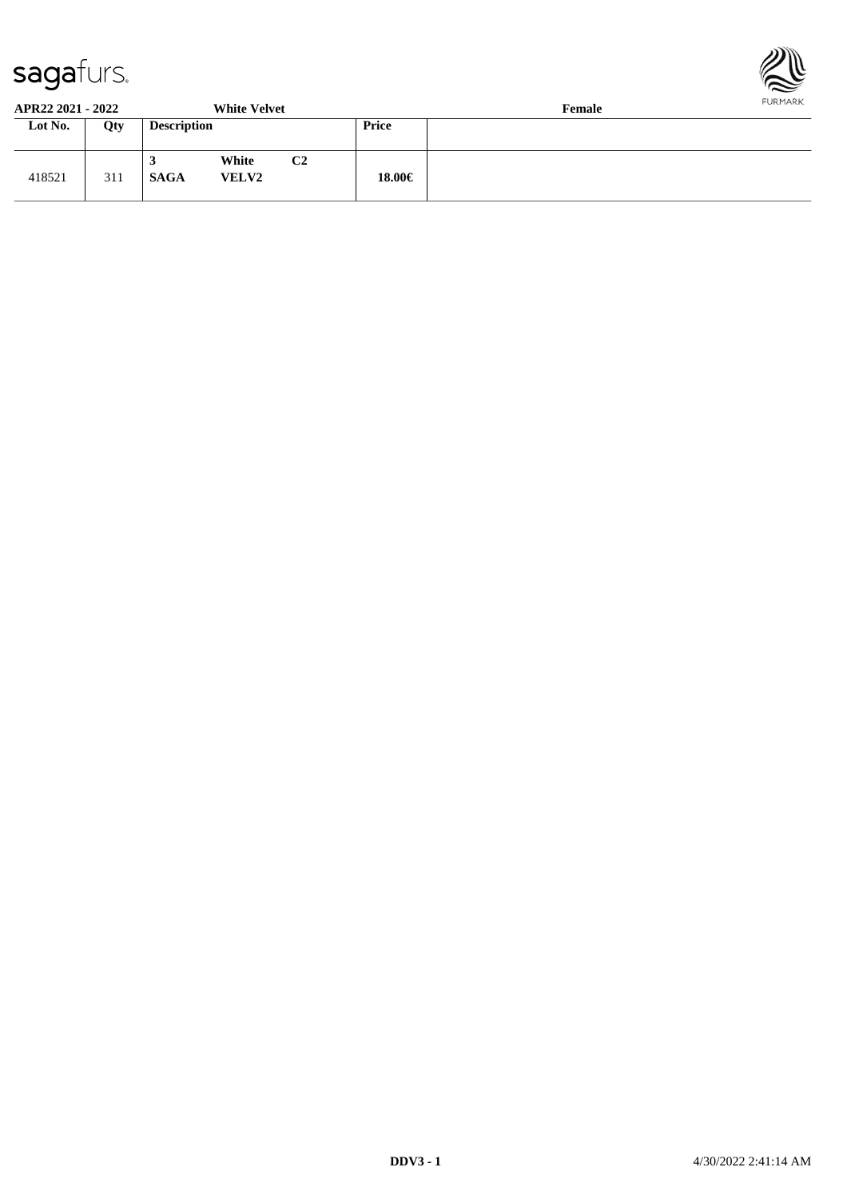**APR22 2021 - 2022** **White Velvet** **Female**

| Lot No. | Qty | Description | Price | |
|---|---|---|---|---|
| 418521 | 311 | **3** **White** **C2** **SAGA** **VELV2** | **18.00€** | |